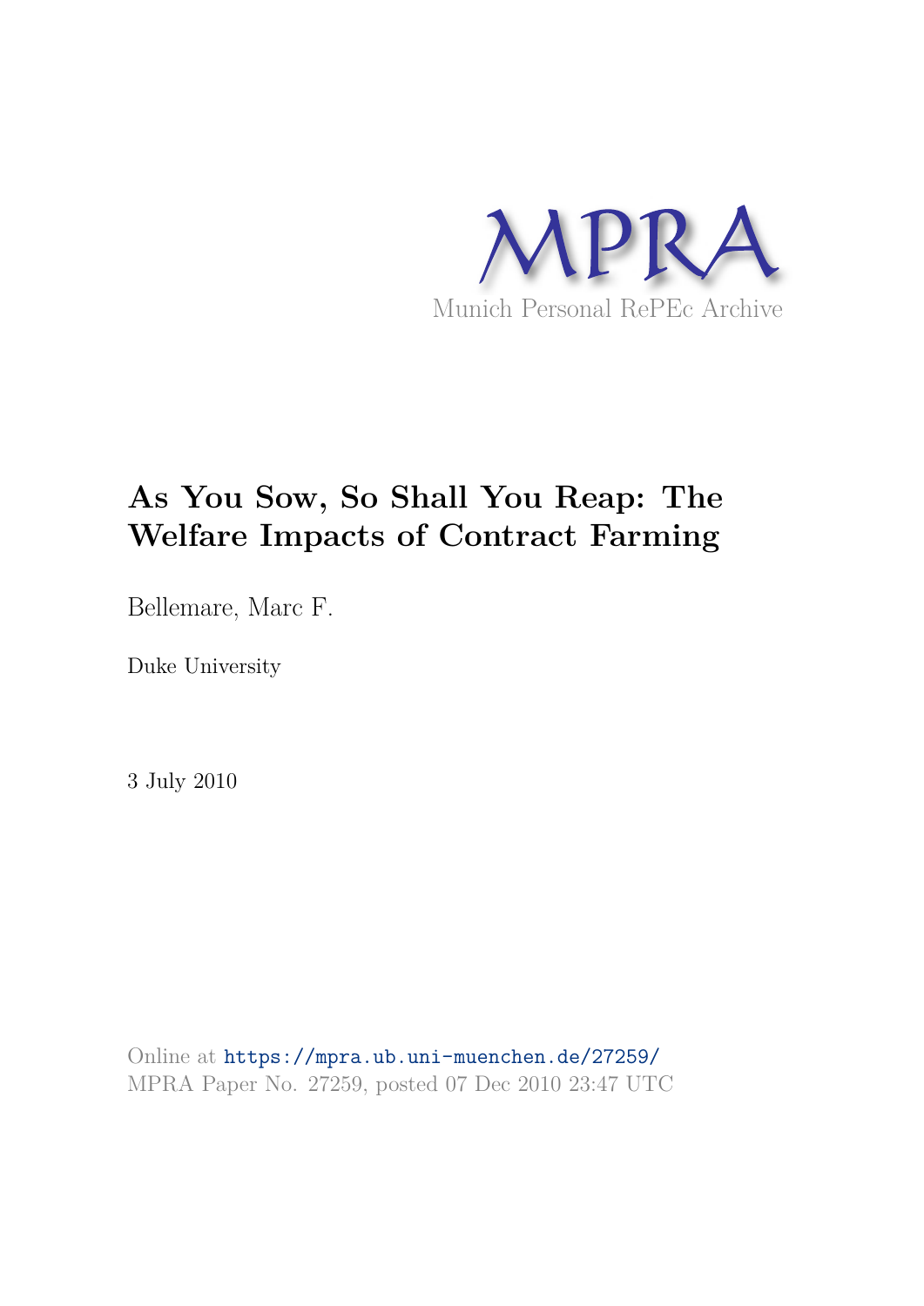MPRA

Munich Personal RePEc Archive

# As You Sow, So Shall You Reap: The Welfare Impacts of Contract Farming

Bellemare, Marc F.

Duke University

3 July 2010

Online at https://mpra.ub.uni-muenchen.de/27259/
MPRA Paper No. 27259, posted 07 Dec 2010 23:47 UTC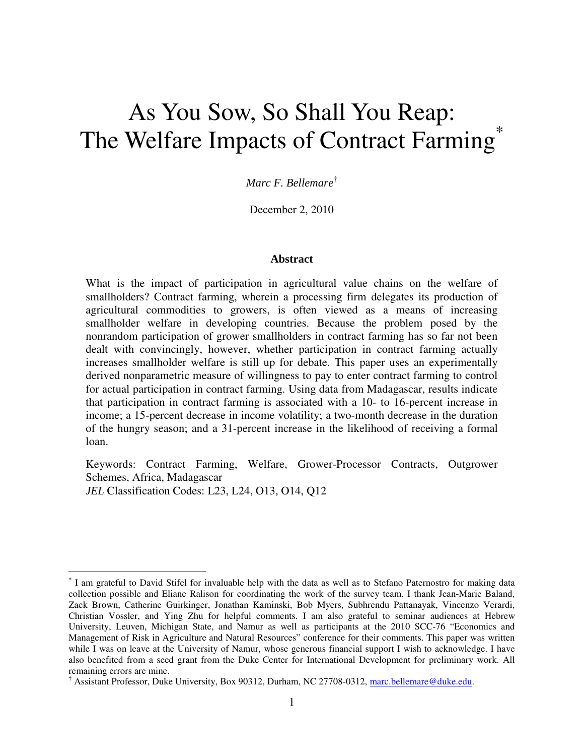# As You Sow, So Shall You Reap: The Welfare Impacts of Contract Farming*

*Marc F. Bellemare*†

December 2, 2010

### Abstract

What is the impact of participation in agricultural value chains on the welfare of smallholders? Contract farming, wherein a processing firm delegates its production of agricultural commodities to growers, is often viewed as a means of increasing smallholder welfare in developing countries. Because the problem posed by the nonrandom participation of grower smallholders in contract farming has so far not been dealt with convincingly, however, whether participation in contract farming actually increases smallholder welfare is still up for debate. This paper uses an experimentally derived nonparametric measure of willingness to pay to enter contract farming to control for actual participation in contract farming. Using data from Madagascar, results indicate that participation in contract farming is associated with a 10- to 16-percent increase in income; a 15-percent decrease in income volatility; a two-month decrease in the duration of the hungry season; and a 31-percent increase in the likelihood of receiving a formal loan.

Keywords: Contract Farming, Welfare, Grower-Processor Contracts, Outgrower Schemes, Africa, Madagascar

*JEL* Classification Codes: L23, L24, O13, O14, Q12

---

* I am grateful to David Stifel for invaluable help with the data as well as to Stefano Paternostro for making data collection possible and Eliane Ralison for coordinating the work of the survey team. I thank Jean-Marie Baland, Zack Brown, Catherine Guirkinger, Jonathan Kaminski, Bob Myers, Subhrendu Pattanayak, Vincenzo Verardi, Christian Vossler, and Ying Zhu for helpful comments. I am also grateful to seminar audiences at Hebrew University, Leuven, Michigan State, and Namur as well as participants at the 2010 SCC-76 "Economics and Management of Risk in Agriculture and Natural Resources" conference for their comments. This paper was written while I was on leave at the University of Namur, whose generous financial support I wish to acknowledge. I have also benefited from a seed grant from the Duke Center for International Development for preliminary work. All remaining errors are mine.

† Assistant Professor, Duke University, Box 90312, Durham, NC 27708-0312, marc.bellemare@duke.edu.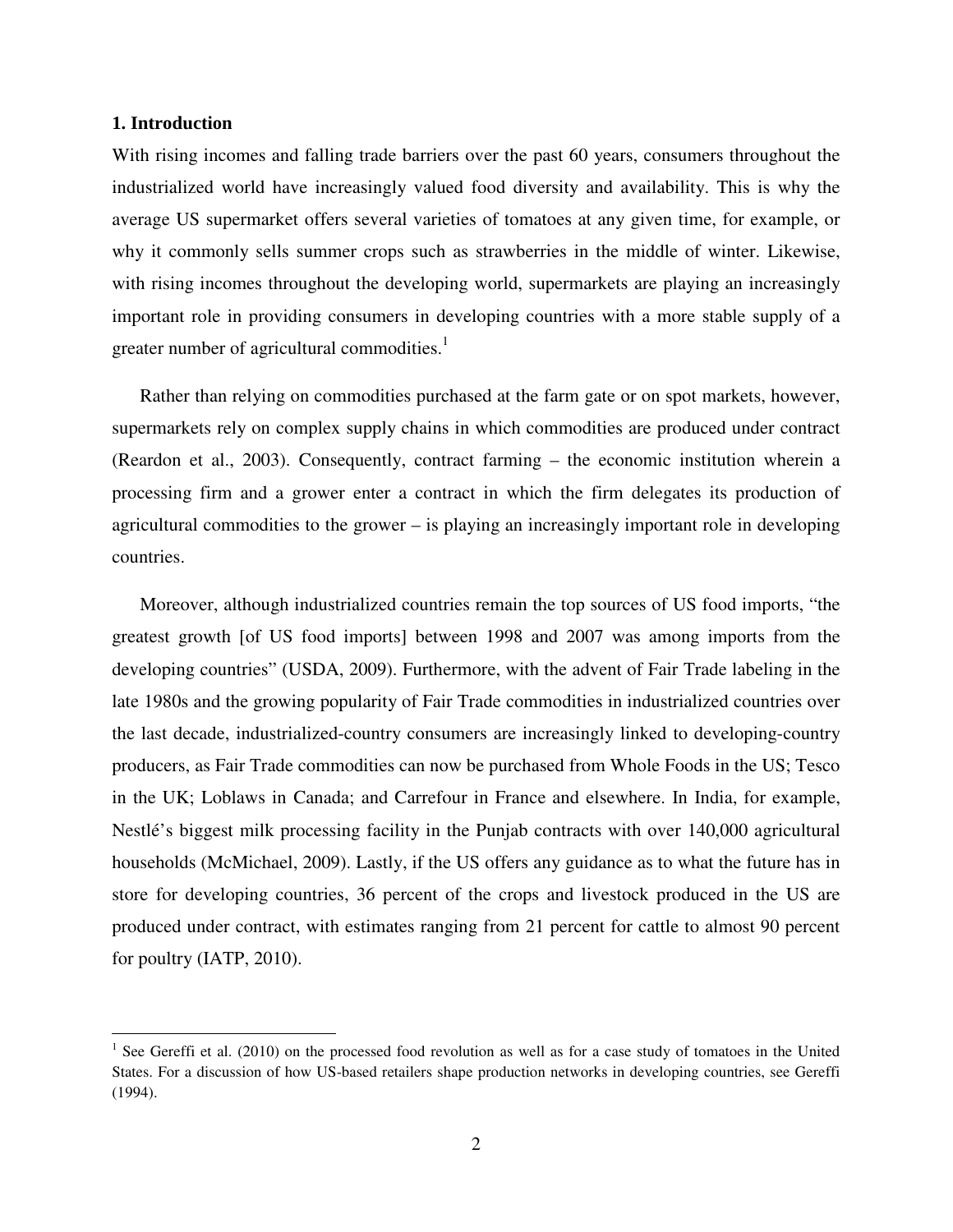## 1. Introduction

With rising incomes and falling trade barriers over the past 60 years, consumers throughout the industrialized world have increasingly valued food diversity and availability. This is why the average US supermarket offers several varieties of tomatoes at any given time, for example, or why it commonly sells summer crops such as strawberries in the middle of winter. Likewise, with rising incomes throughout the developing world, supermarkets are playing an increasingly important role in providing consumers in developing countries with a more stable supply of a greater number of agricultural commodities.[1]

Rather than relying on commodities purchased at the farm gate or on spot markets, however, supermarkets rely on complex supply chains in which commodities are produced under contract (Reardon et al., 2003). Consequently, contract farming – the economic institution wherein a processing firm and a grower enter a contract in which the firm delegates its production of agricultural commodities to the grower – is playing an increasingly important role in developing countries.

Moreover, although industrialized countries remain the top sources of US food imports, "the greatest growth [of US food imports] between 1998 and 2007 was among imports from the developing countries" (USDA, 2009). Furthermore, with the advent of Fair Trade labeling in the late 1980s and the growing popularity of Fair Trade commodities in industrialized countries over the last decade, industrialized-country consumers are increasingly linked to developing-country producers, as Fair Trade commodities can now be purchased from Whole Foods in the US; Tesco in the UK; Loblaws in Canada; and Carrefour in France and elsewhere. In India, for example, Nestlé's biggest milk processing facility in the Punjab contracts with over 140,000 agricultural households (McMichael, 2009). Lastly, if the US offers any guidance as to what the future has in store for developing countries, 36 percent of the crops and livestock produced in the US are produced under contract, with estimates ranging from 21 percent for cattle to almost 90 percent for poultry (IATP, 2010).

---

[1] See Gereffi et al. (2010) on the processed food revolution as well as for a case study of tomatoes in the United States. For a discussion of how US-based retailers shape production networks in developing countries, see Gereffi (1994).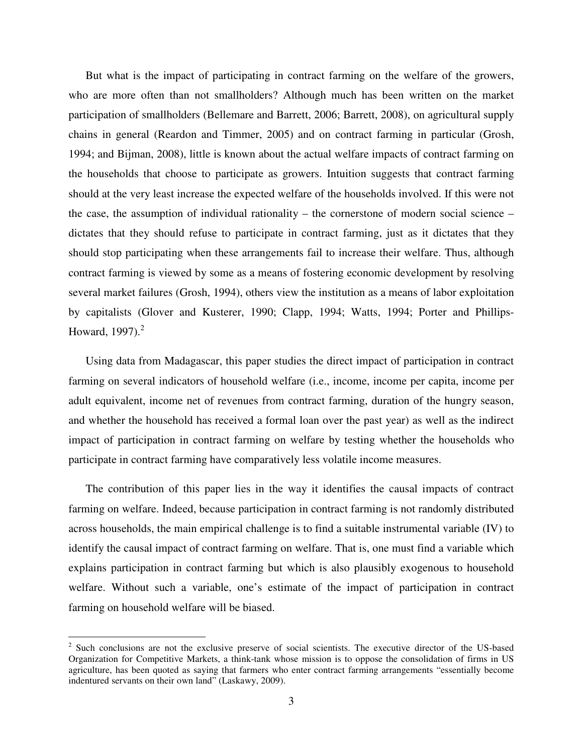But what is the impact of participating in contract farming on the welfare of the growers, who are more often than not smallholders? Although much has been written on the market participation of smallholders (Bellemare and Barrett, 2006; Barrett, 2008), on agricultural supply chains in general (Reardon and Timmer, 2005) and on contract farming in particular (Grosh, 1994; and Bijman, 2008), little is known about the actual welfare impacts of contract farming on the households that choose to participate as growers. Intuition suggests that contract farming should at the very least increase the expected welfare of the households involved. If this were not the case, the assumption of individual rationality – the cornerstone of modern social science – dictates that they should refuse to participate in contract farming, just as it dictates that they should stop participating when these arrangements fail to increase their welfare. Thus, although contract farming is viewed by some as a means of fostering economic development by resolving several market failures (Grosh, 1994), others view the institution as a means of labor exploitation by capitalists (Glover and Kusterer, 1990; Clapp, 1994; Watts, 1994; Porter and Phillips-Howard, 1997).[2]

Using data from Madagascar, this paper studies the direct impact of participation in contract farming on several indicators of household welfare (i.e., income, income per capita, income per adult equivalent, income net of revenues from contract farming, duration of the hungry season, and whether the household has received a formal loan over the past year) as well as the indirect impact of participation in contract farming on welfare by testing whether the households who participate in contract farming have comparatively less volatile income measures.

The contribution of this paper lies in the way it identifies the causal impacts of contract farming on welfare. Indeed, because participation in contract farming is not randomly distributed across households, the main empirical challenge is to find a suitable instrumental variable (IV) to identify the causal impact of contract farming on welfare. That is, one must find a variable which explains participation in contract farming but which is also plausibly exogenous to household welfare. Without such a variable, one's estimate of the impact of participation in contract farming on household welfare will be biased.

[2] Such conclusions are not the exclusive preserve of social scientists. The executive director of the US-based Organization for Competitive Markets, a think-tank whose mission is to oppose the consolidation of firms in US agriculture, has been quoted as saying that farmers who enter contract farming arrangements "essentially become indentured servants on their own land" (Laskawy, 2009).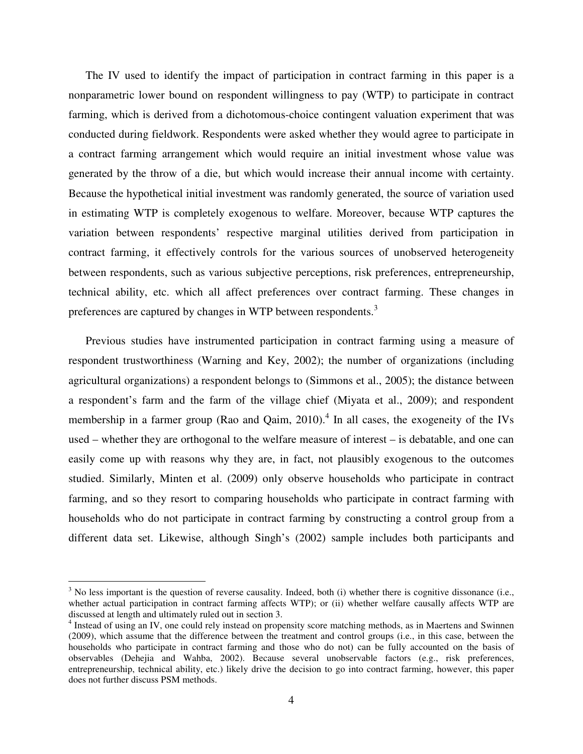The IV used to identify the impact of participation in contract farming in this paper is a nonparametric lower bound on respondent willingness to pay (WTP) to participate in contract farming, which is derived from a dichotomous-choice contingent valuation experiment that was conducted during fieldwork. Respondents were asked whether they would agree to participate in a contract farming arrangement which would require an initial investment whose value was generated by the throw of a die, but which would increase their annual income with certainty. Because the hypothetical initial investment was randomly generated, the source of variation used in estimating WTP is completely exogenous to welfare. Moreover, because WTP captures the variation between respondents' respective marginal utilities derived from participation in contract farming, it effectively controls for the various sources of unobserved heterogeneity between respondents, such as various subjective perceptions, risk preferences, entrepreneurship, technical ability, etc. which all affect preferences over contract farming. These changes in preferences are captured by changes in WTP between respondents.[3]

Previous studies have instrumented participation in contract farming using a measure of respondent trustworthiness (Warning and Key, 2002); the number of organizations (including agricultural organizations) a respondent belongs to (Simmons et al., 2005); the distance between a respondent's farm and the farm of the village chief (Miyata et al., 2009); and respondent membership in a farmer group (Rao and Qaim, 2010).[4] In all cases, the exogeneity of the IVs used – whether they are orthogonal to the welfare measure of interest – is debatable, and one can easily come up with reasons why they are, in fact, not plausibly exogenous to the outcomes studied. Similarly, Minten et al. (2009) only observe households who participate in contract farming, and so they resort to comparing households who participate in contract farming with households who do not participate in contract farming by constructing a control group from a different data set. Likewise, although Singh's (2002) sample includes both participants and

[3] No less important is the question of reverse causality. Indeed, both (i) whether there is cognitive dissonance (i.e., whether actual participation in contract farming affects WTP); or (ii) whether welfare causally affects WTP are discussed at length and ultimately ruled out in section 3.

[4] Instead of using an IV, one could rely instead on propensity score matching methods, as in Maertens and Swinnen (2009), which assume that the difference between the treatment and control groups (i.e., in this case, between the households who participate in contract farming and those who do not) can be fully accounted on the basis of observables (Dehejia and Wahba, 2002). Because several unobservable factors (e.g., risk preferences, entrepreneurship, technical ability, etc.) likely drive the decision to go into contract farming, however, this paper does not further discuss PSM methods.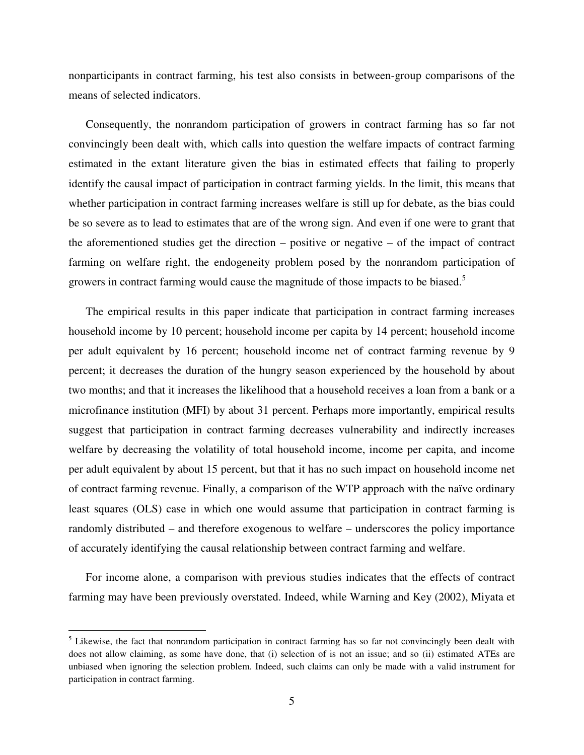nonparticipants in contract farming, his test also consists in between-group comparisons of the means of selected indicators.

Consequently, the nonrandom participation of growers in contract farming has so far not convincingly been dealt with, which calls into question the welfare impacts of contract farming estimated in the extant literature given the bias in estimated effects that failing to properly identify the causal impact of participation in contract farming yields. In the limit, this means that whether participation in contract farming increases welfare is still up for debate, as the bias could be so severe as to lead to estimates that are of the wrong sign. And even if one were to grant that the aforementioned studies get the direction – positive or negative – of the impact of contract farming on welfare right, the endogeneity problem posed by the nonrandom participation of growers in contract farming would cause the magnitude of those impacts to be biased.[5]

The empirical results in this paper indicate that participation in contract farming increases household income by 10 percent; household income per capita by 14 percent; household income per adult equivalent by 16 percent; household income net of contract farming revenue by 9 percent; it decreases the duration of the hungry season experienced by the household by about two months; and that it increases the likelihood that a household receives a loan from a bank or a microfinance institution (MFI) by about 31 percent. Perhaps more importantly, empirical results suggest that participation in contract farming decreases vulnerability and indirectly increases welfare by decreasing the volatility of total household income, income per capita, and income per adult equivalent by about 15 percent, but that it has no such impact on household income net of contract farming revenue. Finally, a comparison of the WTP approach with the naïve ordinary least squares (OLS) case in which one would assume that participation in contract farming is randomly distributed – and therefore exogenous to welfare – underscores the policy importance of accurately identifying the causal relationship between contract farming and welfare.

For income alone, a comparison with previous studies indicates that the effects of contract farming may have been previously overstated. Indeed, while Warning and Key (2002), Miyata et

[5] Likewise, the fact that nonrandom participation in contract farming has so far not convincingly been dealt with does not allow claiming, as some have done, that (i) selection of is not an issue; and so (ii) estimated ATEs are unbiased when ignoring the selection problem. Indeed, such claims can only be made with a valid instrument for participation in contract farming.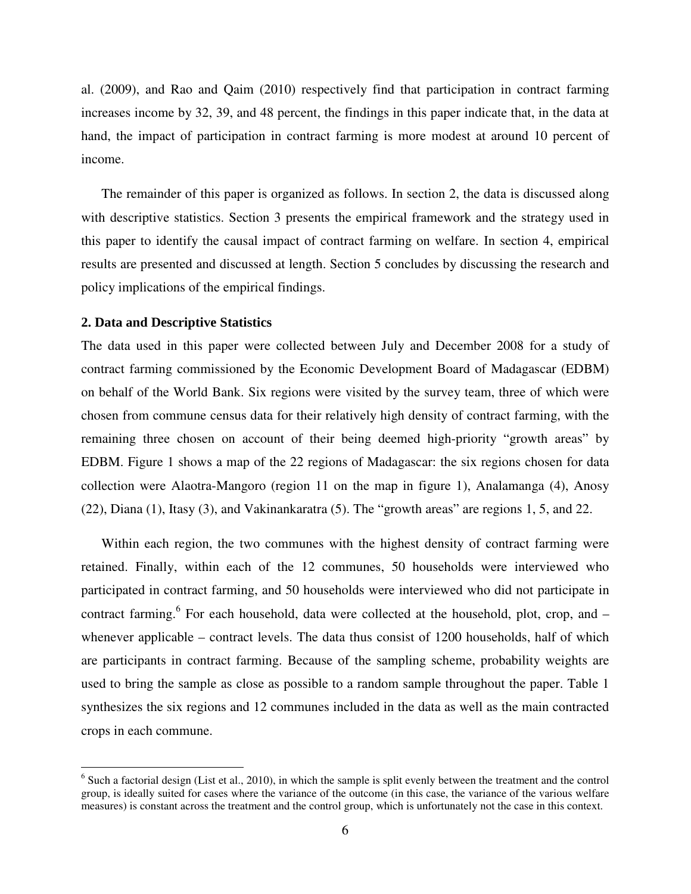al. (2009), and Rao and Qaim (2010) respectively find that participation in contract farming increases income by 32, 39, and 48 percent, the findings in this paper indicate that, in the data at hand, the impact of participation in contract farming is more modest at around 10 percent of income.

The remainder of this paper is organized as follows. In section 2, the data is discussed along with descriptive statistics. Section 3 presents the empirical framework and the strategy used in this paper to identify the causal impact of contract farming on welfare. In section 4, empirical results are presented and discussed at length. Section 5 concludes by discussing the research and policy implications of the empirical findings.

## 2. Data and Descriptive Statistics

The data used in this paper were collected between July and December 2008 for a study of contract farming commissioned by the Economic Development Board of Madagascar (EDBM) on behalf of the World Bank. Six regions were visited by the survey team, three of which were chosen from commune census data for their relatively high density of contract farming, with the remaining three chosen on account of their being deemed high-priority "growth areas" by EDBM. Figure 1 shows a map of the 22 regions of Madagascar: the six regions chosen for data collection were Alaotra-Mangoro (region 11 on the map in figure 1), Analamanga (4), Anosy (22), Diana (1), Itasy (3), and Vakinankaratra (5). The "growth areas" are regions 1, 5, and 22.

Within each region, the two communes with the highest density of contract farming were retained. Finally, within each of the 12 communes, 50 households were interviewed who participated in contract farming, and 50 households were interviewed who did not participate in contract farming.[6] For each household, data were collected at the household, plot, crop, and – whenever applicable – contract levels. The data thus consist of 1200 households, half of which are participants in contract farming. Because of the sampling scheme, probability weights are used to bring the sample as close as possible to a random sample throughout the paper. Table 1 synthesizes the six regions and 12 communes included in the data as well as the main contracted crops in each commune.

[6] Such a factorial design (List et al., 2010), in which the sample is split evenly between the treatment and the control group, is ideally suited for cases where the variance of the outcome (in this case, the variance of the various welfare measures) is constant across the treatment and the control group, which is unfortunately not the case in this context.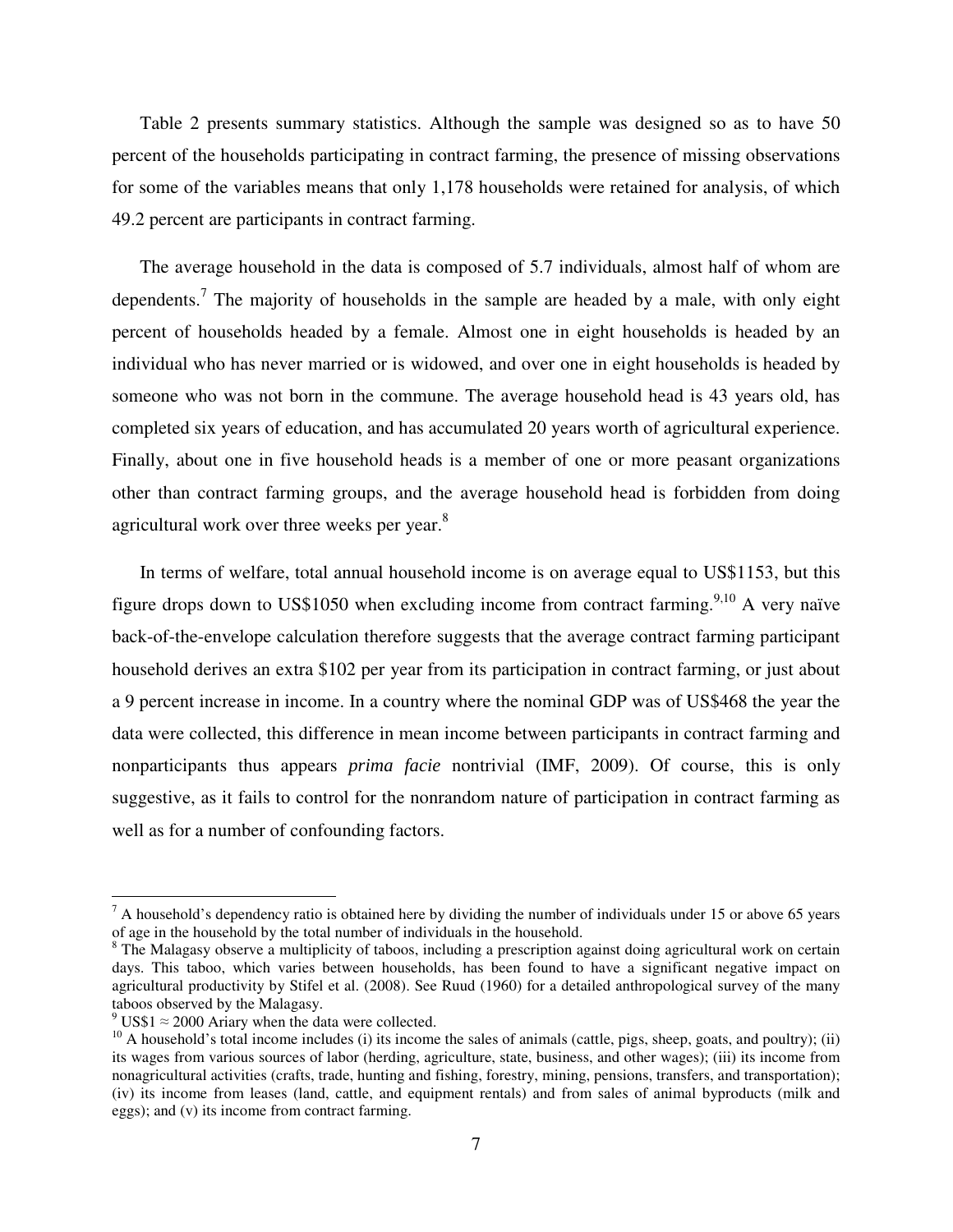Table 2 presents summary statistics. Although the sample was designed so as to have 50 percent of the households participating in contract farming, the presence of missing observations for some of the variables means that only 1,178 households were retained for analysis, of which 49.2 percent are participants in contract farming.

The average household in the data is composed of 5.7 individuals, almost half of whom are dependents.[7] The majority of households in the sample are headed by a male, with only eight percent of households headed by a female. Almost one in eight households is headed by an individual who has never married or is widowed, and over one in eight households is headed by someone who was not born in the commune. The average household head is 43 years old, has completed six years of education, and has accumulated 20 years worth of agricultural experience. Finally, about one in five household heads is a member of one or more peasant organizations other than contract farming groups, and the average household head is forbidden from doing agricultural work over three weeks per year.[8]

In terms of welfare, total annual household income is on average equal to US$1153, but this figure drops down to US$1050 when excluding income from contract farming.[9,10] A very naïve back-of-the-envelope calculation therefore suggests that the average contract farming participant household derives an extra $102 per year from its participation in contract farming, or just about a 9 percent increase in income. In a country where the nominal GDP was of US$468 the year the data were collected, this difference in mean income between participants in contract farming and nonparticipants thus appears *prima facie* nontrivial (IMF, 2009). Of course, this is only suggestive, as it fails to control for the nonrandom nature of participation in contract farming as well as for a number of confounding factors.

---

[7] A household's dependency ratio is obtained here by dividing the number of individuals under 15 or above 65 years of age in the household by the total number of individuals in the household.

[8] The Malagasy observe a multiplicity of taboos, including a prescription against doing agricultural work on certain days. This taboo, which varies between households, has been found to have a significant negative impact on agricultural productivity by Stifel et al. (2008). See Ruud (1960) for a detailed anthropological survey of the many taboos observed by the Malagasy.

[9] US$1 ≈ 2000 Ariary when the data were collected.

[10] A household's total income includes (i) its income the sales of animals (cattle, pigs, sheep, goats, and poultry); (ii) its wages from various sources of labor (herding, agriculture, state, business, and other wages); (iii) its income from nonagricultural activities (crafts, trade, hunting and fishing, forestry, mining, pensions, transfers, and transportation); (iv) its income from leases (land, cattle, and equipment rentals) and from sales of animal byproducts (milk and eggs); and (v) its income from contract farming.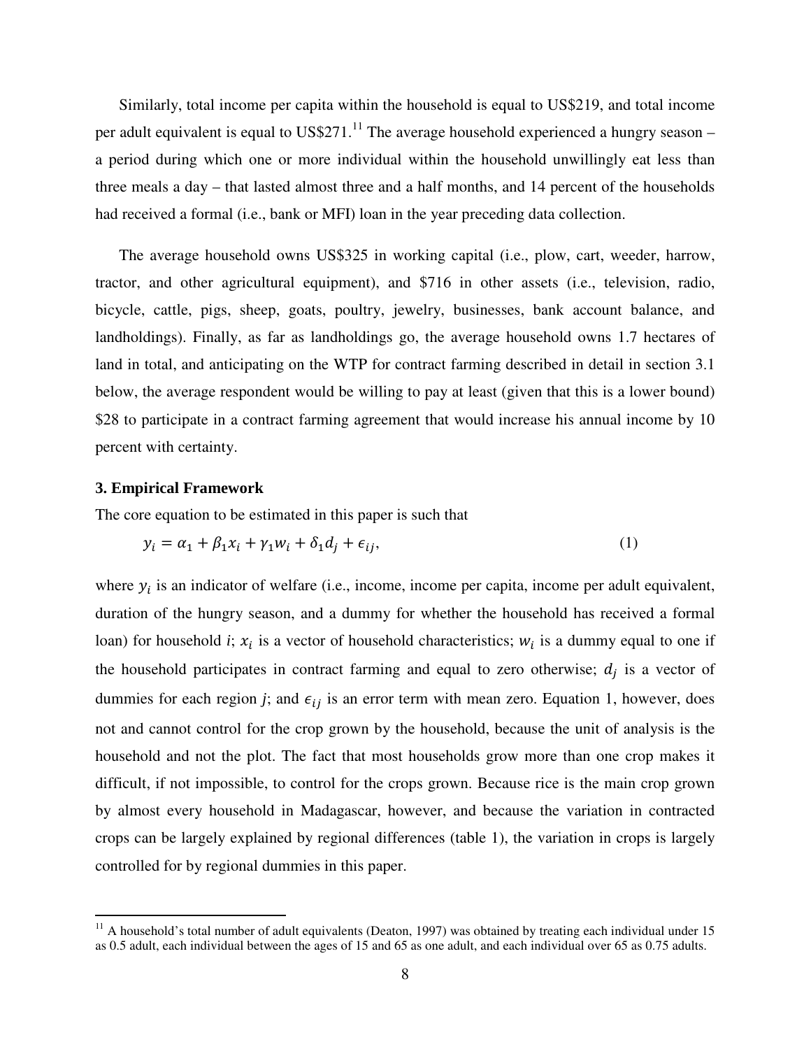Similarly, total income per capita within the household is equal to US$219, and total income per adult equivalent is equal to US$271.[11] The average household experienced a hungry season – a period during which one or more individual within the household unwillingly eat less than three meals a day – that lasted almost three and a half months, and 14 percent of the households had received a formal (i.e., bank or MFI) loan in the year preceding data collection.

The average household owns US$325 in working capital (i.e., plow, cart, weeder, harrow, tractor, and other agricultural equipment), and $716 in other assets (i.e., television, radio, bicycle, cattle, pigs, sheep, goats, poultry, jewelry, businesses, bank account balance, and landholdings). Finally, as far as landholdings go, the average household owns 1.7 hectares of land in total, and anticipating on the WTP for contract farming described in detail in section 3.1 below, the average respondent would be willing to pay at least (given that this is a lower bound) $28 to participate in a contract farming agreement that would increase his annual income by 10 percent with certainty.

### 3. Empirical Framework

The core equation to be estimated in this paper is such that

$$y_i = \alpha_1 + \beta_1 x_i + \gamma_1 w_i + \delta_1 d_j + \epsilon_{ij}, \tag{1}$$

where $y_i$ is an indicator of welfare (i.e., income, income per capita, income per adult equivalent, duration of the hungry season, and a dummy for whether the household has received a formal loan) for household *i*; $x_i$ is a vector of household characteristics; $w_i$ is a dummy equal to one if the household participates in contract farming and equal to zero otherwise; $d_j$ is a vector of dummies for each region *j*; and $\epsilon_{ij}$ is an error term with mean zero. Equation 1, however, does not and cannot control for the crop grown by the household, because the unit of analysis is the household and not the plot. The fact that most households grow more than one crop makes it difficult, if not impossible, to control for the crops grown. Because rice is the main crop grown by almost every household in Madagascar, however, and because the variation in contracted crops can be largely explained by regional differences (table 1), the variation in crops is largely controlled for by regional dummies in this paper.

[11] A household's total number of adult equivalents (Deaton, 1997) was obtained by treating each individual under 15 as 0.5 adult, each individual between the ages of 15 and 65 as one adult, and each individual over 65 as 0.75 adults.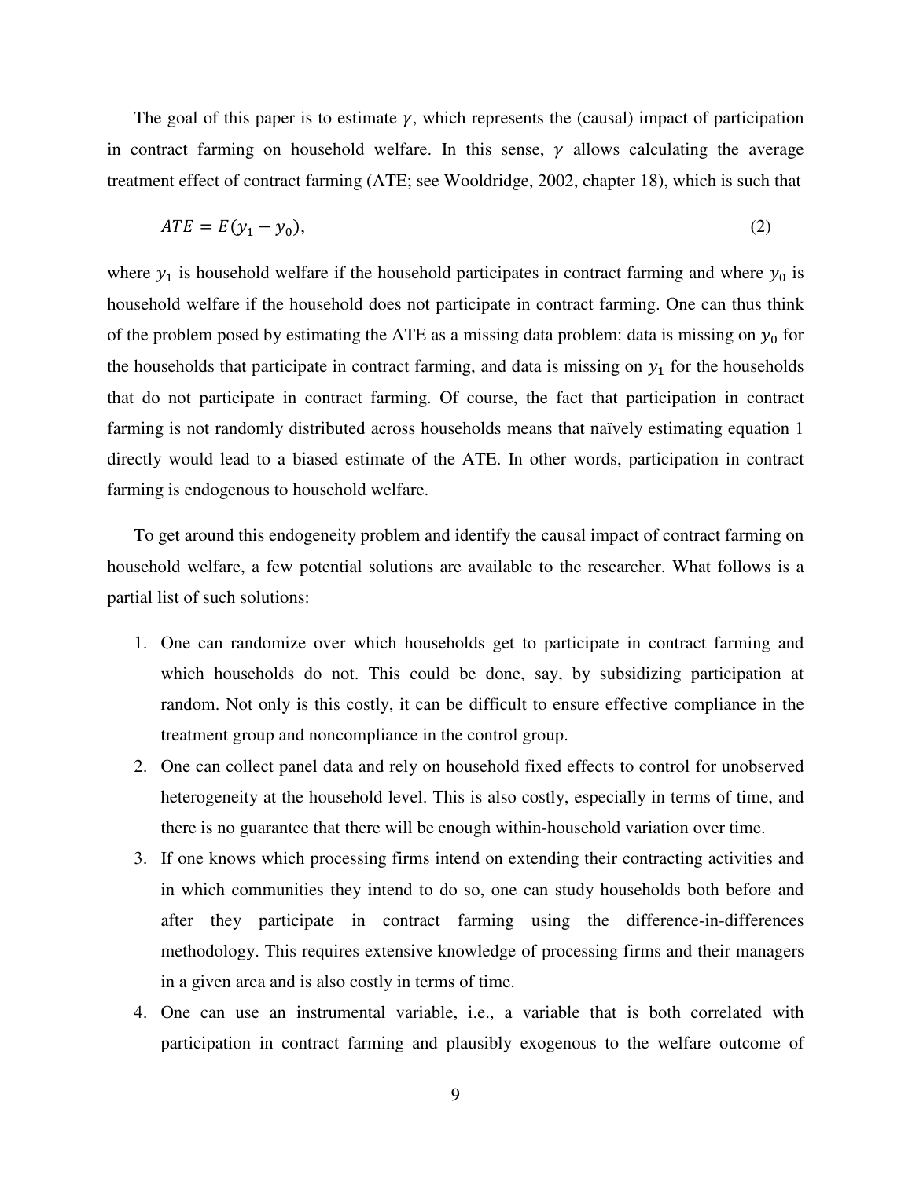The goal of this paper is to estimate $\gamma$, which represents the (causal) impact of participation in contract farming on household welfare. In this sense, $\gamma$ allows calculating the average treatment effect of contract farming (ATE; see Wooldridge, 2002, chapter 18), which is such that

$$ATE = E(y_1 - y_0), \tag{2}$$

where $y_1$ is household welfare if the household participates in contract farming and where $y_0$ is household welfare if the household does not participate in contract farming. One can thus think of the problem posed by estimating the ATE as a missing data problem: data is missing on $y_0$ for the households that participate in contract farming, and data is missing on $y_1$ for the households that do not participate in contract farming. Of course, the fact that participation in contract farming is not randomly distributed across households means that naïvely estimating equation 1 directly would lead to a biased estimate of the ATE. In other words, participation in contract farming is endogenous to household welfare.

To get around this endogeneity problem and identify the causal impact of contract farming on household welfare, a few potential solutions are available to the researcher. What follows is a partial list of such solutions:

1. One can randomize over which households get to participate in contract farming and which households do not. This could be done, say, by subsidizing participation at random. Not only is this costly, it can be difficult to ensure effective compliance in the treatment group and noncompliance in the control group.
2. One can collect panel data and rely on household fixed effects to control for unobserved heterogeneity at the household level. This is also costly, especially in terms of time, and there is no guarantee that there will be enough within-household variation over time.
3. If one knows which processing firms intend on extending their contracting activities and in which communities they intend to do so, one can study households both before and after they participate in contract farming using the difference-in-differences methodology. This requires extensive knowledge of processing firms and their managers in a given area and is also costly in terms of time.
4. One can use an instrumental variable, i.e., a variable that is both correlated with participation in contract farming and plausibly exogenous to the welfare outcome of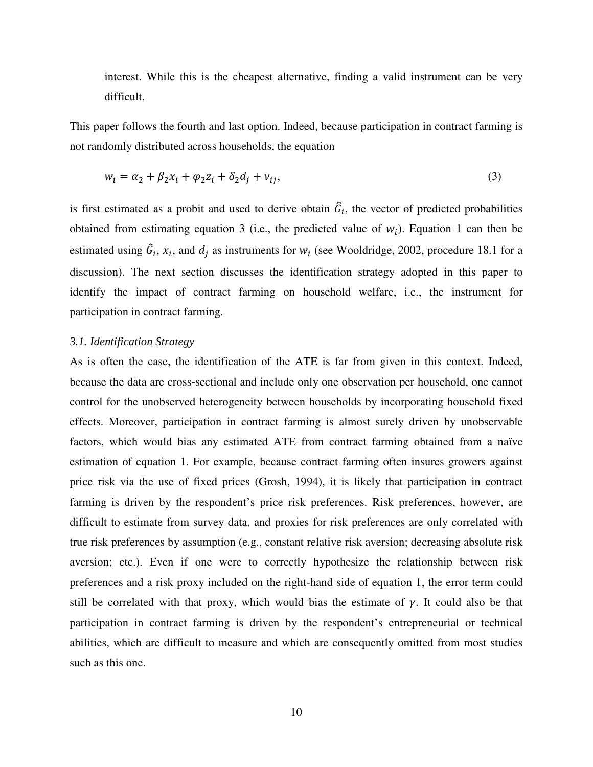interest. While this is the cheapest alternative, finding a valid instrument can be very difficult.

This paper follows the fourth and last option. Indeed, because participation in contract farming is not randomly distributed across households, the equation

$$w_i = \alpha_2 + \beta_2 x_i + \varphi_2 z_i + \delta_2 d_j + \nu_{ij}, \tag{3}$$

is first estimated as a probit and used to derive obtain $\hat{G}_i$, the vector of predicted probabilities obtained from estimating equation 3 (i.e., the predicted value of $w_i$). Equation 1 can then be estimated using $\hat{G}_i$, $x_i$, and $d_j$ as instruments for $w_i$ (see Wooldridge, 2002, procedure 18.1 for a discussion). The next section discusses the identification strategy adopted in this paper to identify the impact of contract farming on household welfare, i.e., the instrument for participation in contract farming.

### *3.1. Identification Strategy*

As is often the case, the identification of the ATE is far from given in this context. Indeed, because the data are cross-sectional and include only one observation per household, one cannot control for the unobserved heterogeneity between households by incorporating household fixed effects. Moreover, participation in contract farming is almost surely driven by unobservable factors, which would bias any estimated ATE from contract farming obtained from a naïve estimation of equation 1. For example, because contract farming often insures growers against price risk via the use of fixed prices (Grosh, 1994), it is likely that participation in contract farming is driven by the respondent's price risk preferences. Risk preferences, however, are difficult to estimate from survey data, and proxies for risk preferences are only correlated with true risk preferences by assumption (e.g., constant relative risk aversion; decreasing absolute risk aversion; etc.). Even if one were to correctly hypothesize the relationship between risk preferences and a risk proxy included on the right-hand side of equation 1, the error term could still be correlated with that proxy, which would bias the estimate of $\gamma$. It could also be that participation in contract farming is driven by the respondent's entrepreneurial or technical abilities, which are difficult to measure and which are consequently omitted from most studies such as this one.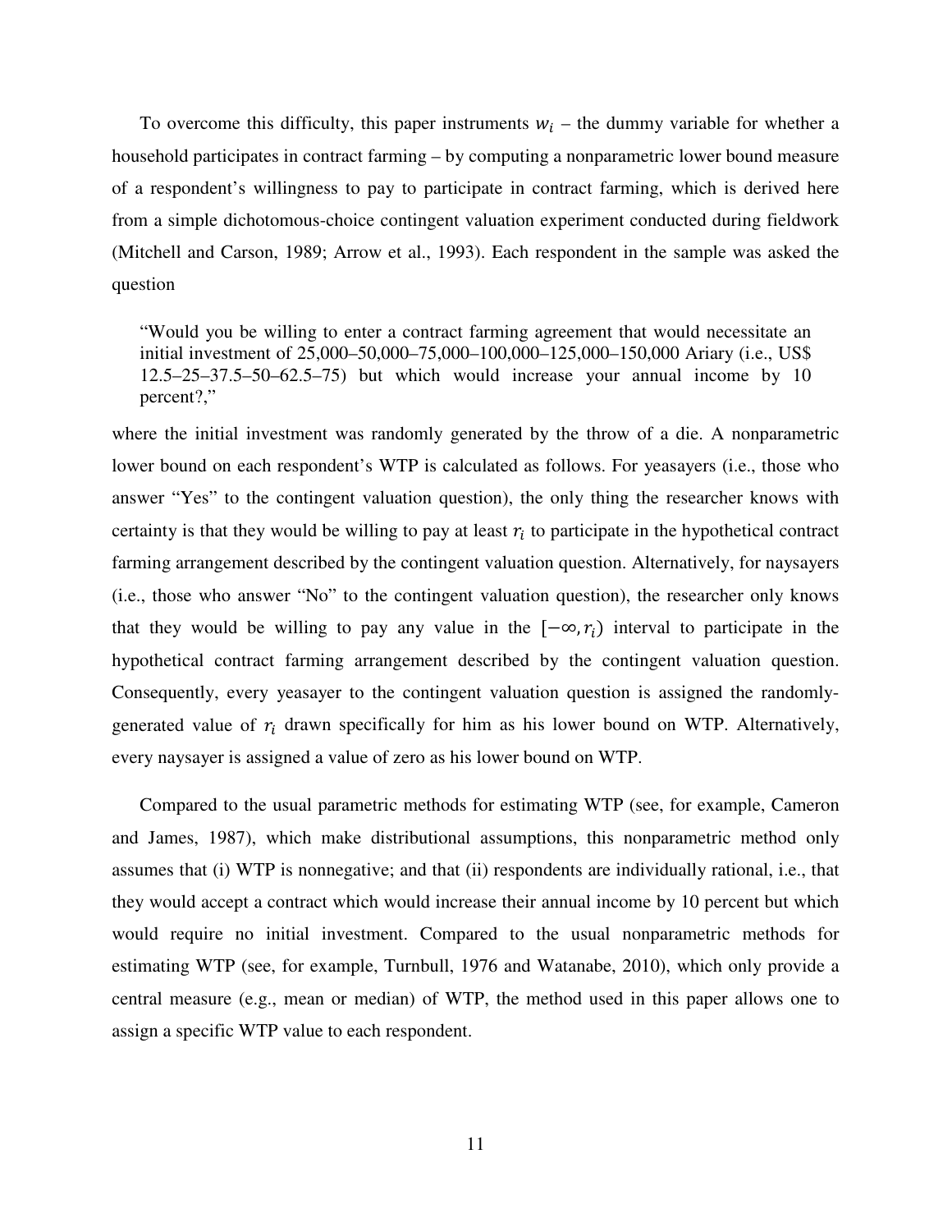To overcome this difficulty, this paper instruments $w_i$ – the dummy variable for whether a household participates in contract farming – by computing a nonparametric lower bound measure of a respondent's willingness to pay to participate in contract farming, which is derived here from a simple dichotomous-choice contingent valuation experiment conducted during fieldwork (Mitchell and Carson, 1989; Arrow et al., 1993). Each respondent in the sample was asked the question

> "Would you be willing to enter a contract farming agreement that would necessitate an initial investment of 25,000–50,000–75,000–100,000–125,000–150,000 Ariary (i.e., US$ 12.5–25–37.5–50–62.5–75) but which would increase your annual income by 10 percent?,"

where the initial investment was randomly generated by the throw of a die. A nonparametric lower bound on each respondent's WTP is calculated as follows. For yeasayers (i.e., those who answer "Yes" to the contingent valuation question), the only thing the researcher knows with certainty is that they would be willing to pay at least $r_i$ to participate in the hypothetical contract farming arrangement described by the contingent valuation question. Alternatively, for naysayers (i.e., those who answer "No" to the contingent valuation question), the researcher only knows that they would be willing to pay any value in the $[-\infty, r_i)$ interval to participate in the hypothetical contract farming arrangement described by the contingent valuation question. Consequently, every yeasayer to the contingent valuation question is assigned the randomly-generated value of $r_i$ drawn specifically for him as his lower bound on WTP. Alternatively, every naysayer is assigned a value of zero as his lower bound on WTP.

Compared to the usual parametric methods for estimating WTP (see, for example, Cameron and James, 1987), which make distributional assumptions, this nonparametric method only assumes that (i) WTP is nonnegative; and that (ii) respondents are individually rational, i.e., that they would accept a contract which would increase their annual income by 10 percent but which would require no initial investment. Compared to the usual nonparametric methods for estimating WTP (see, for example, Turnbull, 1976 and Watanabe, 2010), which only provide a central measure (e.g., mean or median) of WTP, the method used in this paper allows one to assign a specific WTP value to each respondent.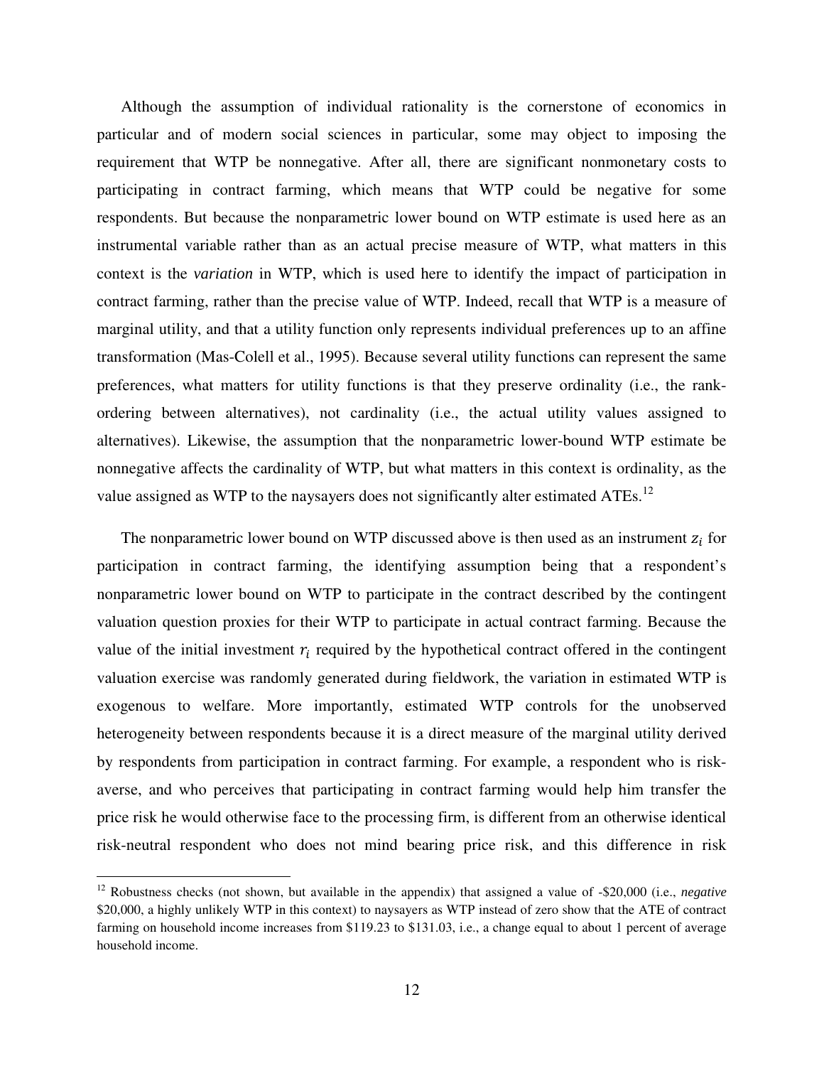Although the assumption of individual rationality is the cornerstone of economics in particular and of modern social sciences in particular, some may object to imposing the requirement that WTP be nonnegative. After all, there are significant nonmonetary costs to participating in contract farming, which means that WTP could be negative for some respondents. But because the nonparametric lower bound on WTP estimate is used here as an instrumental variable rather than as an actual precise measure of WTP, what matters in this context is the *variation* in WTP, which is used here to identify the impact of participation in contract farming, rather than the precise value of WTP. Indeed, recall that WTP is a measure of marginal utility, and that a utility function only represents individual preferences up to an affine transformation (Mas-Colell et al., 1995). Because several utility functions can represent the same preferences, what matters for utility functions is that they preserve ordinality (i.e., the rank-ordering between alternatives), not cardinality (i.e., the actual utility values assigned to alternatives). Likewise, the assumption that the nonparametric lower-bound WTP estimate be nonnegative affects the cardinality of WTP, but what matters in this context is ordinality, as the value assigned as WTP to the naysayers does not significantly alter estimated ATEs.[12]

The nonparametric lower bound on WTP discussed above is then used as an instrument $z_i$ for participation in contract farming, the identifying assumption being that a respondent's nonparametric lower bound on WTP to participate in the contract described by the contingent valuation question proxies for their WTP to participate in actual contract farming. Because the value of the initial investment $r_i$ required by the hypothetical contract offered in the contingent valuation exercise was randomly generated during fieldwork, the variation in estimated WTP is exogenous to welfare. More importantly, estimated WTP controls for the unobserved heterogeneity between respondents because it is a direct measure of the marginal utility derived by respondents from participation in contract farming. For example, a respondent who is risk-averse, and who perceives that participating in contract farming would help him transfer the price risk he would otherwise face to the processing firm, is different from an otherwise identical risk-neutral respondent who does not mind bearing price risk, and this difference in risk

[12] Robustness checks (not shown, but available in the appendix) that assigned a value of -\$20,000 (i.e., *negative* \$20,000, a highly unlikely WTP in this context) to naysayers as WTP instead of zero show that the ATE of contract farming on household income increases from \$119.23 to \$131.03, i.e., a change equal to about 1 percent of average household income.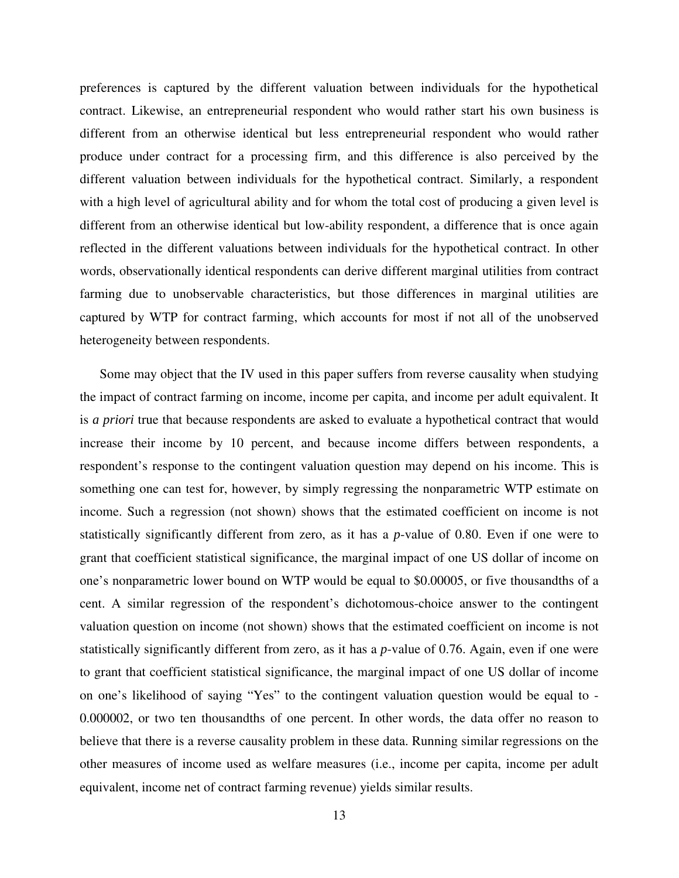preferences is captured by the different valuation between individuals for the hypothetical contract. Likewise, an entrepreneurial respondent who would rather start his own business is different from an otherwise identical but less entrepreneurial respondent who would rather produce under contract for a processing firm, and this difference is also perceived by the different valuation between individuals for the hypothetical contract. Similarly, a respondent with a high level of agricultural ability and for whom the total cost of producing a given level is different from an otherwise identical but low-ability respondent, a difference that is once again reflected in the different valuations between individuals for the hypothetical contract. In other words, observationally identical respondents can derive different marginal utilities from contract farming due to unobservable characteristics, but those differences in marginal utilities are captured by WTP for contract farming, which accounts for most if not all of the unobserved heterogeneity between respondents.

Some may object that the IV used in this paper suffers from reverse causality when studying the impact of contract farming on income, income per capita, and income per adult equivalent. It is *a priori* true that because respondents are asked to evaluate a hypothetical contract that would increase their income by 10 percent, and because income differs between respondents, a respondent's response to the contingent valuation question may depend on his income. This is something one can test for, however, by simply regressing the nonparametric WTP estimate on income. Such a regression (not shown) shows that the estimated coefficient on income is not statistically significantly different from zero, as it has a *p*-value of 0.80. Even if one were to grant that coefficient statistical significance, the marginal impact of one US dollar of income on one's nonparametric lower bound on WTP would be equal to $0.00005, or five thousandths of a cent. A similar regression of the respondent's dichotomous-choice answer to the contingent valuation question on income (not shown) shows that the estimated coefficient on income is not statistically significantly different from zero, as it has a *p*-value of 0.76. Again, even if one were to grant that coefficient statistical significance, the marginal impact of one US dollar of income on one's likelihood of saying "Yes" to the contingent valuation question would be equal to -0.000002, or two ten thousandths of one percent. In other words, the data offer no reason to believe that there is a reverse causality problem in these data. Running similar regressions on the other measures of income used as welfare measures (i.e., income per capita, income per adult equivalent, income net of contract farming revenue) yields similar results.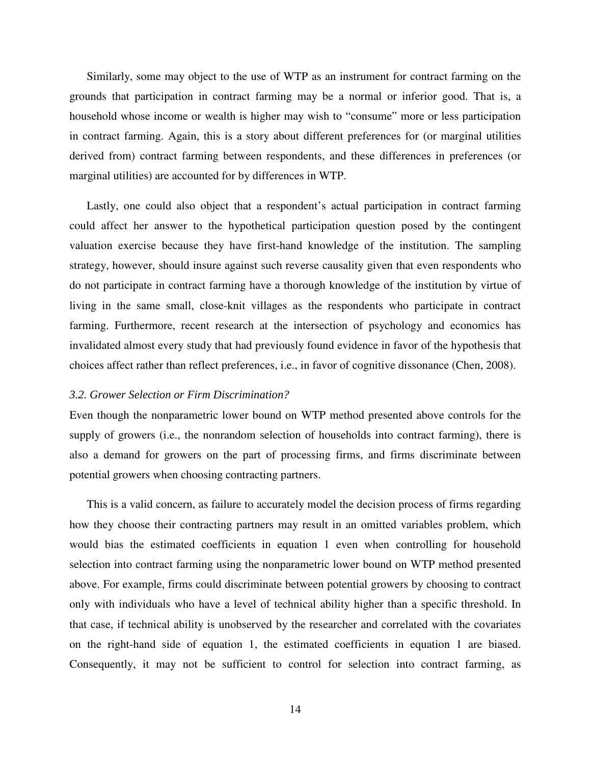Similarly, some may object to the use of WTP as an instrument for contract farming on the grounds that participation in contract farming may be a normal or inferior good. That is, a household whose income or wealth is higher may wish to "consume" more or less participation in contract farming. Again, this is a story about different preferences for (or marginal utilities derived from) contract farming between respondents, and these differences in preferences (or marginal utilities) are accounted for by differences in WTP.

Lastly, one could also object that a respondent's actual participation in contract farming could affect her answer to the hypothetical participation question posed by the contingent valuation exercise because they have first-hand knowledge of the institution. The sampling strategy, however, should insure against such reverse causality given that even respondents who do not participate in contract farming have a thorough knowledge of the institution by virtue of living in the same small, close-knit villages as the respondents who participate in contract farming. Furthermore, recent research at the intersection of psychology and economics has invalidated almost every study that had previously found evidence in favor of the hypothesis that choices affect rather than reflect preferences, i.e., in favor of cognitive dissonance (Chen, 2008).

### *3.2. Grower Selection or Firm Discrimination?*

Even though the nonparametric lower bound on WTP method presented above controls for the supply of growers (i.e., the nonrandom selection of households into contract farming), there is also a demand for growers on the part of processing firms, and firms discriminate between potential growers when choosing contracting partners.

This is a valid concern, as failure to accurately model the decision process of firms regarding how they choose their contracting partners may result in an omitted variables problem, which would bias the estimated coefficients in equation 1 even when controlling for household selection into contract farming using the nonparametric lower bound on WTP method presented above. For example, firms could discriminate between potential growers by choosing to contract only with individuals who have a level of technical ability higher than a specific threshold. In that case, if technical ability is unobserved by the researcher and correlated with the covariates on the right-hand side of equation 1, the estimated coefficients in equation 1 are biased. Consequently, it may not be sufficient to control for selection into contract farming, as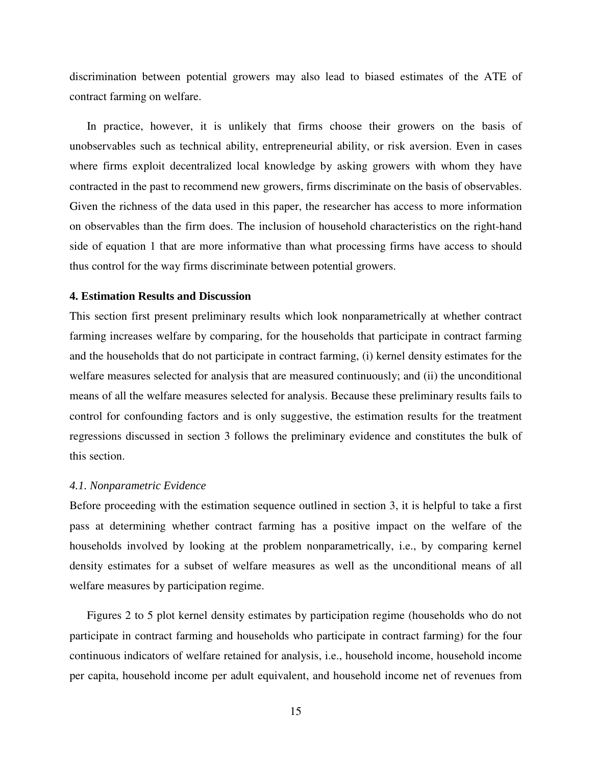discrimination between potential growers may also lead to biased estimates of the ATE of contract farming on welfare.

In practice, however, it is unlikely that firms choose their growers on the basis of unobservables such as technical ability, entrepreneurial ability, or risk aversion. Even in cases where firms exploit decentralized local knowledge by asking growers with whom they have contracted in the past to recommend new growers, firms discriminate on the basis of observables. Given the richness of the data used in this paper, the researcher has access to more information on observables than the firm does. The inclusion of household characteristics on the right-hand side of equation 1 that are more informative than what processing firms have access to should thus control for the way firms discriminate between potential growers.

### 4. Estimation Results and Discussion

This section first present preliminary results which look nonparametrically at whether contract farming increases welfare by comparing, for the households that participate in contract farming and the households that do not participate in contract farming, (i) kernel density estimates for the welfare measures selected for analysis that are measured continuously; and (ii) the unconditional means of all the welfare measures selected for analysis. Because these preliminary results fails to control for confounding factors and is only suggestive, the estimation results for the treatment regressions discussed in section 3 follows the preliminary evidence and constitutes the bulk of this section.

#### *4.1. Nonparametric Evidence*

Before proceeding with the estimation sequence outlined in section 3, it is helpful to take a first pass at determining whether contract farming has a positive impact on the welfare of the households involved by looking at the problem nonparametrically, i.e., by comparing kernel density estimates for a subset of welfare measures as well as the unconditional means of all welfare measures by participation regime.

Figures 2 to 5 plot kernel density estimates by participation regime (households who do not participate in contract farming and households who participate in contract farming) for the four continuous indicators of welfare retained for analysis, i.e., household income, household income per capita, household income per adult equivalent, and household income net of revenues from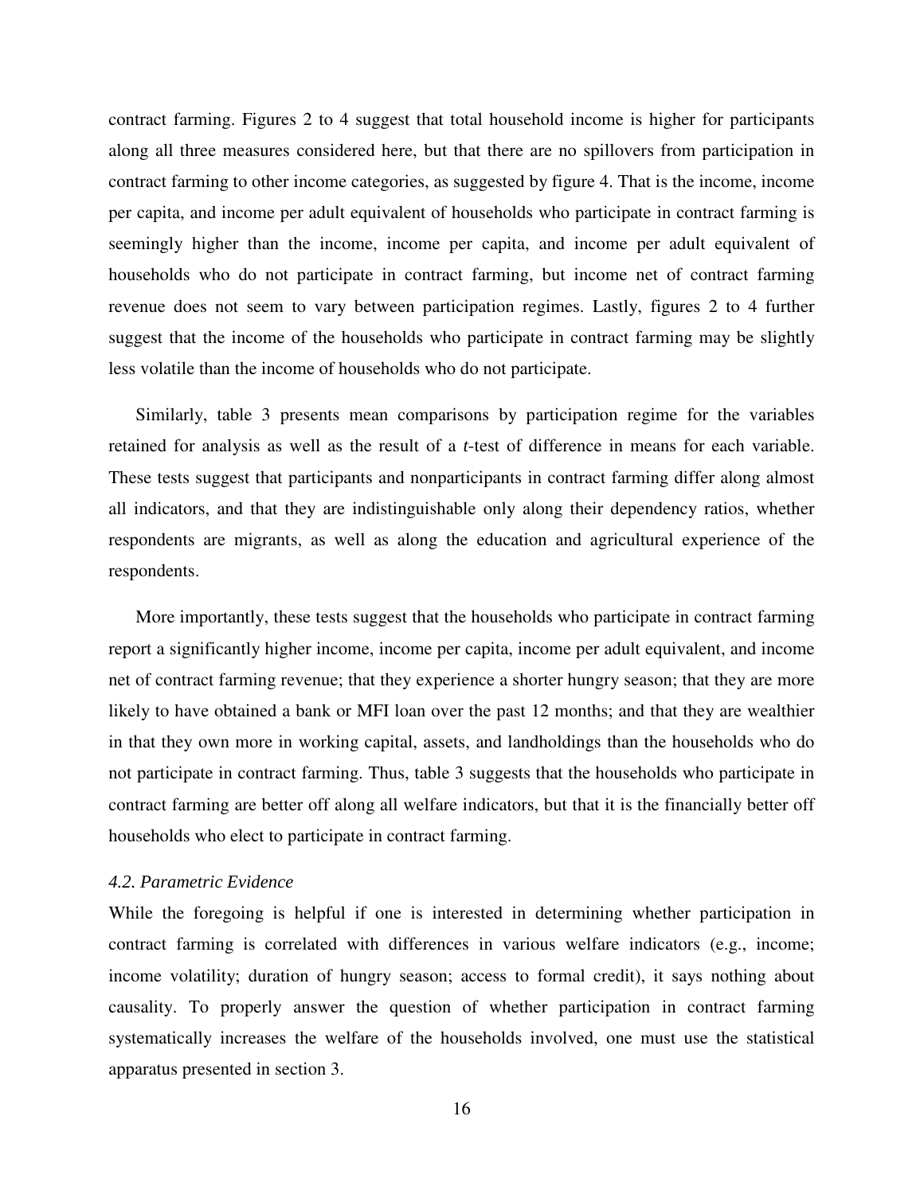contract farming. Figures 2 to 4 suggest that total household income is higher for participants along all three measures considered here, but that there are no spillovers from participation in contract farming to other income categories, as suggested by figure 4. That is the income, income per capita, and income per adult equivalent of households who participate in contract farming is seemingly higher than the income, income per capita, and income per adult equivalent of households who do not participate in contract farming, but income net of contract farming revenue does not seem to vary between participation regimes. Lastly, figures 2 to 4 further suggest that the income of the households who participate in contract farming may be slightly less volatile than the income of households who do not participate.

Similarly, table 3 presents mean comparisons by participation regime for the variables retained for analysis as well as the result of a *t*-test of difference in means for each variable. These tests suggest that participants and nonparticipants in contract farming differ along almost all indicators, and that they are indistinguishable only along their dependency ratios, whether respondents are migrants, as well as along the education and agricultural experience of the respondents.

More importantly, these tests suggest that the households who participate in contract farming report a significantly higher income, income per capita, income per adult equivalent, and income net of contract farming revenue; that they experience a shorter hungry season; that they are more likely to have obtained a bank or MFI loan over the past 12 months; and that they are wealthier in that they own more in working capital, assets, and landholdings than the households who do not participate in contract farming. Thus, table 3 suggests that the households who participate in contract farming are better off along all welfare indicators, but that it is the financially better off households who elect to participate in contract farming.

### *4.2. Parametric Evidence*

While the foregoing is helpful if one is interested in determining whether participation in contract farming is correlated with differences in various welfare indicators (e.g., income; income volatility; duration of hungry season; access to formal credit), it says nothing about causality. To properly answer the question of whether participation in contract farming systematically increases the welfare of the households involved, one must use the statistical apparatus presented in section 3.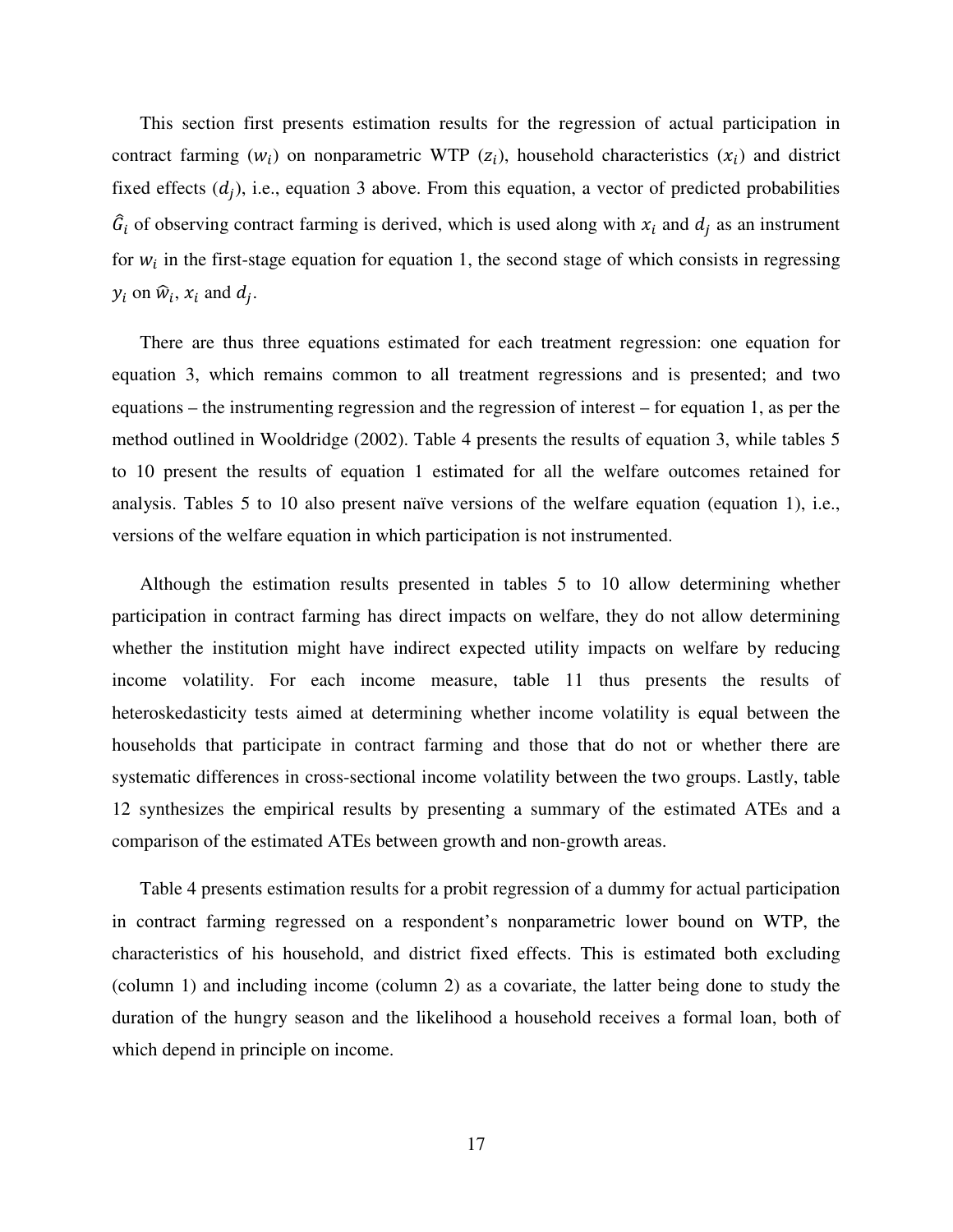This section first presents estimation results for the regression of actual participation in contract farming ($w_i$) on nonparametric WTP ($z_i$), household characteristics ($x_i$) and district fixed effects ($d_j$), i.e., equation 3 above. From this equation, a vector of predicted probabilities $\hat{G}_i$ of observing contract farming is derived, which is used along with $x_i$ and $d_j$ as an instrument for $w_i$ in the first-stage equation for equation 1, the second stage of which consists in regressing $y_i$ on $\hat{w}_i$, $x_i$ and $d_j$.

There are thus three equations estimated for each treatment regression: one equation for equation 3, which remains common to all treatment regressions and is presented; and two equations – the instrumenting regression and the regression of interest – for equation 1, as per the method outlined in Wooldridge (2002). Table 4 presents the results of equation 3, while tables 5 to 10 present the results of equation 1 estimated for all the welfare outcomes retained for analysis. Tables 5 to 10 also present naïve versions of the welfare equation (equation 1), i.e., versions of the welfare equation in which participation is not instrumented.

Although the estimation results presented in tables 5 to 10 allow determining whether participation in contract farming has direct impacts on welfare, they do not allow determining whether the institution might have indirect expected utility impacts on welfare by reducing income volatility. For each income measure, table 11 thus presents the results of heteroskedasticity tests aimed at determining whether income volatility is equal between the households that participate in contract farming and those that do not or whether there are systematic differences in cross-sectional income volatility between the two groups. Lastly, table 12 synthesizes the empirical results by presenting a summary of the estimated ATEs and a comparison of the estimated ATEs between growth and non-growth areas.

Table 4 presents estimation results for a probit regression of a dummy for actual participation in contract farming regressed on a respondent's nonparametric lower bound on WTP, the characteristics of his household, and district fixed effects. This is estimated both excluding (column 1) and including income (column 2) as a covariate, the latter being done to study the duration of the hungry season and the likelihood a household receives a formal loan, both of which depend in principle on income.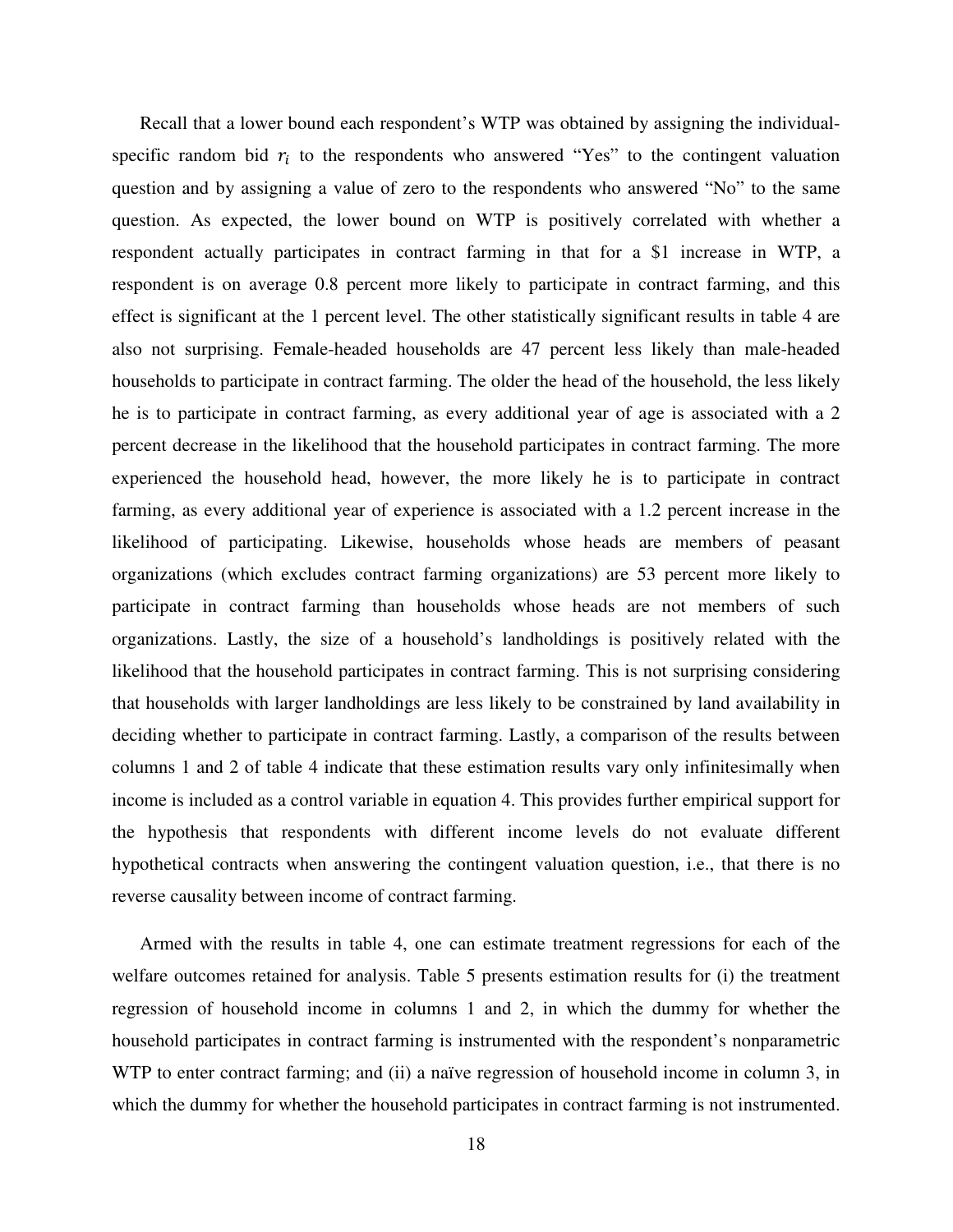Recall that a lower bound each respondent's WTP was obtained by assigning the individual-specific random bid $r_i$ to the respondents who answered "Yes" to the contingent valuation question and by assigning a value of zero to the respondents who answered "No" to the same question. As expected, the lower bound on WTP is positively correlated with whether a respondent actually participates in contract farming in that for a \$1 increase in WTP, a respondent is on average 0.8 percent more likely to participate in contract farming, and this effect is significant at the 1 percent level. The other statistically significant results in table 4 are also not surprising. Female-headed households are 47 percent less likely than male-headed households to participate in contract farming. The older the head of the household, the less likely he is to participate in contract farming, as every additional year of age is associated with a 2 percent decrease in the likelihood that the household participates in contract farming. The more experienced the household head, however, the more likely he is to participate in contract farming, as every additional year of experience is associated with a 1.2 percent increase in the likelihood of participating. Likewise, households whose heads are members of peasant organizations (which excludes contract farming organizations) are 53 percent more likely to participate in contract farming than households whose heads are not members of such organizations. Lastly, the size of a household's landholdings is positively related with the likelihood that the household participates in contract farming. This is not surprising considering that households with larger landholdings are less likely to be constrained by land availability in deciding whether to participate in contract farming. Lastly, a comparison of the results between columns 1 and 2 of table 4 indicate that these estimation results vary only infinitesimally when income is included as a control variable in equation 4. This provides further empirical support for the hypothesis that respondents with different income levels do not evaluate different hypothetical contracts when answering the contingent valuation question, i.e., that there is no reverse causality between income of contract farming.

Armed with the results in table 4, one can estimate treatment regressions for each of the welfare outcomes retained for analysis. Table 5 presents estimation results for (i) the treatment regression of household income in columns 1 and 2, in which the dummy for whether the household participates in contract farming is instrumented with the respondent's nonparametric WTP to enter contract farming; and (ii) a naïve regression of household income in column 3, in which the dummy for whether the household participates in contract farming is not instrumented.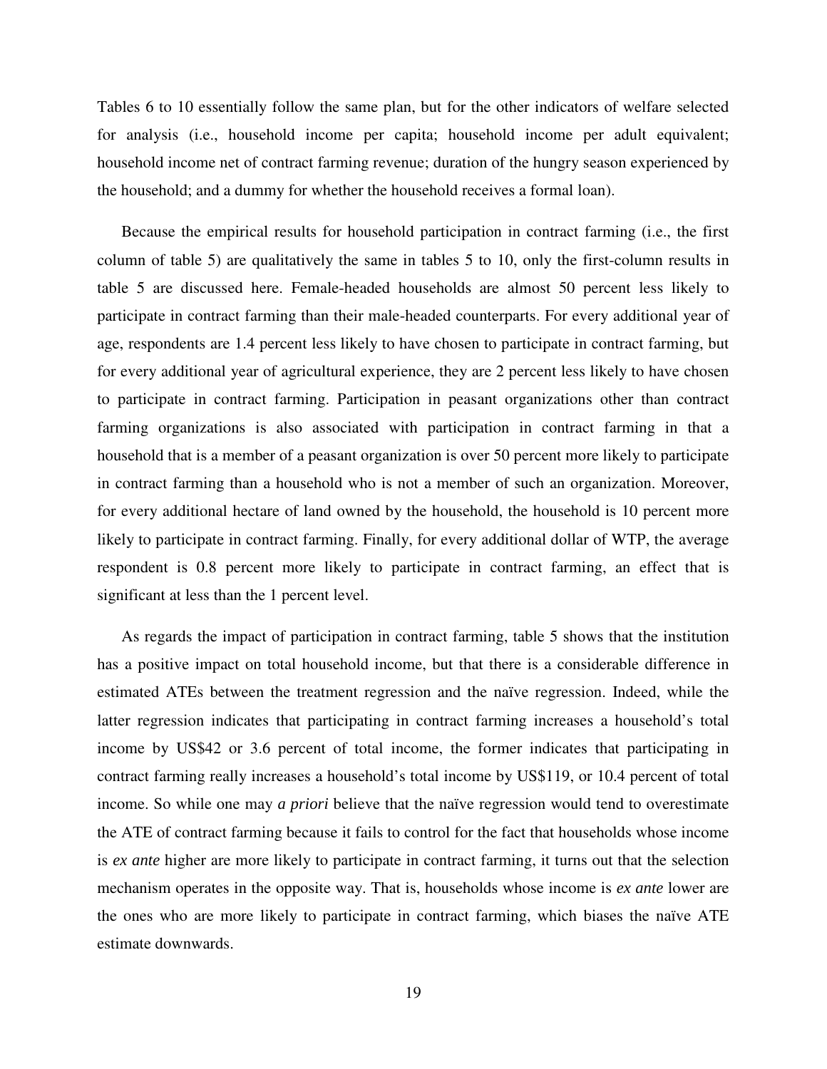Tables 6 to 10 essentially follow the same plan, but for the other indicators of welfare selected for analysis (i.e., household income per capita; household income per adult equivalent; household income net of contract farming revenue; duration of the hungry season experienced by the household; and a dummy for whether the household receives a formal loan).

Because the empirical results for household participation in contract farming (i.e., the first column of table 5) are qualitatively the same in tables 5 to 10, only the first-column results in table 5 are discussed here. Female-headed households are almost 50 percent less likely to participate in contract farming than their male-headed counterparts. For every additional year of age, respondents are 1.4 percent less likely to have chosen to participate in contract farming, but for every additional year of agricultural experience, they are 2 percent less likely to have chosen to participate in contract farming. Participation in peasant organizations other than contract farming organizations is also associated with participation in contract farming in that a household that is a member of a peasant organization is over 50 percent more likely to participate in contract farming than a household who is not a member of such an organization. Moreover, for every additional hectare of land owned by the household, the household is 10 percent more likely to participate in contract farming. Finally, for every additional dollar of WTP, the average respondent is 0.8 percent more likely to participate in contract farming, an effect that is significant at less than the 1 percent level.

As regards the impact of participation in contract farming, table 5 shows that the institution has a positive impact on total household income, but that there is a considerable difference in estimated ATEs between the treatment regression and the naïve regression. Indeed, while the latter regression indicates that participating in contract farming increases a household's total income by US$42 or 3.6 percent of total income, the former indicates that participating in contract farming really increases a household's total income by US$119, or 10.4 percent of total income. So while one may *a priori* believe that the naïve regression would tend to overestimate the ATE of contract farming because it fails to control for the fact that households whose income is *ex ante* higher are more likely to participate in contract farming, it turns out that the selection mechanism operates in the opposite way. That is, households whose income is *ex ante* lower are the ones who are more likely to participate in contract farming, which biases the naïve ATE estimate downwards.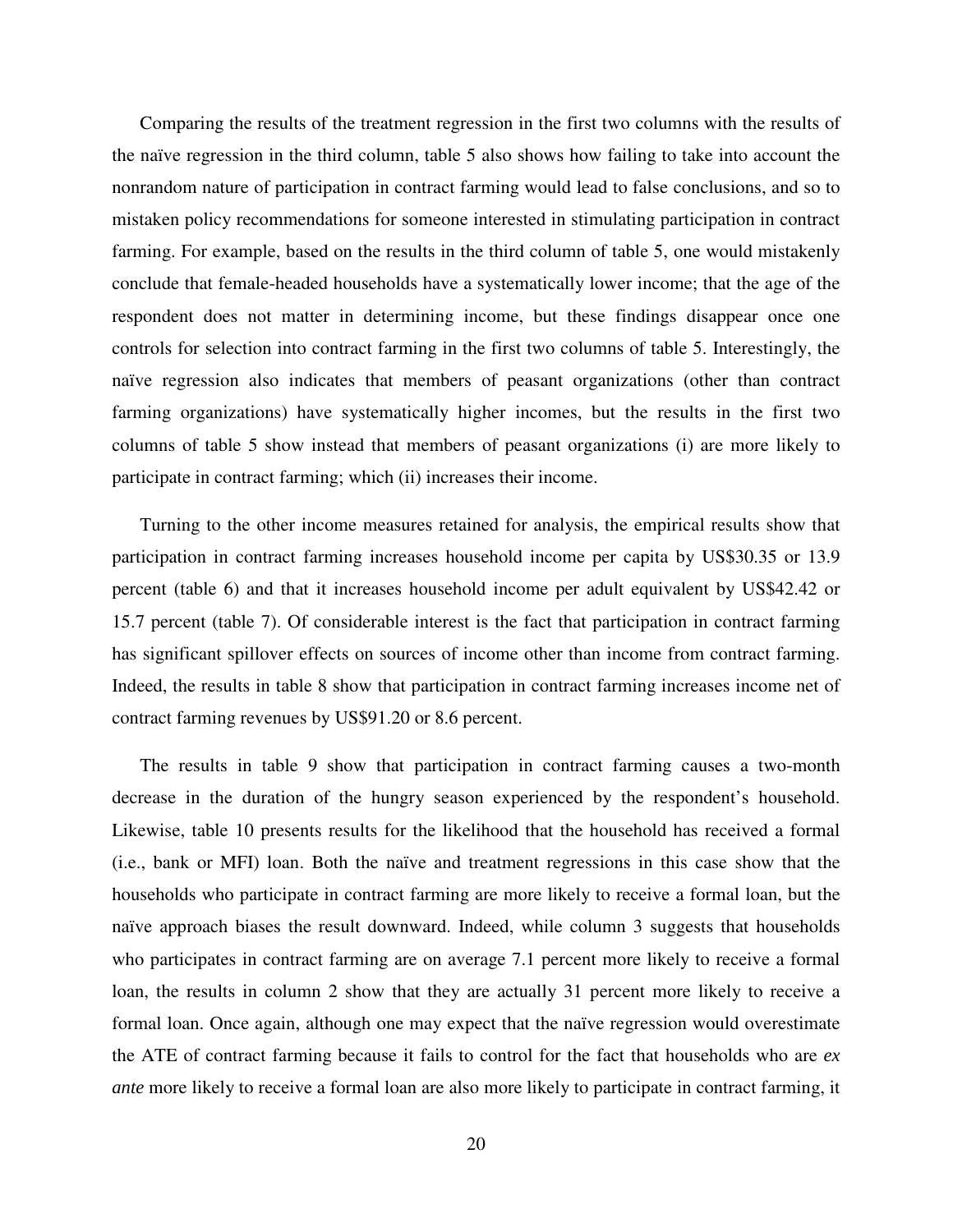Comparing the results of the treatment regression in the first two columns with the results of the naïve regression in the third column, table 5 also shows how failing to take into account the nonrandom nature of participation in contract farming would lead to false conclusions, and so to mistaken policy recommendations for someone interested in stimulating participation in contract farming. For example, based on the results in the third column of table 5, one would mistakenly conclude that female-headed households have a systematically lower income; that the age of the respondent does not matter in determining income, but these findings disappear once one controls for selection into contract farming in the first two columns of table 5. Interestingly, the naïve regression also indicates that members of peasant organizations (other than contract farming organizations) have systematically higher incomes, but the results in the first two columns of table 5 show instead that members of peasant organizations (i) are more likely to participate in contract farming; which (ii) increases their income.

Turning to the other income measures retained for analysis, the empirical results show that participation in contract farming increases household income per capita by US$30.35 or 13.9 percent (table 6) and that it increases household income per adult equivalent by US$42.42 or 15.7 percent (table 7). Of considerable interest is the fact that participation in contract farming has significant spillover effects on sources of income other than income from contract farming. Indeed, the results in table 8 show that participation in contract farming increases income net of contract farming revenues by US$91.20 or 8.6 percent.

The results in table 9 show that participation in contract farming causes a two-month decrease in the duration of the hungry season experienced by the respondent's household. Likewise, table 10 presents results for the likelihood that the household has received a formal (i.e., bank or MFI) loan. Both the naïve and treatment regressions in this case show that the households who participate in contract farming are more likely to receive a formal loan, but the naïve approach biases the result downward. Indeed, while column 3 suggests that households who participates in contract farming are on average 7.1 percent more likely to receive a formal loan, the results in column 2 show that they are actually 31 percent more likely to receive a formal loan. Once again, although one may expect that the naïve regression would overestimate the ATE of contract farming because it fails to control for the fact that households who are *ex ante* more likely to receive a formal loan are also more likely to participate in contract farming, it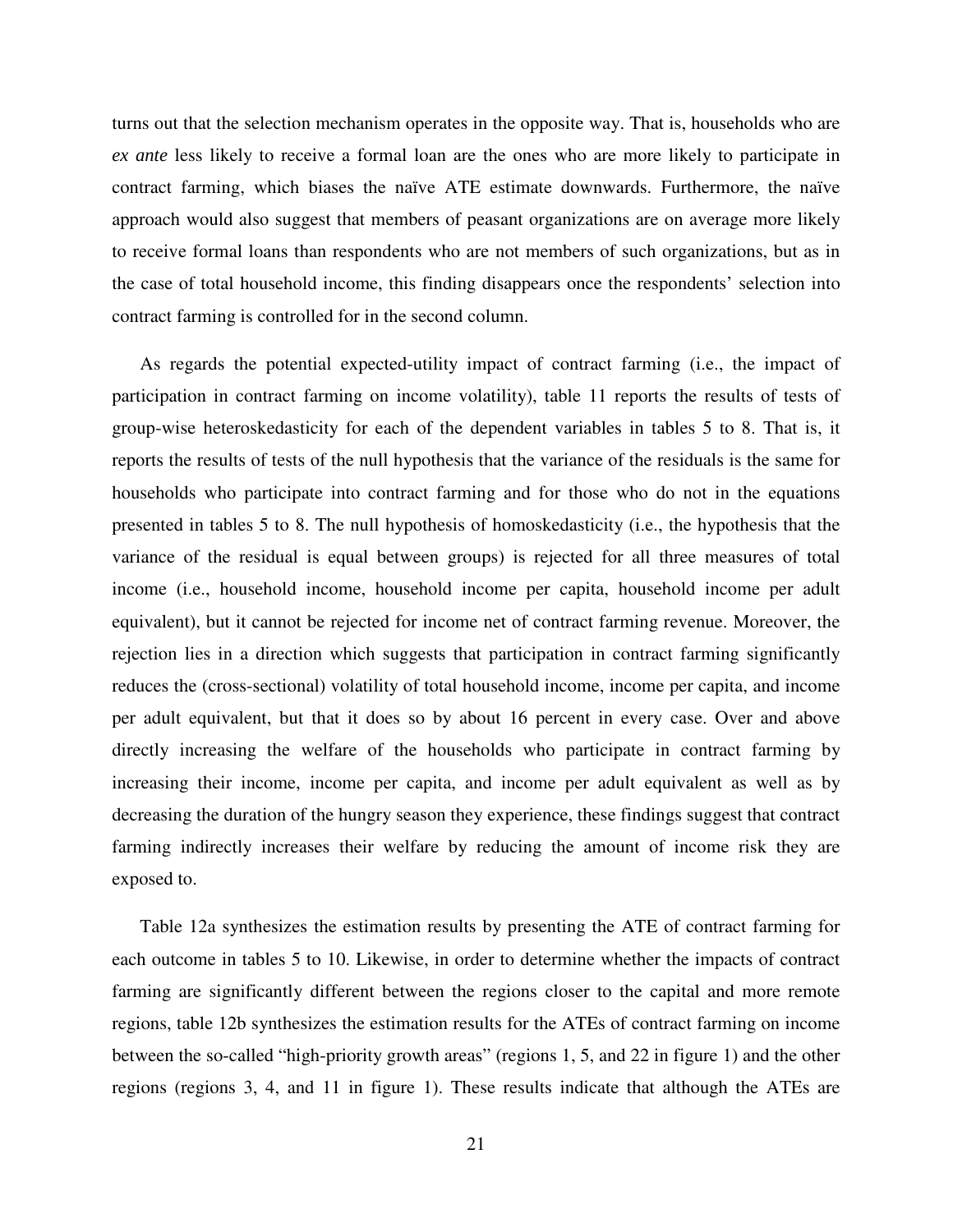turns out that the selection mechanism operates in the opposite way. That is, households who are *ex ante* less likely to receive a formal loan are the ones who are more likely to participate in contract farming, which biases the naïve ATE estimate downwards. Furthermore, the naïve approach would also suggest that members of peasant organizations are on average more likely to receive formal loans than respondents who are not members of such organizations, but as in the case of total household income, this finding disappears once the respondents' selection into contract farming is controlled for in the second column.

As regards the potential expected-utility impact of contract farming (i.e., the impact of participation in contract farming on income volatility), table 11 reports the results of tests of group-wise heteroskedasticity for each of the dependent variables in tables 5 to 8. That is, it reports the results of tests of the null hypothesis that the variance of the residuals is the same for households who participate into contract farming and for those who do not in the equations presented in tables 5 to 8. The null hypothesis of homoskedasticity (i.e., the hypothesis that the variance of the residual is equal between groups) is rejected for all three measures of total income (i.e., household income, household income per capita, household income per adult equivalent), but it cannot be rejected for income net of contract farming revenue. Moreover, the rejection lies in a direction which suggests that participation in contract farming significantly reduces the (cross-sectional) volatility of total household income, income per capita, and income per adult equivalent, but that it does so by about 16 percent in every case. Over and above directly increasing the welfare of the households who participate in contract farming by increasing their income, income per capita, and income per adult equivalent as well as by decreasing the duration of the hungry season they experience, these findings suggest that contract farming indirectly increases their welfare by reducing the amount of income risk they are exposed to.

Table 12a synthesizes the estimation results by presenting the ATE of contract farming for each outcome in tables 5 to 10. Likewise, in order to determine whether the impacts of contract farming are significantly different between the regions closer to the capital and more remote regions, table 12b synthesizes the estimation results for the ATEs of contract farming on income between the so-called "high-priority growth areas" (regions 1, 5, and 22 in figure 1) and the other regions (regions 3, 4, and 11 in figure 1). These results indicate that although the ATEs are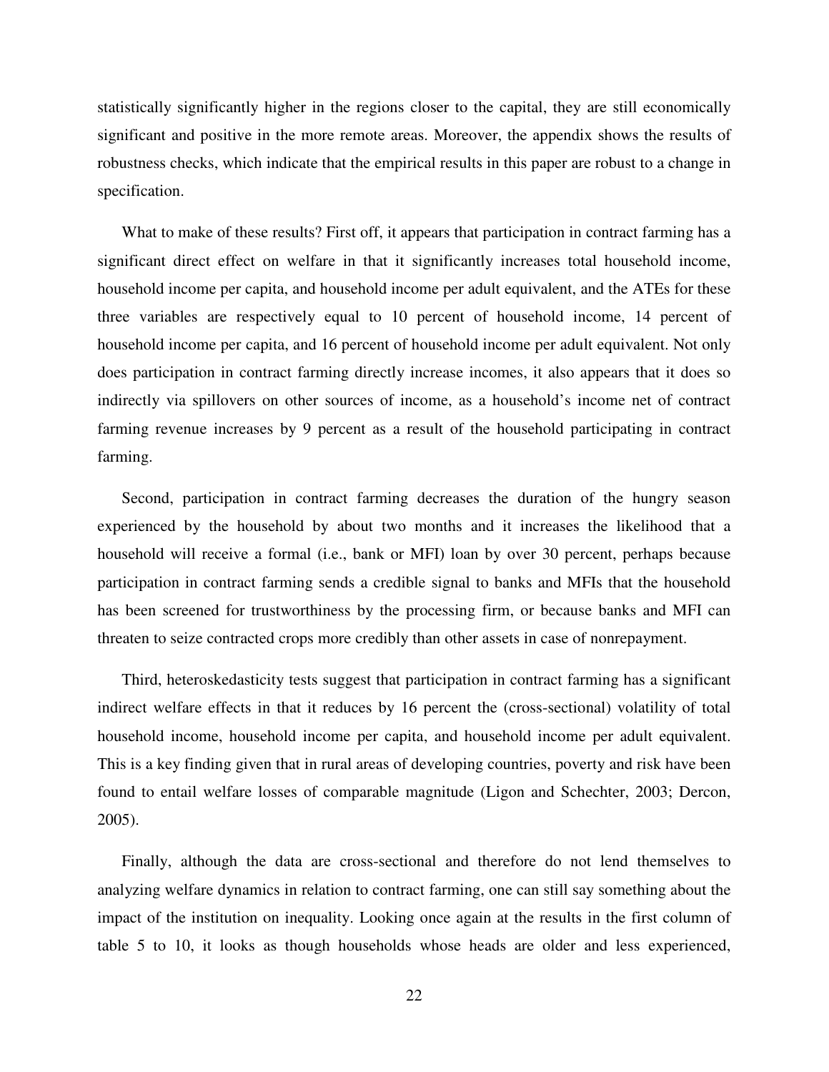statistically significantly higher in the regions closer to the capital, they are still economically significant and positive in the more remote areas. Moreover, the appendix shows the results of robustness checks, which indicate that the empirical results in this paper are robust to a change in specification.

What to make of these results? First off, it appears that participation in contract farming has a significant direct effect on welfare in that it significantly increases total household income, household income per capita, and household income per adult equivalent, and the ATEs for these three variables are respectively equal to 10 percent of household income, 14 percent of household income per capita, and 16 percent of household income per adult equivalent. Not only does participation in contract farming directly increase incomes, it also appears that it does so indirectly via spillovers on other sources of income, as a household's income net of contract farming revenue increases by 9 percent as a result of the household participating in contract farming.

Second, participation in contract farming decreases the duration of the hungry season experienced by the household by about two months and it increases the likelihood that a household will receive a formal (i.e., bank or MFI) loan by over 30 percent, perhaps because participation in contract farming sends a credible signal to banks and MFIs that the household has been screened for trustworthiness by the processing firm, or because banks and MFI can threaten to seize contracted crops more credibly than other assets in case of nonrepayment.

Third, heteroskedasticity tests suggest that participation in contract farming has a significant indirect welfare effects in that it reduces by 16 percent the (cross-sectional) volatility of total household income, household income per capita, and household income per adult equivalent. This is a key finding given that in rural areas of developing countries, poverty and risk have been found to entail welfare losses of comparable magnitude (Ligon and Schechter, 2003; Dercon, 2005).

Finally, although the data are cross-sectional and therefore do not lend themselves to analyzing welfare dynamics in relation to contract farming, one can still say something about the impact of the institution on inequality. Looking once again at the results in the first column of table 5 to 10, it looks as though households whose heads are older and less experienced,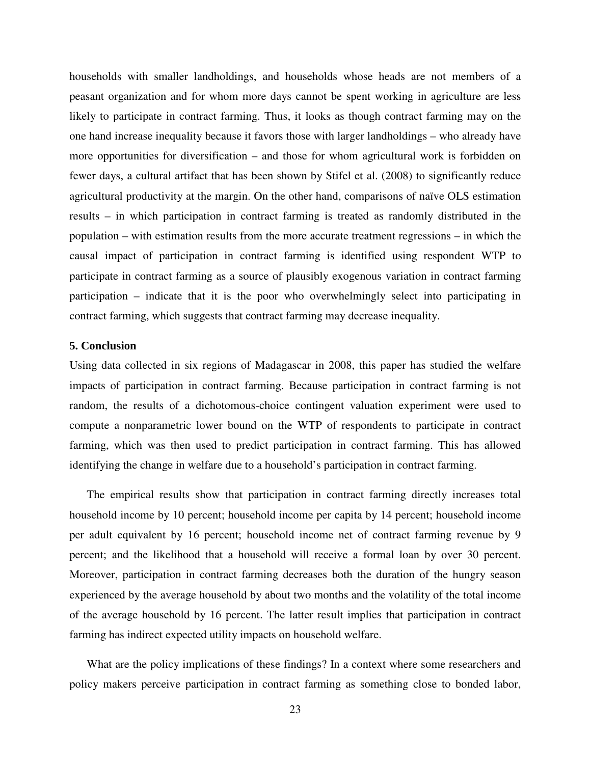households with smaller landholdings, and households whose heads are not members of a peasant organization and for whom more days cannot be spent working in agriculture are less likely to participate in contract farming. Thus, it looks as though contract farming may on the one hand increase inequality because it favors those with larger landholdings – who already have more opportunities for diversification – and those for whom agricultural work is forbidden on fewer days, a cultural artifact that has been shown by Stifel et al. (2008) to significantly reduce agricultural productivity at the margin. On the other hand, comparisons of naïve OLS estimation results – in which participation in contract farming is treated as randomly distributed in the population – with estimation results from the more accurate treatment regressions – in which the causal impact of participation in contract farming is identified using respondent WTP to participate in contract farming as a source of plausibly exogenous variation in contract farming participation – indicate that it is the poor who overwhelmingly select into participating in contract farming, which suggests that contract farming may decrease inequality.

## 5. Conclusion

Using data collected in six regions of Madagascar in 2008, this paper has studied the welfare impacts of participation in contract farming. Because participation in contract farming is not random, the results of a dichotomous-choice contingent valuation experiment were used to compute a nonparametric lower bound on the WTP of respondents to participate in contract farming, which was then used to predict participation in contract farming. This has allowed identifying the change in welfare due to a household's participation in contract farming.

The empirical results show that participation in contract farming directly increases total household income by 10 percent; household income per capita by 14 percent; household income per adult equivalent by 16 percent; household income net of contract farming revenue by 9 percent; and the likelihood that a household will receive a formal loan by over 30 percent. Moreover, participation in contract farming decreases both the duration of the hungry season experienced by the average household by about two months and the volatility of the total income of the average household by 16 percent. The latter result implies that participation in contract farming has indirect expected utility impacts on household welfare.

What are the policy implications of these findings? In a context where some researchers and policy makers perceive participation in contract farming as something close to bonded labor,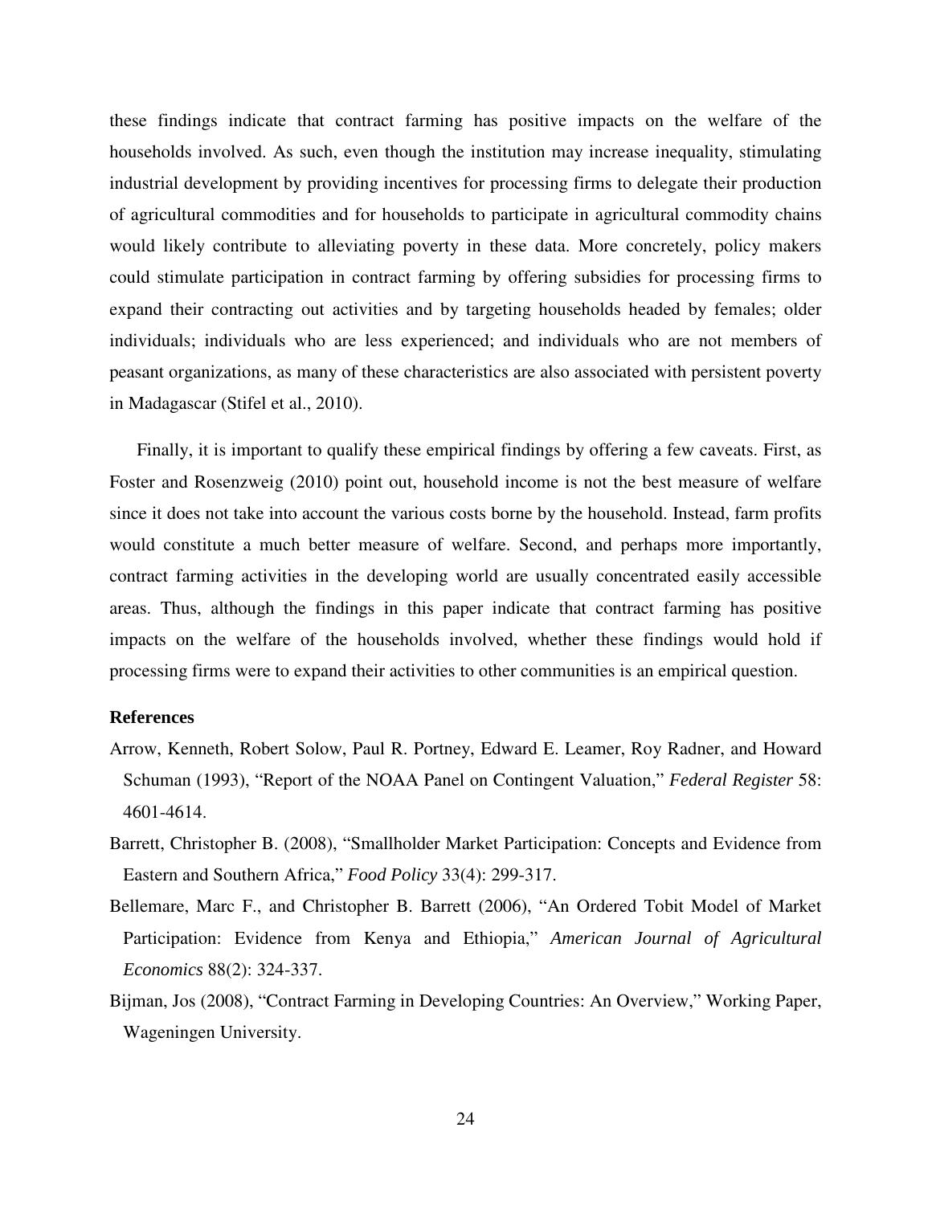these findings indicate that contract farming has positive impacts on the welfare of the households involved. As such, even though the institution may increase inequality, stimulating industrial development by providing incentives for processing firms to delegate their production of agricultural commodities and for households to participate in agricultural commodity chains would likely contribute to alleviating poverty in these data. More concretely, policy makers could stimulate participation in contract farming by offering subsidies for processing firms to expand their contracting out activities and by targeting households headed by females; older individuals; individuals who are less experienced; and individuals who are not members of peasant organizations, as many of these characteristics are also associated with persistent poverty in Madagascar (Stifel et al., 2010).

Finally, it is important to qualify these empirical findings by offering a few caveats. First, as Foster and Rosenzweig (2010) point out, household income is not the best measure of welfare since it does not take into account the various costs borne by the household. Instead, farm profits would constitute a much better measure of welfare. Second, and perhaps more importantly, contract farming activities in the developing world are usually concentrated easily accessible areas. Thus, although the findings in this paper indicate that contract farming has positive impacts on the welfare of the households involved, whether these findings would hold if processing firms were to expand their activities to other communities is an empirical question.

**References**

Arrow, Kenneth, Robert Solow, Paul R. Portney, Edward E. Leamer, Roy Radner, and Howard Schuman (1993), "Report of the NOAA Panel on Contingent Valuation," *Federal Register* 58: 4601-4614.

Barrett, Christopher B. (2008), "Smallholder Market Participation: Concepts and Evidence from Eastern and Southern Africa," *Food Policy* 33(4): 299-317.

Bellemare, Marc F., and Christopher B. Barrett (2006), "An Ordered Tobit Model of Market Participation: Evidence from Kenya and Ethiopia," *American Journal of Agricultural Economics* 88(2): 324-337.

Bijman, Jos (2008), "Contract Farming in Developing Countries: An Overview," Working Paper, Wageningen University.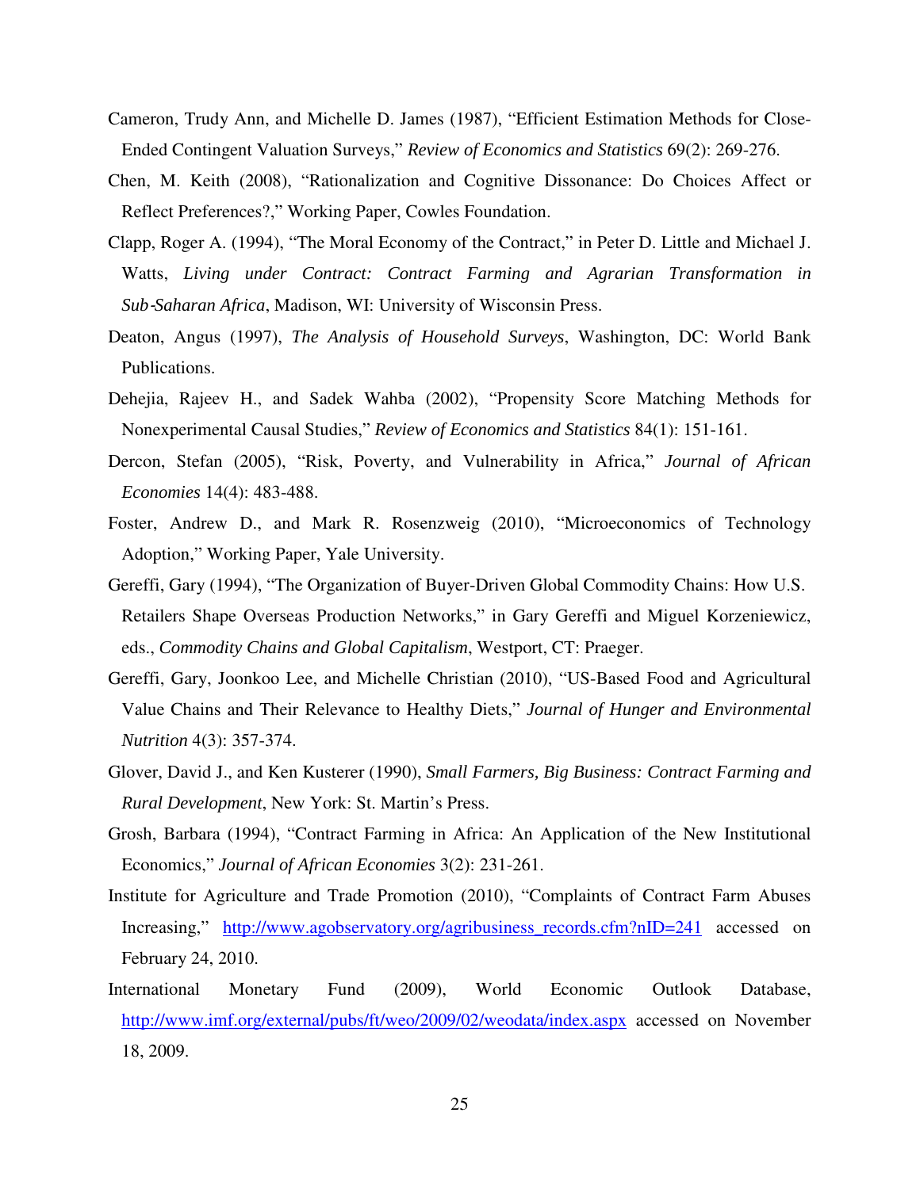Cameron, Trudy Ann, and Michelle D. James (1987), "Efficient Estimation Methods for Close-Ended Contingent Valuation Surveys," *Review of Economics and Statistics* 69(2): 269-276.

Chen, M. Keith (2008), "Rationalization and Cognitive Dissonance: Do Choices Affect or Reflect Preferences?," Working Paper, Cowles Foundation.

Clapp, Roger A. (1994), "The Moral Economy of the Contract," in Peter D. Little and Michael J. Watts, *Living under Contract: Contract Farming and Agrarian Transformation in Sub-Saharan Africa*, Madison, WI: University of Wisconsin Press.

Deaton, Angus (1997), *The Analysis of Household Surveys*, Washington, DC: World Bank Publications.

Dehejia, Rajeev H., and Sadek Wahba (2002), "Propensity Score Matching Methods for Nonexperimental Causal Studies," *Review of Economics and Statistics* 84(1): 151-161.

Dercon, Stefan (2005), "Risk, Poverty, and Vulnerability in Africa," *Journal of African Economies* 14(4): 483-488.

Foster, Andrew D., and Mark R. Rosenzweig (2010), "Microeconomics of Technology Adoption," Working Paper, Yale University.

Gereffi, Gary (1994), "The Organization of Buyer-Driven Global Commodity Chains: How U.S. Retailers Shape Overseas Production Networks," in Gary Gereffi and Miguel Korzeniewicz, eds., *Commodity Chains and Global Capitalism*, Westport, CT: Praeger.

Gereffi, Gary, Joonkoo Lee, and Michelle Christian (2010), "US-Based Food and Agricultural Value Chains and Their Relevance to Healthy Diets," *Journal of Hunger and Environmental Nutrition* 4(3): 357-374.

Glover, David J., and Ken Kusterer (1990), *Small Farmers, Big Business: Contract Farming and Rural Development*, New York: St. Martin's Press.

Grosh, Barbara (1994), "Contract Farming in Africa: An Application of the New Institutional Economics," *Journal of African Economies* 3(2): 231-261.

Institute for Agriculture and Trade Promotion (2010), "Complaints of Contract Farm Abuses Increasing," http://www.agobservatory.org/agribusiness_records.cfm?nID=241 accessed on February 24, 2010.

International Monetary Fund (2009), World Economic Outlook Database, http://www.imf.org/external/pubs/ft/weo/2009/02/weodata/index.aspx accessed on November 18, 2009.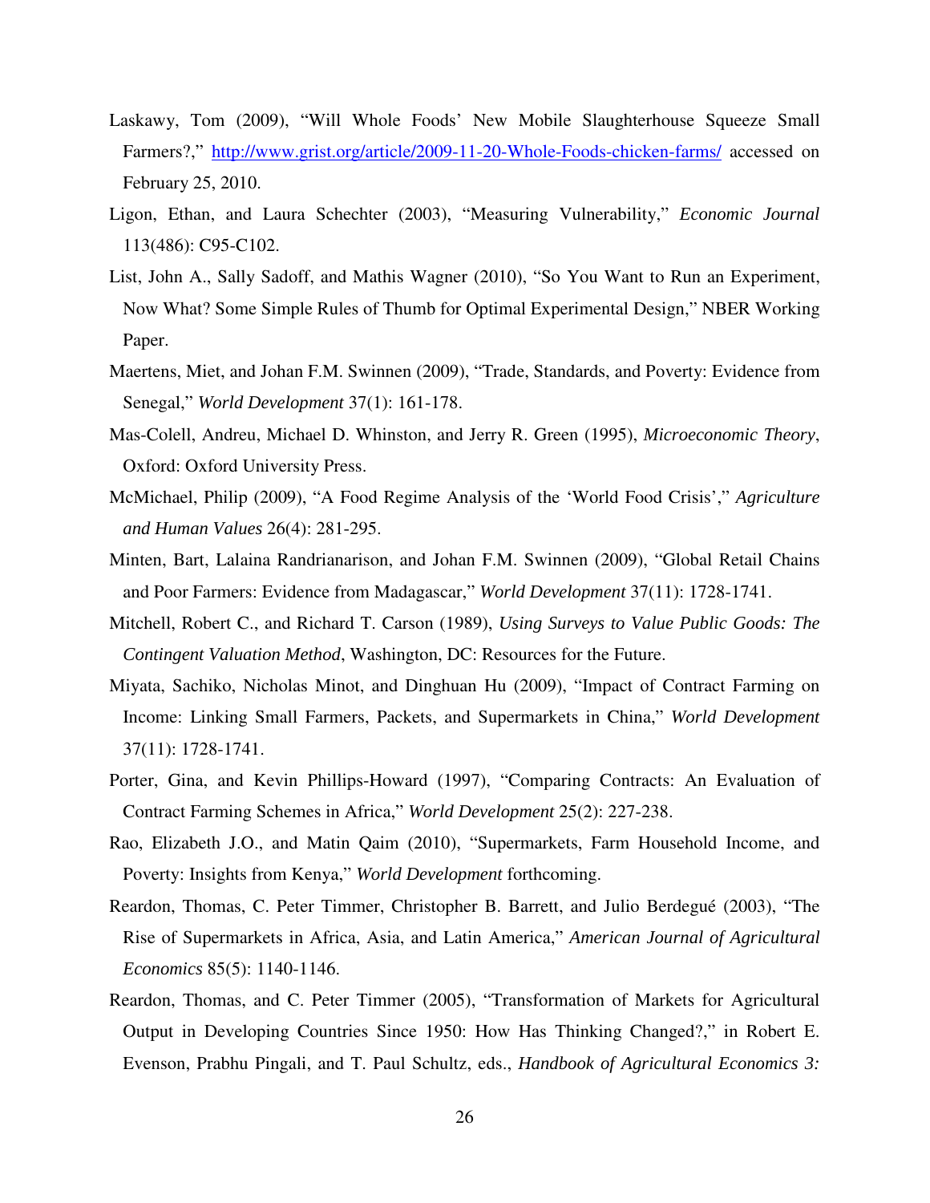Laskawy, Tom (2009), "Will Whole Foods' New Mobile Slaughterhouse Squeeze Small Farmers?," http://www.grist.org/article/2009-11-20-Whole-Foods-chicken-farms/ accessed on February 25, 2010.

Ligon, Ethan, and Laura Schechter (2003), "Measuring Vulnerability," *Economic Journal* 113(486): C95-C102.

List, John A., Sally Sadoff, and Mathis Wagner (2010), "So You Want to Run an Experiment, Now What? Some Simple Rules of Thumb for Optimal Experimental Design," NBER Working Paper.

Maertens, Miet, and Johan F.M. Swinnen (2009), "Trade, Standards, and Poverty: Evidence from Senegal," *World Development* 37(1): 161-178.

Mas-Colell, Andreu, Michael D. Whinston, and Jerry R. Green (1995), *Microeconomic Theory*, Oxford: Oxford University Press.

McMichael, Philip (2009), "A Food Regime Analysis of the 'World Food Crisis'," *Agriculture and Human Values* 26(4): 281-295.

Minten, Bart, Lalaina Randrianarison, and Johan F.M. Swinnen (2009), "Global Retail Chains and Poor Farmers: Evidence from Madagascar," *World Development* 37(11): 1728-1741.

Mitchell, Robert C., and Richard T. Carson (1989), *Using Surveys to Value Public Goods: The Contingent Valuation Method*, Washington, DC: Resources for the Future.

Miyata, Sachiko, Nicholas Minot, and Dinghuan Hu (2009), "Impact of Contract Farming on Income: Linking Small Farmers, Packets, and Supermarkets in China," *World Development* 37(11): 1728-1741.

Porter, Gina, and Kevin Phillips-Howard (1997), "Comparing Contracts: An Evaluation of Contract Farming Schemes in Africa," *World Development* 25(2): 227-238.

Rao, Elizabeth J.O., and Matin Qaim (2010), "Supermarkets, Farm Household Income, and Poverty: Insights from Kenya," *World Development* forthcoming.

Reardon, Thomas, C. Peter Timmer, Christopher B. Barrett, and Julio Berdegué (2003), "The Rise of Supermarkets in Africa, Asia, and Latin America," *American Journal of Agricultural Economics* 85(5): 1140-1146.

Reardon, Thomas, and C. Peter Timmer (2005), "Transformation of Markets for Agricultural Output in Developing Countries Since 1950: How Has Thinking Changed?," in Robert E. Evenson, Prabhu Pingali, and T. Paul Schultz, eds., *Handbook of Agricultural Economics 3:*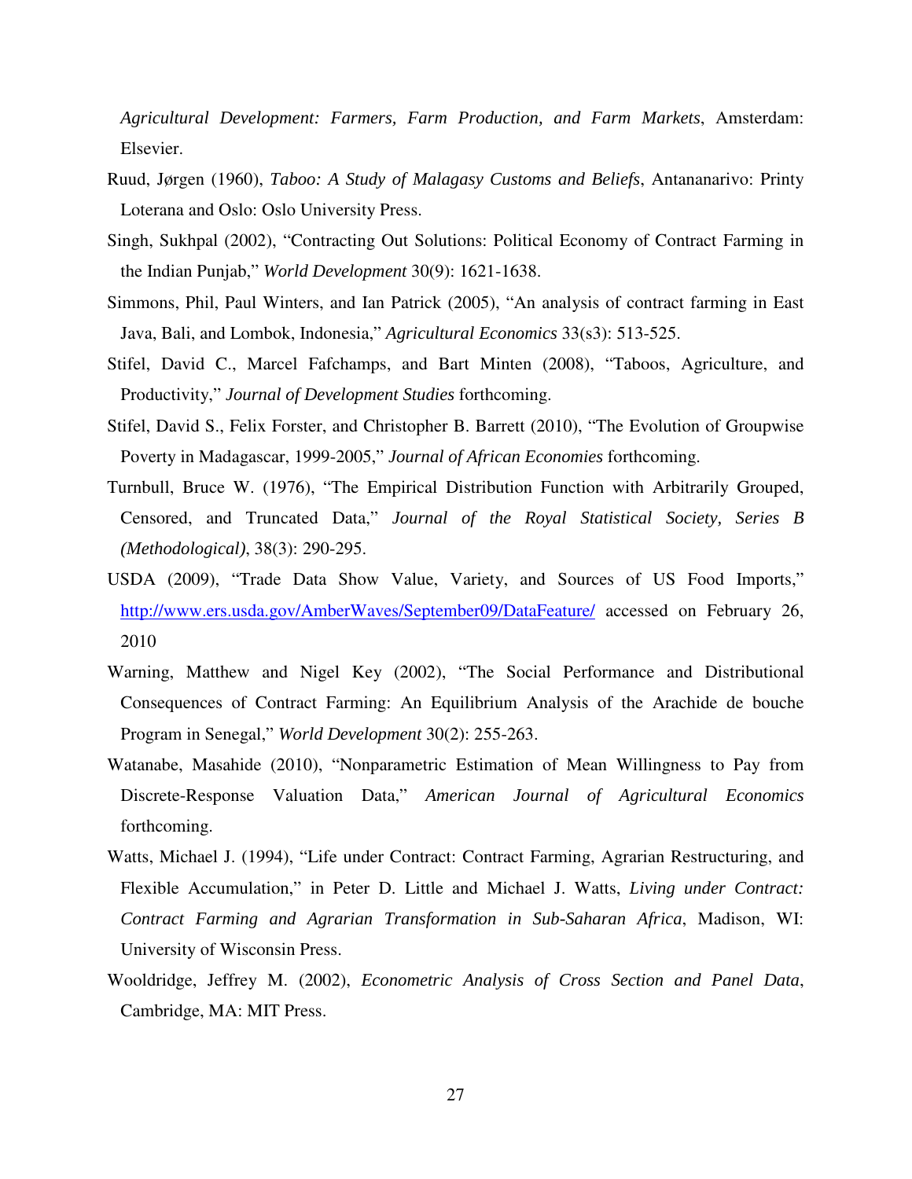*Agricultural Development: Farmers, Farm Production, and Farm Markets*, Amsterdam: Elsevier.

Ruud, Jørgen (1960), *Taboo: A Study of Malagasy Customs and Beliefs*, Antananarivo: Printy Loterana and Oslo: Oslo University Press.

Singh, Sukhpal (2002), "Contracting Out Solutions: Political Economy of Contract Farming in the Indian Punjab," *World Development* 30(9): 1621-1638.

Simmons, Phil, Paul Winters, and Ian Patrick (2005), "An analysis of contract farming in East Java, Bali, and Lombok, Indonesia," *Agricultural Economics* 33(s3): 513-525.

Stifel, David C., Marcel Fafchamps, and Bart Minten (2008), "Taboos, Agriculture, and Productivity," *Journal of Development Studies* forthcoming.

Stifel, David S., Felix Forster, and Christopher B. Barrett (2010), "The Evolution of Groupwise Poverty in Madagascar, 1999-2005," *Journal of African Economies* forthcoming.

Turnbull, Bruce W. (1976), "The Empirical Distribution Function with Arbitrarily Grouped, Censored, and Truncated Data," *Journal of the Royal Statistical Society, Series B (Methodological)*, 38(3): 290-295.

USDA (2009), "Trade Data Show Value, Variety, and Sources of US Food Imports," http://www.ers.usda.gov/AmberWaves/September09/DataFeature/ accessed on February 26, 2010

Warning, Matthew and Nigel Key (2002), "The Social Performance and Distributional Consequences of Contract Farming: An Equilibrium Analysis of the Arachide de bouche Program in Senegal," *World Development* 30(2): 255-263.

Watanabe, Masahide (2010), "Nonparametric Estimation of Mean Willingness to Pay from Discrete-Response Valuation Data," *American Journal of Agricultural Economics* forthcoming.

Watts, Michael J. (1994), "Life under Contract: Contract Farming, Agrarian Restructuring, and Flexible Accumulation," in Peter D. Little and Michael J. Watts, *Living under Contract: Contract Farming and Agrarian Transformation in Sub-Saharan Africa*, Madison, WI: University of Wisconsin Press.

Wooldridge, Jeffrey M. (2002), *Econometric Analysis of Cross Section and Panel Data*, Cambridge, MA: MIT Press.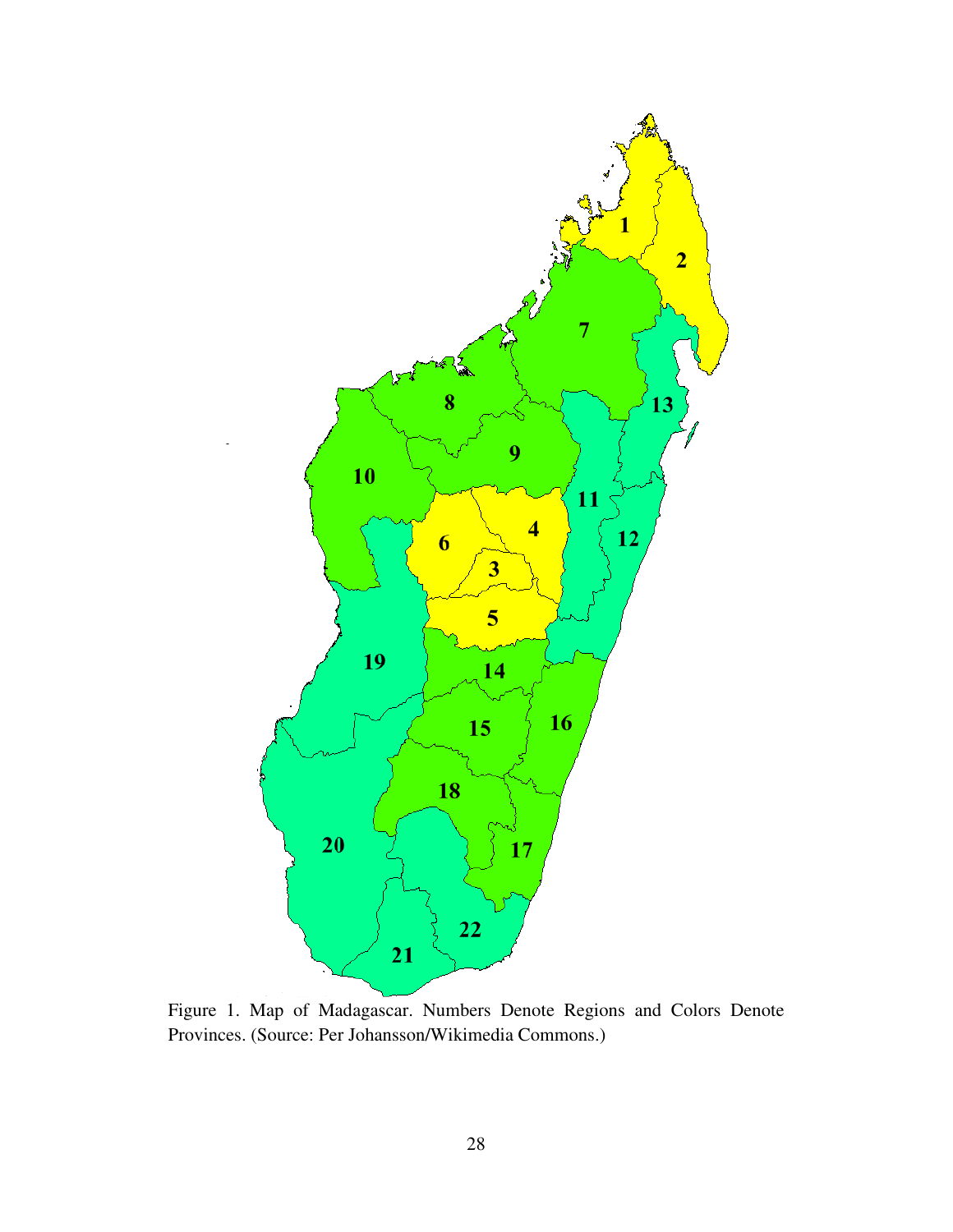Figure 1. Map of Madagascar. Numbers Denote Regions and Colors Denote Provinces. (Source: Per Johansson/Wikimedia Commons.)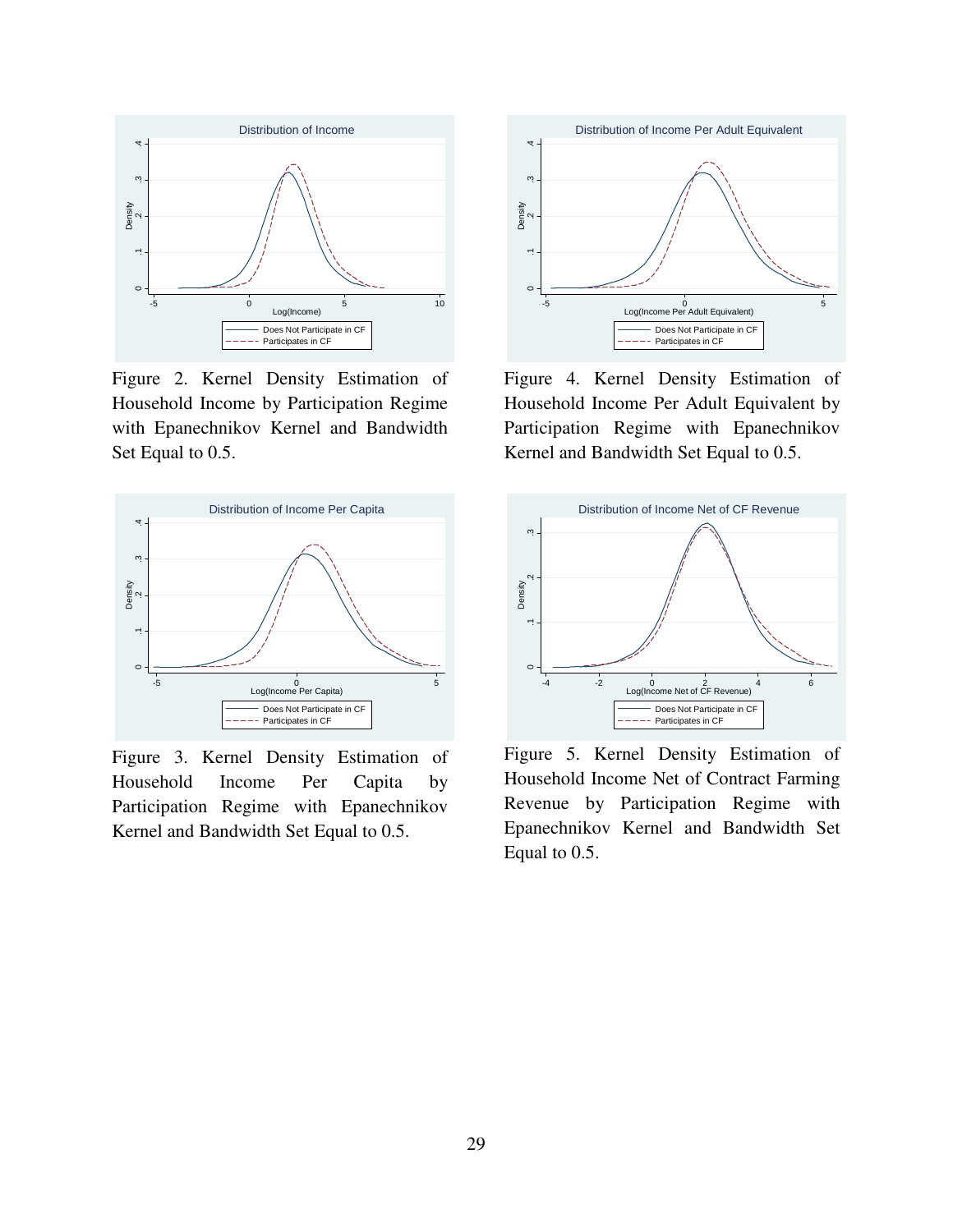Figure 2. Kernel Density Estimation of Household Income by Participation Regime with Epanechnikov Kernel and Bandwidth Set Equal to 0.5.

Figure 4. Kernel Density Estimation of Household Income Per Adult Equivalent by Participation Regime with Epanechnikov Kernel and Bandwidth Set Equal to 0.5.

Figure 3. Kernel Density Estimation of Household Income Per Capita by Participation Regime with Epanechnikov Kernel and Bandwidth Set Equal to 0.5.

Figure 5. Kernel Density Estimation of Household Income Net of Contract Farming Revenue by Participation Regime with Epanechnikov Kernel and Bandwidth Set Equal to 0.5.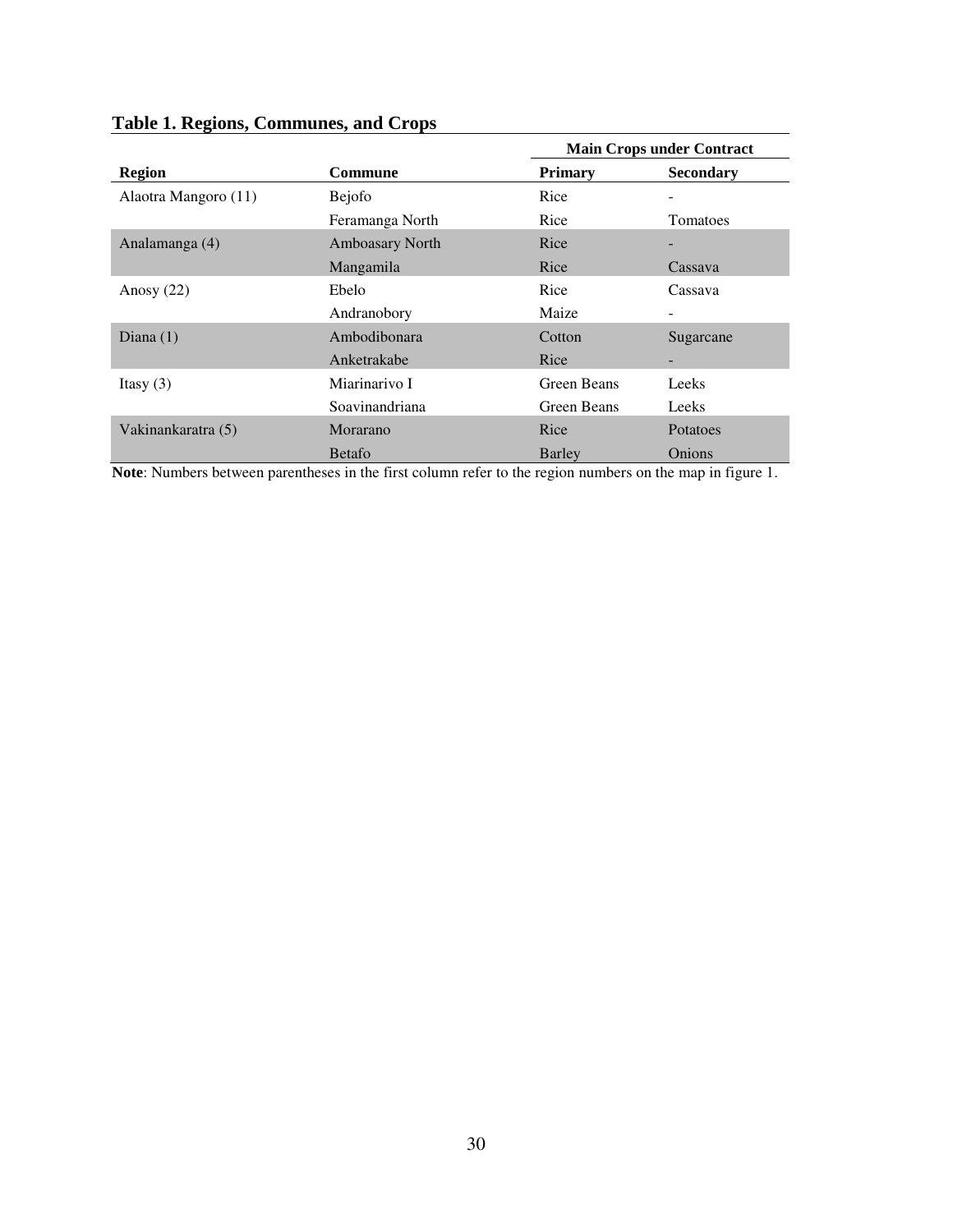**Table 1. Regions, Communes, and Crops**

| | | Main Crops under Contract | |
|---|---|---|---|
| **Region** | **Commune** | **Primary** | **Secondary** |
| Alaotra Mangoro (11) | Bejofo | Rice | - |
| | Feramanga North | Rice | Tomatoes |
| Analamanga (4) | Amboasary North | Rice | - |
| | Mangamila | Rice | Cassava |
| Anosy (22) | Ebelo | Rice | Cassava |
| | Andranobory | Maize | - |
| Diana (1) | Ambodibonara | Cotton | Sugarcane |
| | Anketrakabe | Rice | - |
| Itasy (3) | Miarinarivo I | Green Beans | Leeks |
| | Soavinandriana | Green Beans | Leeks |
| Vakinankaratra (5) | Morarano | Rice | Potatoes |
| | Betafo | Barley | Onions |

**Note**: Numbers between parentheses in the first column refer to the region numbers on the map in figure 1.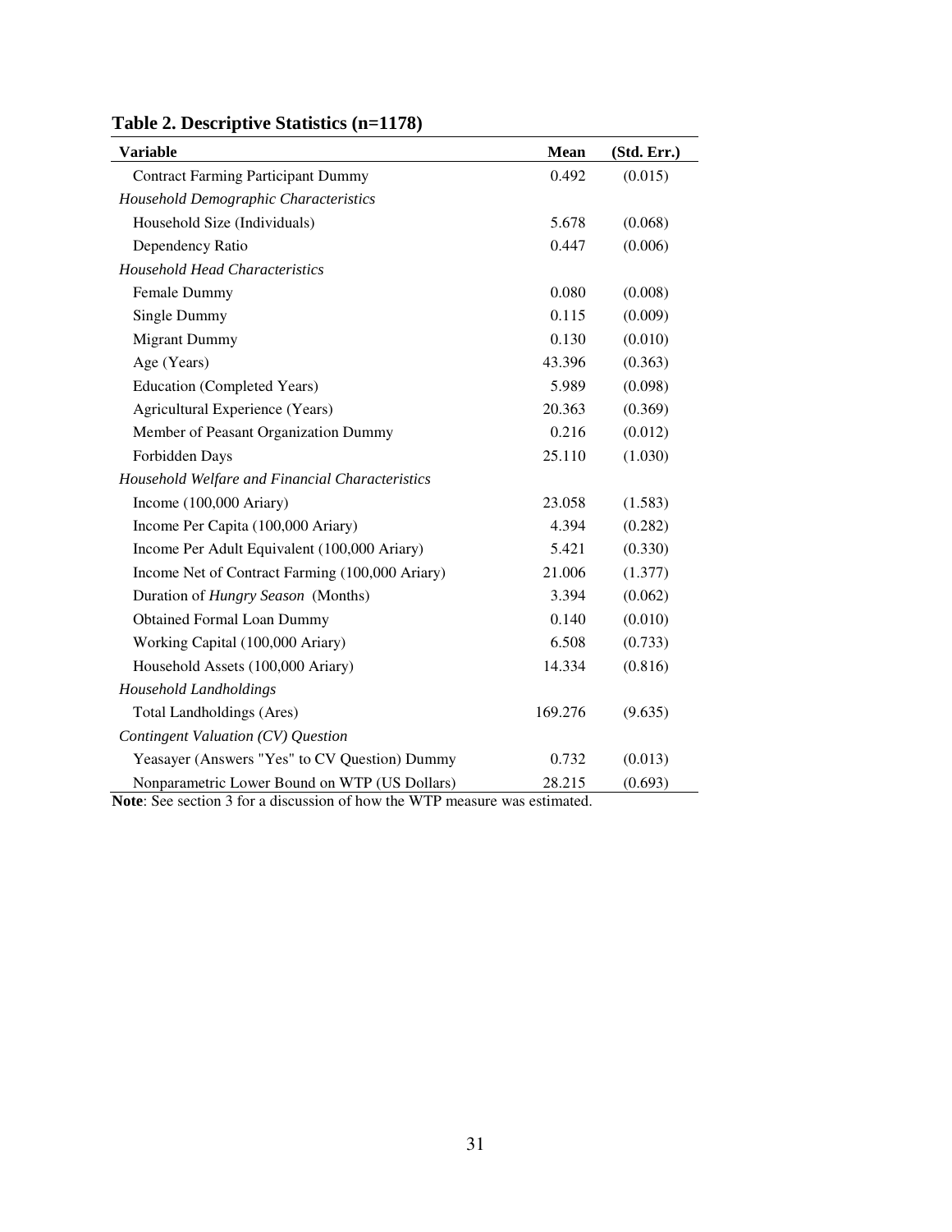**Table 2. Descriptive Statistics (n=1178)**

| Variable | Mean | (Std. Err.) |
|---|---|---|
| Contract Farming Participant Dummy | 0.492 | (0.015) |
| *Household Demographic Characteristics* | | |
| Household Size (Individuals) | 5.678 | (0.068) |
| Dependency Ratio | 0.447 | (0.006) |
| *Household Head Characteristics* | | |
| Female Dummy | 0.080 | (0.008) |
| Single Dummy | 0.115 | (0.009) |
| Migrant Dummy | 0.130 | (0.010) |
| Age (Years) | 43.396 | (0.363) |
| Education (Completed Years) | 5.989 | (0.098) |
| Agricultural Experience (Years) | 20.363 | (0.369) |
| Member of Peasant Organization Dummy | 0.216 | (0.012) |
| Forbidden Days | 25.110 | (1.030) |
| *Household Welfare and Financial Characteristics* | | |
| Income (100,000 Ariary) | 23.058 | (1.583) |
| Income Per Capita (100,000 Ariary) | 4.394 | (0.282) |
| Income Per Adult Equivalent (100,000 Ariary) | 5.421 | (0.330) |
| Income Net of Contract Farming (100,000 Ariary) | 21.006 | (1.377) |
| Duration of *Hungry Season* (Months) | 3.394 | (0.062) |
| Obtained Formal Loan Dummy | 0.140 | (0.010) |
| Working Capital (100,000 Ariary) | 6.508 | (0.733) |
| Household Assets (100,000 Ariary) | 14.334 | (0.816) |
| *Household Landholdings* | | |
| Total Landholdings (Ares) | 169.276 | (9.635) |
| *Contingent Valuation (CV) Question* | | |
| Yeasayer (Answers "Yes" to CV Question) Dummy | 0.732 | (0.013) |
| Nonparametric Lower Bound on WTP (US Dollars) | 28.215 | (0.693) |

**Note**: See section 3 for a discussion of how the WTP measure was estimated.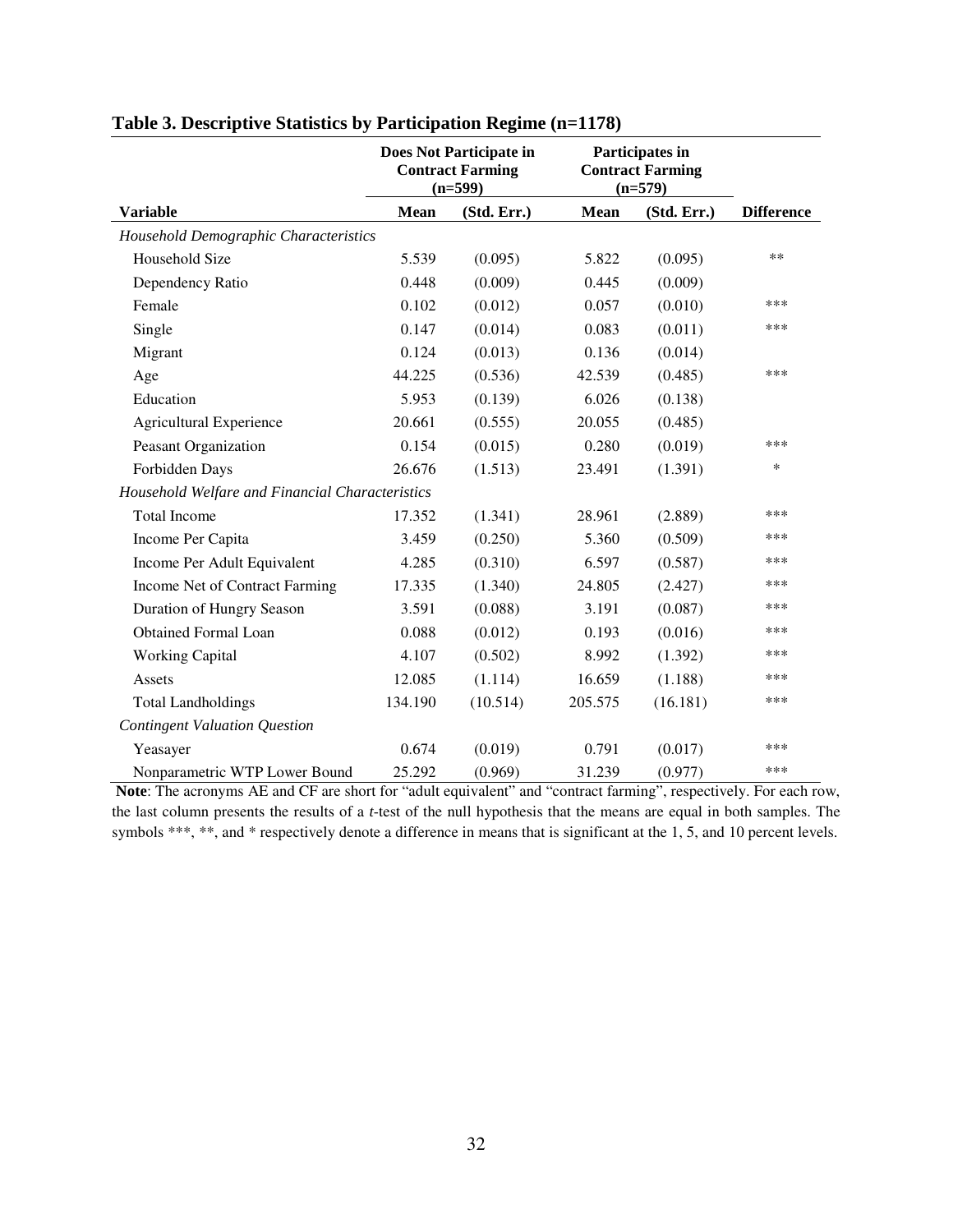**Table 3. Descriptive Statistics by Participation Regime (n=1178)**

| | Does Not Participate in Contract Farming (n=599) | | Participates in Contract Farming (n=579) | | |
|---|---|---|---|---|---|
| **Variable** | **Mean** | **(Std. Err.)** | **Mean** | **(Std. Err.)** | **Difference** |
| *Household Demographic Characteristics* | | | | | |
| Household Size | 5.539 | (0.095) | 5.822 | (0.095) | ** |
| Dependency Ratio | 0.448 | (0.009) | 0.445 | (0.009) | |
| Female | 0.102 | (0.012) | 0.057 | (0.010) | *** |
| Single | 0.147 | (0.014) | 0.083 | (0.011) | *** |
| Migrant | 0.124 | (0.013) | 0.136 | (0.014) | |
| Age | 44.225 | (0.536) | 42.539 | (0.485) | *** |
| Education | 5.953 | (0.139) | 6.026 | (0.138) | |
| Agricultural Experience | 20.661 | (0.555) | 20.055 | (0.485) | |
| Peasant Organization | 0.154 | (0.015) | 0.280 | (0.019) | *** |
| Forbidden Days | 26.676 | (1.513) | 23.491 | (1.391) | * |
| *Household Welfare and Financial Characteristics* | | | | | |
| Total Income | 17.352 | (1.341) | 28.961 | (2.889) | *** |
| Income Per Capita | 3.459 | (0.250) | 5.360 | (0.509) | *** |
| Income Per Adult Equivalent | 4.285 | (0.310) | 6.597 | (0.587) | *** |
| Income Net of Contract Farming | 17.335 | (1.340) | 24.805 | (2.427) | *** |
| Duration of Hungry Season | 3.591 | (0.088) | 3.191 | (0.087) | *** |
| Obtained Formal Loan | 0.088 | (0.012) | 0.193 | (0.016) | *** |
| Working Capital | 4.107 | (0.502) | 8.992 | (1.392) | *** |
| Assets | 12.085 | (1.114) | 16.659 | (1.188) | *** |
| Total Landholdings | 134.190 | (10.514) | 205.575 | (16.181) | *** |
| *Contingent Valuation Question* | | | | | |
| Yeasayer | 0.674 | (0.019) | 0.791 | (0.017) | *** |
| Nonparametric WTP Lower Bound | 25.292 | (0.969) | 31.239 | (0.977) | *** |

**Note**: The acronyms AE and CF are short for "adult equivalent" and "contract farming", respectively. For each row, the last column presents the results of a *t*-test of the null hypothesis that the means are equal in both samples. The symbols ***, **, and * respectively denote a difference in means that is significant at the 1, 5, and 10 percent levels.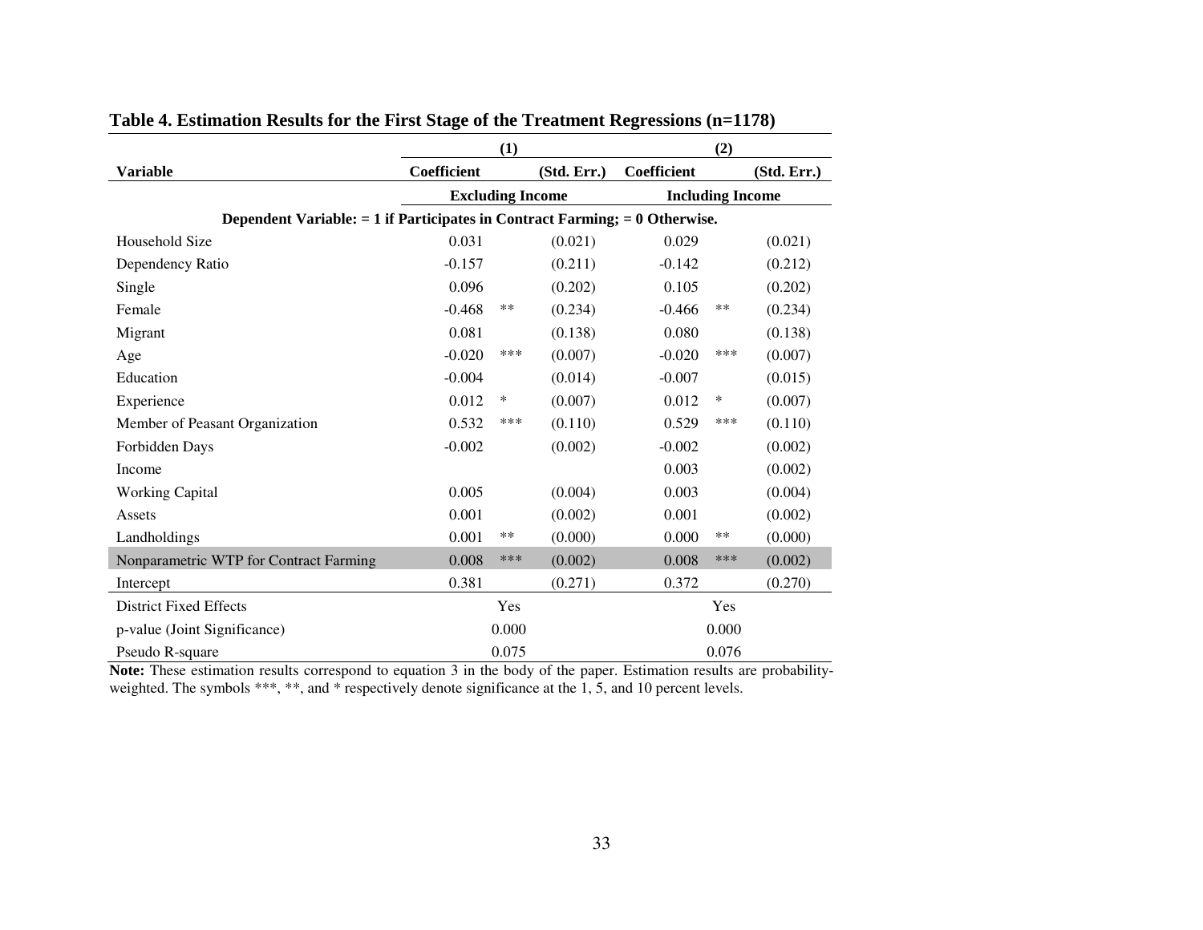**Table 4. Estimation Results for the First Stage of the Treatment Regressions (n=1178)**

| | (1) | | | (2) | | |
|---|---|---|---|---|---|---|
| **Variable** | **Coefficient** | | **(Std. Err.)** | **Coefficient** | | **(Std. Err.)** |
| | **Excluding Income** | | | **Including Income** | | |
| **Dependent Variable: = 1 if Participates in Contract Farming; = 0 Otherwise.** | | | | | | |
| Household Size | 0.031 | | (0.021) | 0.029 | | (0.021) |
| Dependency Ratio | -0.157 | | (0.211) | -0.142 | | (0.212) |
| Single | 0.096 | | (0.202) | 0.105 | | (0.202) |
| Female | -0.468 | ** | (0.234) | -0.466 | ** | (0.234) |
| Migrant | 0.081 | | (0.138) | 0.080 | | (0.138) |
| Age | -0.020 | *** | (0.007) | -0.020 | *** | (0.007) |
| Education | -0.004 | | (0.014) | -0.007 | | (0.015) |
| Experience | 0.012 | * | (0.007) | 0.012 | * | (0.007) |
| Member of Peasant Organization | 0.532 | *** | (0.110) | 0.529 | *** | (0.110) |
| Forbidden Days | -0.002 | | (0.002) | -0.002 | | (0.002) |
| Income | | | | 0.003 | | (0.002) |
| Working Capital | 0.005 | | (0.004) | 0.003 | | (0.004) |
| Assets | 0.001 | | (0.002) | 0.001 | | (0.002) |
| Landholdings | 0.001 | ** | (0.000) | 0.000 | ** | (0.000) |
| Nonparametric WTP for Contract Farming | 0.008 | *** | (0.002) | 0.008 | *** | (0.002) |
| Intercept | 0.381 | | (0.271) | 0.372 | | (0.270) |
| District Fixed Effects | Yes | | | Yes | | |
| p-value (Joint Significance) | 0.000 | | | 0.000 | | |
| Pseudo R-square | 0.075 | | | 0.076 | | |

**Note:** These estimation results correspond to equation 3 in the body of the paper. Estimation results are probability-weighted. The symbols ***, **, and * respectively denote significance at the 1, 5, and 10 percent levels.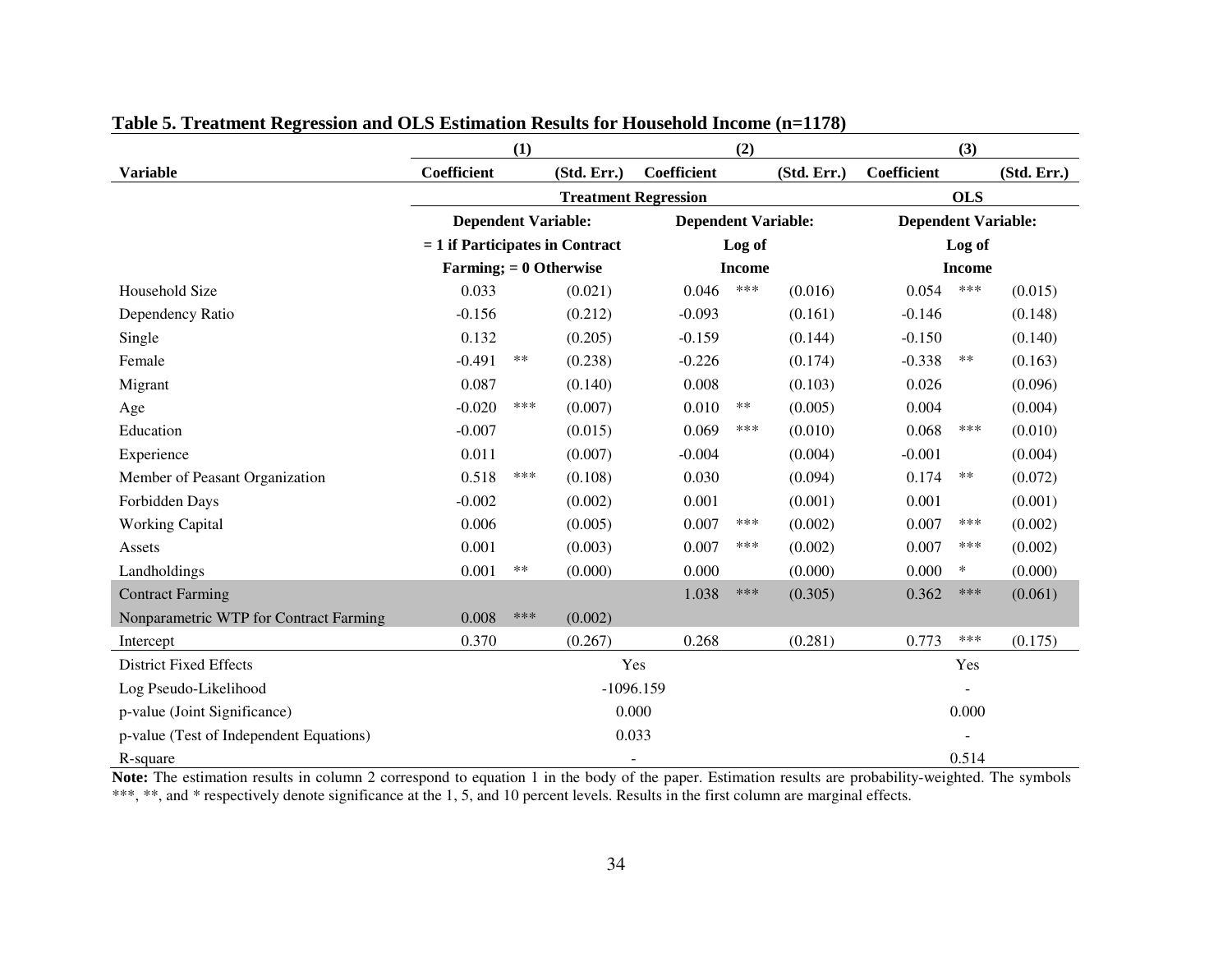**Table 5. Treatment Regression and OLS Estimation Results for Household Income (n=1178)**

| | (1) | | | (2) | | | (3) | | |
|---|---|---|---|---|---|---|---|---|---|
| **Variable** | **Coefficient** | | **(Std. Err.)** | **Coefficient** | | **(Std. Err.)** | **Coefficient** | | **(Std. Err.)** |
| | **Treatment Regression** | | | | | | **OLS** | | |
| | **Dependent Variable: = 1 if Participates in Contract Farming; = 0 Otherwise** | | | **Dependent Variable: Log of Income** | | | **Dependent Variable: Log of Income** | | |
| Household Size | 0.033 | | (0.021) | 0.046 | *** | (0.016) | 0.054 | *** | (0.015) |
| Dependency Ratio | -0.156 | | (0.212) | -0.093 | | (0.161) | -0.146 | | (0.148) |
| Single | 0.132 | | (0.205) | -0.159 | | (0.144) | -0.150 | | (0.140) |
| Female | -0.491 | ** | (0.238) | -0.226 | | (0.174) | -0.338 | ** | (0.163) |
| Migrant | 0.087 | | (0.140) | 0.008 | | (0.103) | 0.026 | | (0.096) |
| Age | -0.020 | *** | (0.007) | 0.010 | ** | (0.005) | 0.004 | | (0.004) |
| Education | -0.007 | | (0.015) | 0.069 | *** | (0.010) | 0.068 | *** | (0.010) |
| Experience | 0.011 | | (0.007) | -0.004 | | (0.004) | -0.001 | | (0.004) |
| Member of Peasant Organization | 0.518 | *** | (0.108) | 0.030 | | (0.094) | 0.174 | ** | (0.072) |
| Forbidden Days | -0.002 | | (0.002) | 0.001 | | (0.001) | 0.001 | | (0.001) |
| Working Capital | 0.006 | | (0.005) | 0.007 | *** | (0.002) | 0.007 | *** | (0.002) |
| Assets | 0.001 | | (0.003) | 0.007 | *** | (0.002) | 0.007 | *** | (0.002) |
| Landholdings | 0.001 | ** | (0.000) | 0.000 | | (0.000) | 0.000 | * | (0.000) |
| Contract Farming | | | | 1.038 | *** | (0.305) | 0.362 | *** | (0.061) |
| Nonparametric WTP for Contract Farming | 0.008 | *** | (0.002) | | | | | | |
| Intercept | 0.370 | | (0.267) | 0.268 | | (0.281) | 0.773 | *** | (0.175) |
| District Fixed Effects | Yes | | | | | | Yes | | |
| Log Pseudo-Likelihood | -1096.159 | | | | | | - | | |
| p-value (Joint Significance) | 0.000 | | | | | | 0.000 | | |
| p-value (Test of Independent Equations) | 0.033 | | | | | | - | | |
| R-square | - | | | | | | 0.514 | | |

**Note:** The estimation results in column 2 correspond to equation 1 in the body of the paper. Estimation results are probability-weighted. The symbols ***, **, and * respectively denote significance at the 1, 5, and 10 percent levels. Results in the first column are marginal effects.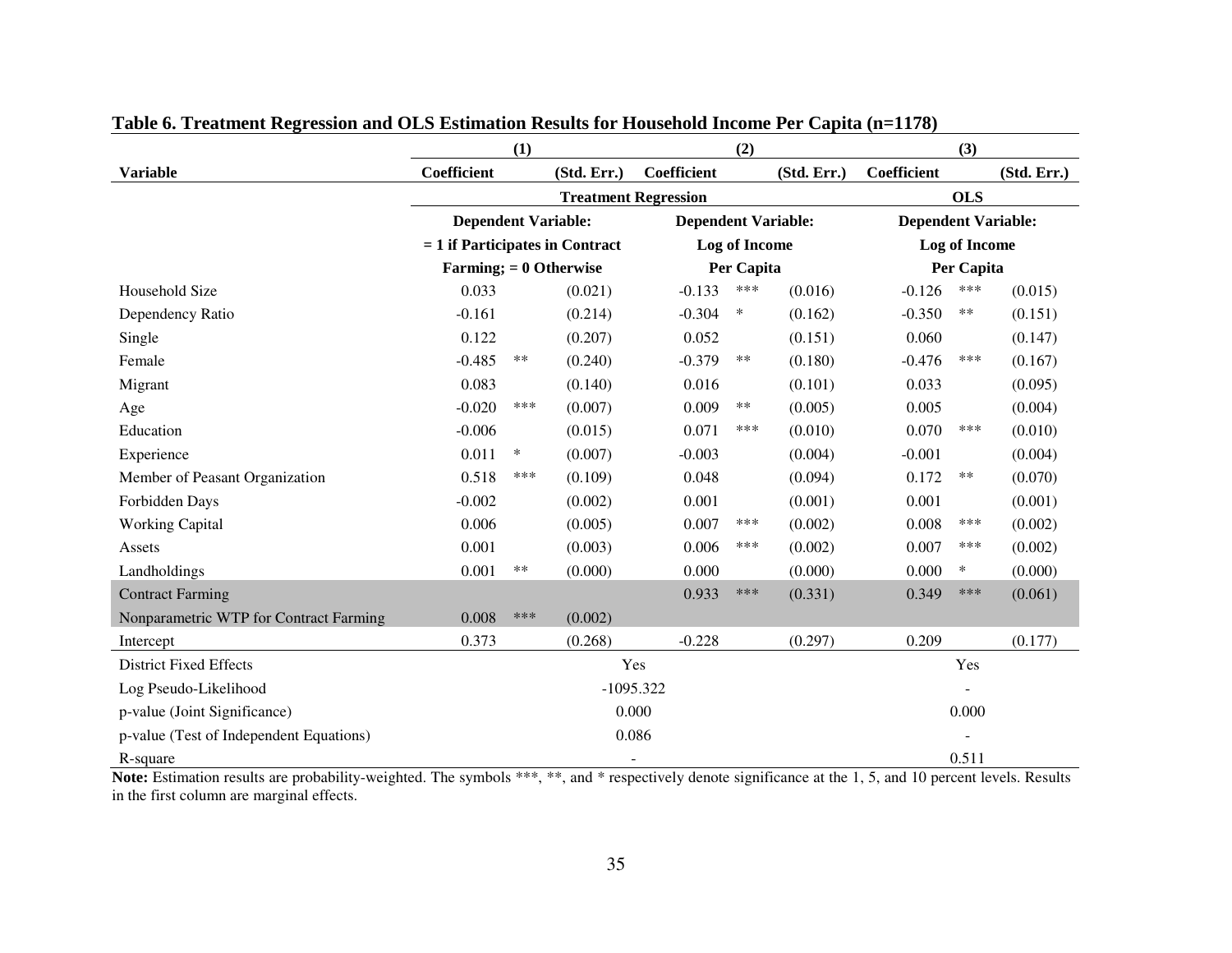**Table 6. Treatment Regression and OLS Estimation Results for Household Income Per Capita (n=1178)**

| | (1) | | | (2) | | | (3) | | |
|---|---|---|---|---|---|---|---|---|---|
| **Variable** | **Coefficient** | | **(Std. Err.)** | **Coefficient** | | **(Std. Err.)** | **Coefficient** | | **(Std. Err.)** |
| | **Treatment Regression** | | | | | | **OLS** | | |
| | **Dependent Variable: = 1 if Participates in Contract Farming; = 0 Otherwise** | | | **Dependent Variable: Log of Income Per Capita** | | | **Dependent Variable: Log of Income Per Capita** | | |
| Household Size | 0.033 | | (0.021) | -0.133 | *** | (0.016) | -0.126 | *** | (0.015) |
| Dependency Ratio | -0.161 | | (0.214) | -0.304 | * | (0.162) | -0.350 | ** | (0.151) |
| Single | 0.122 | | (0.207) | 0.052 | | (0.151) | 0.060 | | (0.147) |
| Female | -0.485 | ** | (0.240) | -0.379 | ** | (0.180) | -0.476 | *** | (0.167) |
| Migrant | 0.083 | | (0.140) | 0.016 | | (0.101) | 0.033 | | (0.095) |
| Age | -0.020 | *** | (0.007) | 0.009 | ** | (0.005) | 0.005 | | (0.004) |
| Education | -0.006 | | (0.015) | 0.071 | *** | (0.010) | 0.070 | *** | (0.010) |
| Experience | 0.011 | * | (0.007) | -0.003 | | (0.004) | -0.001 | | (0.004) |
| Member of Peasant Organization | 0.518 | *** | (0.109) | 0.048 | | (0.094) | 0.172 | ** | (0.070) |
| Forbidden Days | -0.002 | | (0.002) | 0.001 | | (0.001) | 0.001 | | (0.001) |
| Working Capital | 0.006 | | (0.005) | 0.007 | *** | (0.002) | 0.008 | *** | (0.002) |
| Assets | 0.001 | | (0.003) | 0.006 | *** | (0.002) | 0.007 | *** | (0.002) |
| Landholdings | 0.001 | ** | (0.000) | 0.000 | | (0.000) | 0.000 | * | (0.000) |
| Contract Farming | | | | 0.933 | *** | (0.331) | 0.349 | *** | (0.061) |
| Nonparametric WTP for Contract Farming | 0.008 | *** | (0.002) | | | | | | |
| Intercept | 0.373 | | (0.268) | -0.228 | | (0.297) | 0.209 | | (0.177) |
| District Fixed Effects | Yes | | | | | | Yes | | |
| Log Pseudo-Likelihood | -1095.322 | | | | | | - | | |
| p-value (Joint Significance) | 0.000 | | | | | | 0.000 | | |
| p-value (Test of Independent Equations) | 0.086 | | | | | | - | | |
| R-square | - | | | | | | 0.511 | | |

**Note:** Estimation results are probability-weighted. The symbols ***, **, and * respectively denote significance at the 1, 5, and 10 percent levels. Results in the first column are marginal effects.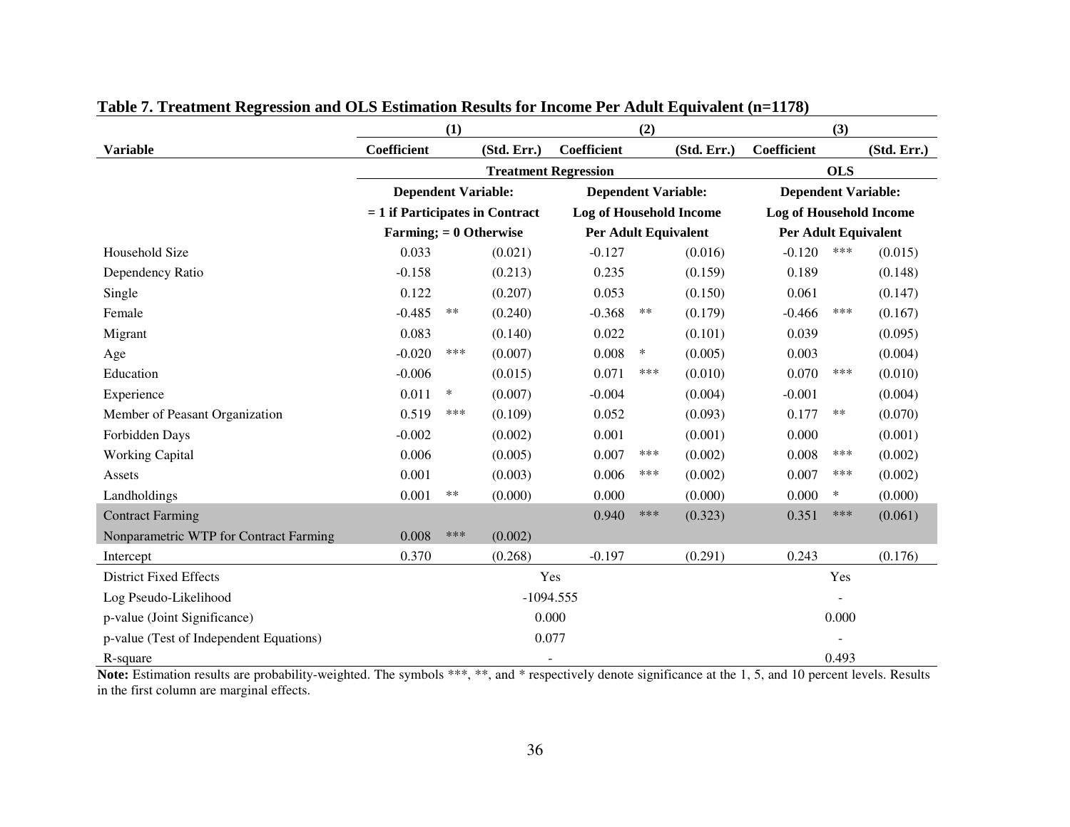**Table 7. Treatment Regression and OLS Estimation Results for Income Per Adult Equivalent (n=1178)**

| | (1) | | | (2) | | | (3) | | |
|---|---|---|---|---|---|---|---|---|---|
| **Variable** | **Coefficient** | | **(Std. Err.)** | **Coefficient** | | **(Std. Err.)** | **Coefficient** | | **(Std. Err.)** |
| | **Treatment Regression** | | | | | | **OLS** | | |
| | **Dependent Variable: = 1 if Participates in Contract Farming; = 0 Otherwise** | | | **Dependent Variable: Log of Household Income Per Adult Equivalent** | | | **Dependent Variable: Log of Household Income Per Adult Equivalent** | | |
| Household Size | 0.033 | | (0.021) | -0.127 | | (0.016) | -0.120 | *** | (0.015) |
| Dependency Ratio | -0.158 | | (0.213) | 0.235 | | (0.159) | 0.189 | | (0.148) |
| Single | 0.122 | | (0.207) | 0.053 | | (0.150) | 0.061 | | (0.147) |
| Female | -0.485 | ** | (0.240) | -0.368 | ** | (0.179) | -0.466 | *** | (0.167) |
| Migrant | 0.083 | | (0.140) | 0.022 | | (0.101) | 0.039 | | (0.095) |
| Age | -0.020 | *** | (0.007) | 0.008 | * | (0.005) | 0.003 | | (0.004) |
| Education | -0.006 | | (0.015) | 0.071 | *** | (0.010) | 0.070 | *** | (0.010) |
| Experience | 0.011 | * | (0.007) | -0.004 | | (0.004) | -0.001 | | (0.004) |
| Member of Peasant Organization | 0.519 | *** | (0.109) | 0.052 | | (0.093) | 0.177 | ** | (0.070) |
| Forbidden Days | -0.002 | | (0.002) | 0.001 | | (0.001) | 0.000 | | (0.001) |
| Working Capital | 0.006 | | (0.005) | 0.007 | *** | (0.002) | 0.008 | *** | (0.002) |
| Assets | 0.001 | | (0.003) | 0.006 | *** | (0.002) | 0.007 | *** | (0.002) |
| Landholdings | 0.001 | ** | (0.000) | 0.000 | | (0.000) | 0.000 | * | (0.000) |
| Contract Farming | | | | 0.940 | *** | (0.323) | 0.351 | *** | (0.061) |
| Nonparametric WTP for Contract Farming | 0.008 | *** | (0.002) | | | | | | |
| Intercept | 0.370 | | (0.268) | -0.197 | | (0.291) | 0.243 | | (0.176) |
| District Fixed Effects | Yes | | | | | | Yes | | |
| Log Pseudo-Likelihood | -1094.555 | | | | | | - | | |
| p-value (Joint Significance) | 0.000 | | | | | | 0.000 | | |
| p-value (Test of Independent Equations) | 0.077 | | | | | | - | | |
| R-square | - | | | | | | 0.493 | | |

**Note:** Estimation results are probability-weighted. The symbols ***, **, and * respectively denote significance at the 1, 5, and 10 percent levels. Results in the first column are marginal effects.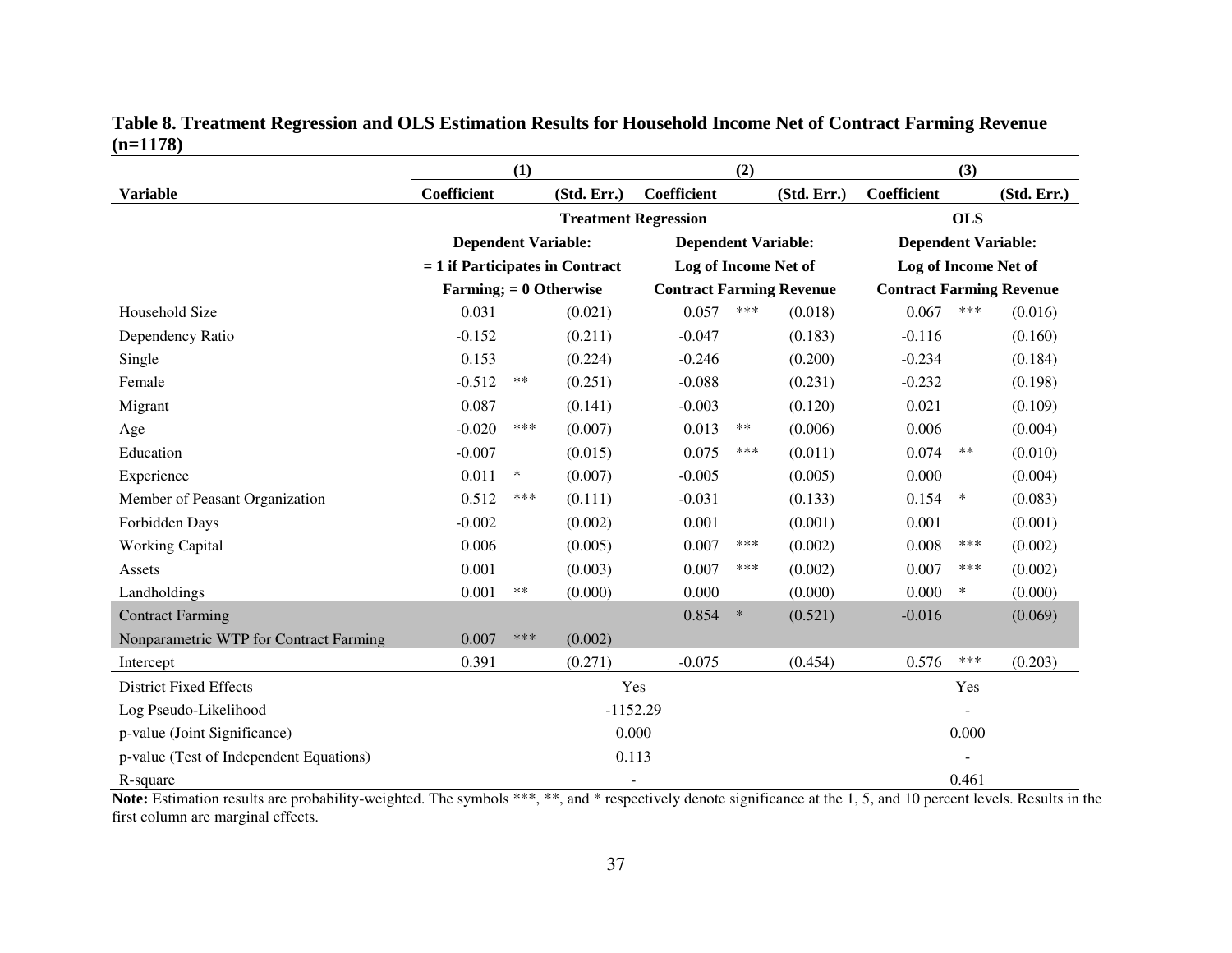**Table 8. Treatment Regression and OLS Estimation Results for Household Income Net of Contract Farming Revenue (n=1178)**

| | (1) | | | (2) | | | (3) | | |
|---|---|---|---|---|---|---|---|---|---|
| **Variable** | **Coefficient** | | **(Std. Err.)** | **Coefficient** | | **(Std. Err.)** | **Coefficient** | | **(Std. Err.)** |
| | **Treatment Regression** | | | | | | **OLS** | | |
| | **Dependent Variable: = 1 if Participates in Contract Farming; = 0 Otherwise** | | | **Dependent Variable: Log of Income Net of Contract Farming Revenue** | | | **Dependent Variable: Log of Income Net of Contract Farming Revenue** | | |
| Household Size | 0.031 | | (0.021) | 0.057 | *** | (0.018) | 0.067 | *** | (0.016) |
| Dependency Ratio | -0.152 | | (0.211) | -0.047 | | (0.183) | -0.116 | | (0.160) |
| Single | 0.153 | | (0.224) | -0.246 | | (0.200) | -0.234 | | (0.184) |
| Female | -0.512 | ** | (0.251) | -0.088 | | (0.231) | -0.232 | | (0.198) |
| Migrant | 0.087 | | (0.141) | -0.003 | | (0.120) | 0.021 | | (0.109) |
| Age | -0.020 | *** | (0.007) | 0.013 | ** | (0.006) | 0.006 | | (0.004) |
| Education | -0.007 | | (0.015) | 0.075 | *** | (0.011) | 0.074 | ** | (0.010) |
| Experience | 0.011 | * | (0.007) | -0.005 | | (0.005) | 0.000 | | (0.004) |
| Member of Peasant Organization | 0.512 | *** | (0.111) | -0.031 | | (0.133) | 0.154 | * | (0.083) |
| Forbidden Days | -0.002 | | (0.002) | 0.001 | | (0.001) | 0.001 | | (0.001) |
| Working Capital | 0.006 | | (0.005) | 0.007 | *** | (0.002) | 0.008 | *** | (0.002) |
| Assets | 0.001 | | (0.003) | 0.007 | *** | (0.002) | 0.007 | *** | (0.002) |
| Landholdings | 0.001 | ** | (0.000) | 0.000 | | (0.000) | 0.000 | * | (0.000) |
| Contract Farming | | | | 0.854 | * | (0.521) | -0.016 | | (0.069) |
| Nonparametric WTP for Contract Farming | 0.007 | *** | (0.002) | | | | | | |
| Intercept | 0.391 | | (0.271) | -0.075 | | (0.454) | 0.576 | *** | (0.203) |
| District Fixed Effects | Yes | | | | | | Yes | | |
| Log Pseudo-Likelihood | -1152.29 | | | | | | - | | |
| p-value (Joint Significance) | 0.000 | | | | | | 0.000 | | |
| p-value (Test of Independent Equations) | 0.113 | | | | | | - | | |
| R-square | - | | | | | | 0.461 | | |

**Note:** Estimation results are probability-weighted. The symbols ***, **, and * respectively denote significance at the 1, 5, and 10 percent levels. Results in the first column are marginal effects.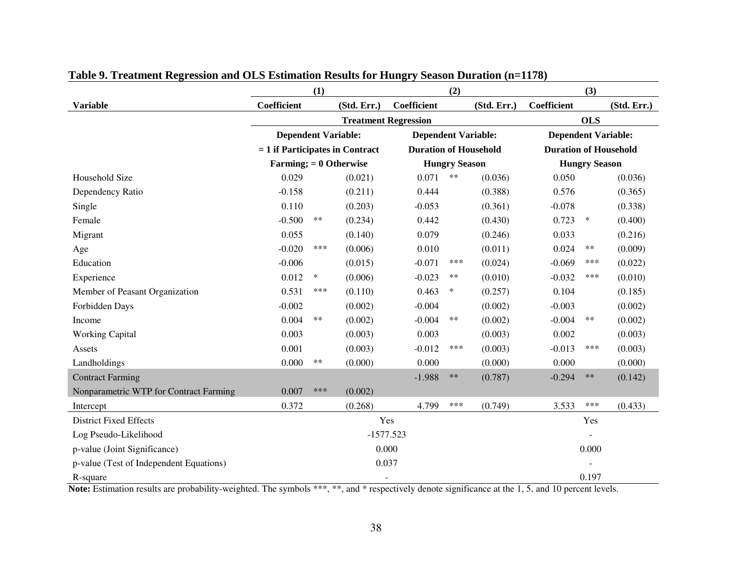**Table 9. Treatment Regression and OLS Estimation Results for Hungry Season Duration (n=1178)**

| | (1) | | | (2) | | | (3) | | |
|---|---|---|---|---|---|---|---|---|---|
| **Variable** | **Coefficient** | | **(Std. Err.)** | **Coefficient** | | **(Std. Err.)** | **Coefficient** | | **(Std. Err.)** |
| | **Treatment Regression** | | | | | | **OLS** | | |
| | **Dependent Variable: = 1 if Participates in Contract Farming; = 0 Otherwise** | | | **Dependent Variable: Duration of Household Hungry Season** | | | **Dependent Variable: Duration of Household Hungry Season** | | |
| Household Size | 0.029 | | (0.021) | 0.071 | ** | (0.036) | 0.050 | | (0.036) |
| Dependency Ratio | -0.158 | | (0.211) | 0.444 | | (0.388) | 0.576 | | (0.365) |
| Single | 0.110 | | (0.203) | -0.053 | | (0.361) | -0.078 | | (0.338) |
| Female | -0.500 | ** | (0.234) | 0.442 | | (0.430) | 0.723 | * | (0.400) |
| Migrant | 0.055 | | (0.140) | 0.079 | | (0.246) | 0.033 | | (0.216) |
| Age | -0.020 | *** | (0.006) | 0.010 | | (0.011) | 0.024 | ** | (0.009) |
| Education | -0.006 | | (0.015) | -0.071 | *** | (0.024) | -0.069 | *** | (0.022) |
| Experience | 0.012 | * | (0.006) | -0.023 | ** | (0.010) | -0.032 | *** | (0.010) |
| Member of Peasant Organization | 0.531 | *** | (0.110) | 0.463 | * | (0.257) | 0.104 | | (0.185) |
| Forbidden Days | -0.002 | | (0.002) | -0.004 | | (0.002) | -0.003 | | (0.002) |
| Income | 0.004 | ** | (0.002) | -0.004 | ** | (0.002) | -0.004 | ** | (0.002) |
| Working Capital | 0.003 | | (0.003) | 0.003 | | (0.003) | 0.002 | | (0.003) |
| Assets | 0.001 | | (0.003) | -0.012 | *** | (0.003) | -0.013 | *** | (0.003) |
| Landholdings | 0.000 | ** | (0.000) | 0.000 | | (0.000) | 0.000 | | (0.000) |
| Contract Farming | | | | -1.988 | ** | (0.787) | -0.294 | ** | (0.142) |
| Nonparametric WTP for Contract Farming | 0.007 | *** | (0.002) | | | | | | |
| Intercept | 0.372 | | (0.268) | 4.799 | *** | (0.749) | 3.533 | *** | (0.433) |
| District Fixed Effects | Yes | | | | | | Yes | | |
| Log Pseudo-Likelihood | -1577.523 | | | | | | - | | |
| p-value (Joint Significance) | 0.000 | | | | | | 0.000 | | |
| p-value (Test of Independent Equations) | 0.037 | | | | | | - | | |
| R-square | - | | | | | | 0.197 | | |

**Note:** Estimation results are probability-weighted. The symbols ***, **, and * respectively denote significance at the 1, 5, and 10 percent levels.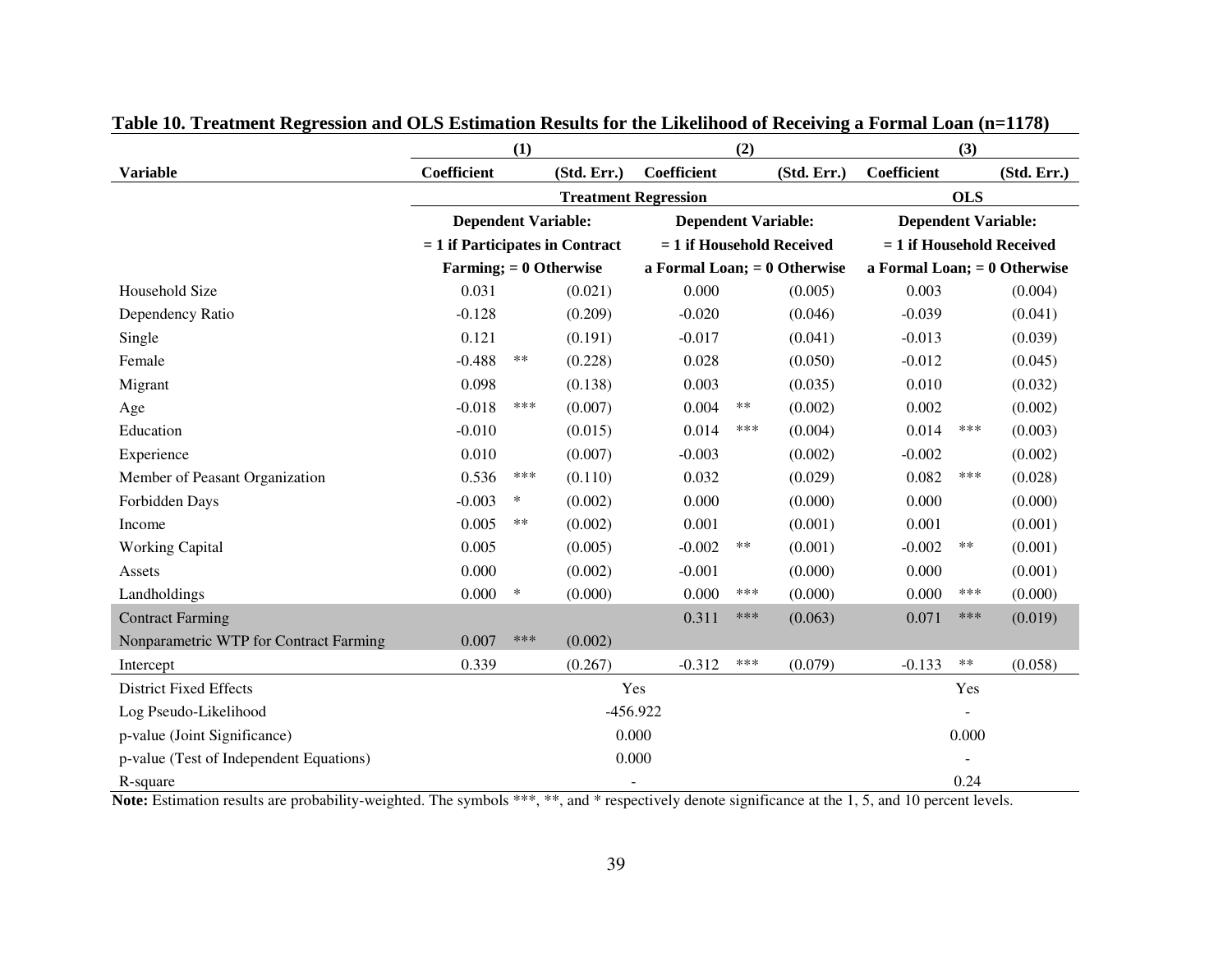**Table 10. Treatment Regression and OLS Estimation Results for the Likelihood of Receiving a Formal Loan (n=1178)**

| | (1) | | | (2) | | | (3) | | |
|---|---|---|---|---|---|---|---|---|---|
| **Variable** | **Coefficient** | | **(Std. Err.)** | **Coefficient** | | **(Std. Err.)** | **Coefficient** | | **(Std. Err.)** |
| | **Treatment Regression** | | | | | | **OLS** | | |
| | **Dependent Variable: = 1 if Participates in Contract Farming; = 0 Otherwise** | | | **Dependent Variable: = 1 if Household Received a Formal Loan; = 0 Otherwise** | | | **Dependent Variable: = 1 if Household Received a Formal Loan; = 0 Otherwise** | | |
| Household Size | 0.031 | | (0.021) | 0.000 | | (0.005) | 0.003 | | (0.004) |
| Dependency Ratio | -0.128 | | (0.209) | -0.020 | | (0.046) | -0.039 | | (0.041) |
| Single | 0.121 | | (0.191) | -0.017 | | (0.041) | -0.013 | | (0.039) |
| Female | -0.488 | ** | (0.228) | 0.028 | | (0.050) | -0.012 | | (0.045) |
| Migrant | 0.098 | | (0.138) | 0.003 | | (0.035) | 0.010 | | (0.032) |
| Age | -0.018 | *** | (0.007) | 0.004 | ** | (0.002) | 0.002 | | (0.002) |
| Education | -0.010 | | (0.015) | 0.014 | *** | (0.004) | 0.014 | *** | (0.003) |
| Experience | 0.010 | | (0.007) | -0.003 | | (0.002) | -0.002 | | (0.002) |
| Member of Peasant Organization | 0.536 | *** | (0.110) | 0.032 | | (0.029) | 0.082 | *** | (0.028) |
| Forbidden Days | -0.003 | * | (0.002) | 0.000 | | (0.000) | 0.000 | | (0.000) |
| Income | 0.005 | ** | (0.002) | 0.001 | | (0.001) | 0.001 | | (0.001) |
| Working Capital | 0.005 | | (0.005) | -0.002 | ** | (0.001) | -0.002 | ** | (0.001) |
| Assets | 0.000 | | (0.002) | -0.001 | | (0.000) | 0.000 | | (0.001) |
| Landholdings | 0.000 | * | (0.000) | 0.000 | *** | (0.000) | 0.000 | *** | (0.000) |
| Contract Farming | | | | 0.311 | *** | (0.063) | 0.071 | *** | (0.019) |
| Nonparametric WTP for Contract Farming | 0.007 | *** | (0.002) | | | | | | |
| Intercept | 0.339 | | (0.267) | -0.312 | *** | (0.079) | -0.133 | ** | (0.058) |
| District Fixed Effects | Yes | | | | | | Yes | | |
| Log Pseudo-Likelihood | -456.922 | | | | | | - | | |
| p-value (Joint Significance) | 0.000 | | | | | | 0.000 | | |
| p-value (Test of Independent Equations) | 0.000 | | | | | | - | | |
| R-square | - | | | | | | 0.24 | | |

**Note:** Estimation results are probability-weighted. The symbols ***, **, and * respectively denote significance at the 1, 5, and 10 percent levels.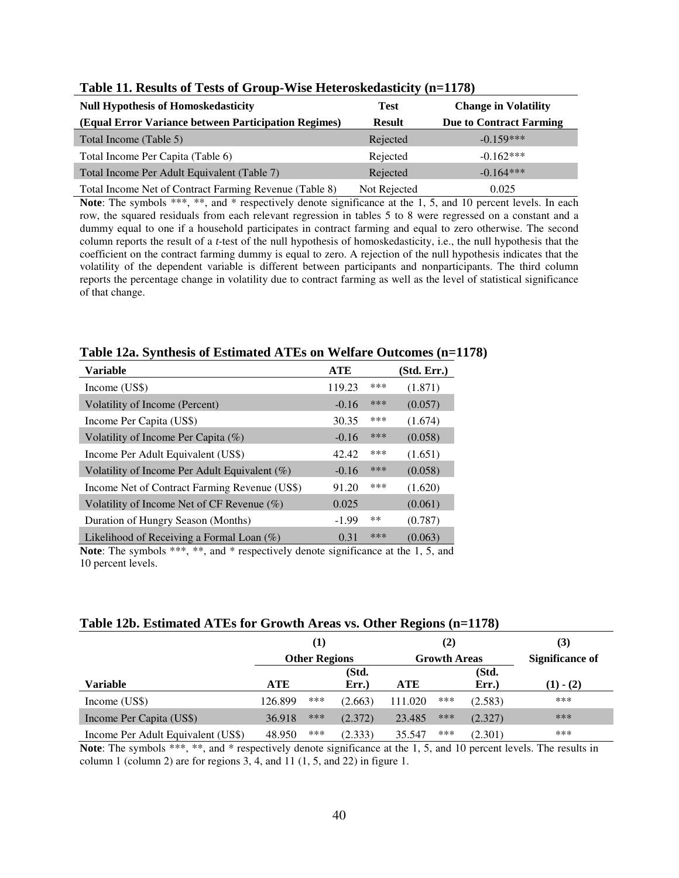**Table 11. Results of Tests of Group-Wise Heteroskedasticity (n=1178)**

| Null Hypothesis of Homoskedasticity (Equal Error Variance between Participation Regimes) | Test Result | Change in Volatility Due to Contract Farming |
|---|---|---|
| Total Income (Table 5) | Rejected | -0.159*** |
| Total Income Per Capita (Table 6) | Rejected | -0.162*** |
| Total Income Per Adult Equivalent (Table 7) | Rejected | -0.164*** |
| Total Income Net of Contract Farming Revenue (Table 8) | Not Rejected | 0.025 |

**Note**: The symbols ***, **, and * respectively denote significance at the 1, 5, and 10 percent levels. In each row, the squared residuals from each relevant regression in tables 5 to 8 were regressed on a constant and a dummy equal to one if a household participates in contract farming and equal to zero otherwise. The second column reports the result of a *t*-test of the null hypothesis of homoskedasticity, i.e., the null hypothesis that the coefficient on the contract farming dummy is equal to zero. A rejection of the null hypothesis indicates that the volatility of the dependent variable is different between participants and nonparticipants. The third column reports the percentage change in volatility due to contract farming as well as the level of statistical significance of that change.

**Table 12a. Synthesis of Estimated ATEs on Welfare Outcomes (n=1178)**

| Variable | ATE | | (Std. Err.) |
|---|---|---|---|
| Income (US$) | 119.23 | *** | (1.871) |
| Volatility of Income (Percent) | -0.16 | *** | (0.057) |
| Income Per Capita (US$) | 30.35 | *** | (1.674) |
| Volatility of Income Per Capita (%) | -0.16 | *** | (0.058) |
| Income Per Adult Equivalent (US$) | 42.42 | *** | (1.651) |
| Volatility of Income Per Adult Equivalent (%) | -0.16 | *** | (0.058) |
| Income Net of Contract Farming Revenue (US$) | 91.20 | *** | (1.620) |
| Volatility of Income Net of CF Revenue (%) | 0.025 | | (0.061) |
| Duration of Hungry Season (Months) | -1.99 | ** | (0.787) |
| Likelihood of Receiving a Formal Loan (%) | 0.31 | *** | (0.063) |

**Note**: The symbols ***, **, and * respectively denote significance at the 1, 5, and 10 percent levels.

**Table 12b. Estimated ATEs for Growth Areas vs. Other Regions (n=1178)**

| | (1) | | | (2) | | | (3) |
|---|---|---|---|---|---|---|---|
| | Other Regions | | | Growth Areas | | | Significance of |
| Variable | ATE | | (Std. Err.) | ATE | | (Std. Err.) | (1) - (2) |
| Income (US$) | 126.899 | *** | (2.663) | 111.020 | *** | (2.583) | *** |
| Income Per Capita (US$) | 36.918 | *** | (2.372) | 23.485 | *** | (2.327) | *** |
| Income Per Adult Equivalent (US$) | 48.950 | *** | (2.333) | 35.547 | *** | (2.301) | *** |

**Note**: The symbols ***, **, and * respectively denote significance at the 1, 5, and 10 percent levels. The results in column 1 (column 2) are for regions 3, 4, and 11 (1, 5, and 22) in figure 1.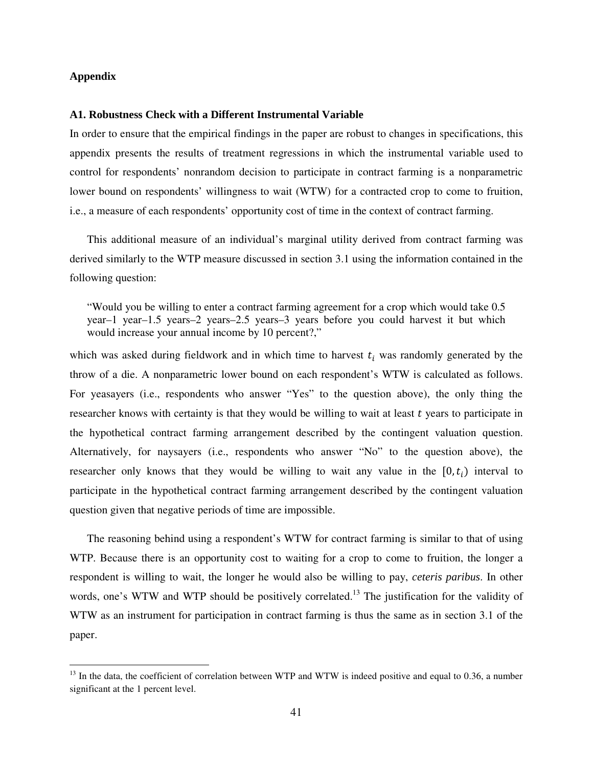## Appendix

### A1. Robustness Check with a Different Instrumental Variable

In order to ensure that the empirical findings in the paper are robust to changes in specifications, this appendix presents the results of treatment regressions in which the instrumental variable used to control for respondents' nonrandom decision to participate in contract farming is a nonparametric lower bound on respondents' willingness to wait (WTW) for a contracted crop to come to fruition, i.e., a measure of each respondents' opportunity cost of time in the context of contract farming.

This additional measure of an individual's marginal utility derived from contract farming was derived similarly to the WTP measure discussed in section 3.1 using the information contained in the following question:

> "Would you be willing to enter a contract farming agreement for a crop which would take 0.5 year–1 year–1.5 years–2 years–2.5 years–3 years before you could harvest it but which would increase your annual income by 10 percent?,"

which was asked during fieldwork and in which time to harvest $t_i$ was randomly generated by the throw of a die. A nonparametric lower bound on each respondent's WTW is calculated as follows. For yeasayers (i.e., respondents who answer "Yes" to the question above), the only thing the researcher knows with certainty is that they would be willing to wait at least $t$ years to participate in the hypothetical contract farming arrangement described by the contingent valuation question. Alternatively, for naysayers (i.e., respondents who answer "No" to the question above), the researcher only knows that they would be willing to wait any value in the $[0, t_i)$ interval to participate in the hypothetical contract farming arrangement described by the contingent valuation question given that negative periods of time are impossible.

The reasoning behind using a respondent's WTW for contract farming is similar to that of using WTP. Because there is an opportunity cost to waiting for a crop to come to fruition, the longer a respondent is willing to wait, the longer he would also be willing to pay, *ceteris paribus*. In other words, one's WTW and WTP should be positively correlated.[13] The justification for the validity of WTW as an instrument for participation in contract farming is thus the same as in section 3.1 of the paper.

---

[13] In the data, the coefficient of correlation between WTP and WTW is indeed positive and equal to 0.36, a number significant at the 1 percent level.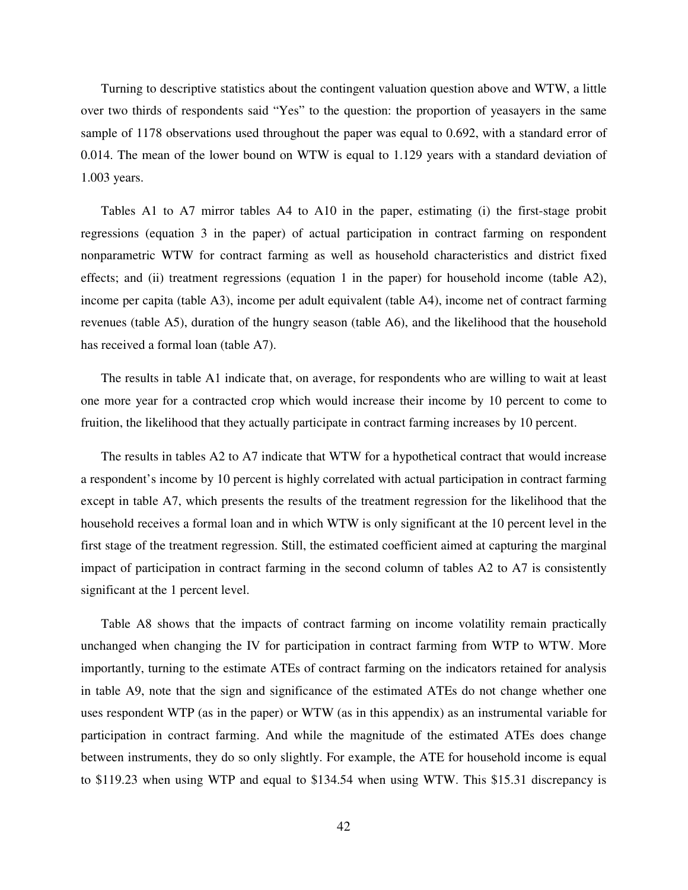Turning to descriptive statistics about the contingent valuation question above and WTW, a little over two thirds of respondents said "Yes" to the question: the proportion of yeasayers in the same sample of 1178 observations used throughout the paper was equal to 0.692, with a standard error of 0.014. The mean of the lower bound on WTW is equal to 1.129 years with a standard deviation of 1.003 years.

Tables A1 to A7 mirror tables A4 to A10 in the paper, estimating (i) the first-stage probit regressions (equation 3 in the paper) of actual participation in contract farming on respondent nonparametric WTW for contract farming as well as household characteristics and district fixed effects; and (ii) treatment regressions (equation 1 in the paper) for household income (table A2), income per capita (table A3), income per adult equivalent (table A4), income net of contract farming revenues (table A5), duration of the hungry season (table A6), and the likelihood that the household has received a formal loan (table A7).

The results in table A1 indicate that, on average, for respondents who are willing to wait at least one more year for a contracted crop which would increase their income by 10 percent to come to fruition, the likelihood that they actually participate in contract farming increases by 10 percent.

The results in tables A2 to A7 indicate that WTW for a hypothetical contract that would increase a respondent's income by 10 percent is highly correlated with actual participation in contract farming except in table A7, which presents the results of the treatment regression for the likelihood that the household receives a formal loan and in which WTW is only significant at the 10 percent level in the first stage of the treatment regression. Still, the estimated coefficient aimed at capturing the marginal impact of participation in contract farming in the second column of tables A2 to A7 is consistently significant at the 1 percent level.

Table A8 shows that the impacts of contract farming on income volatility remain practically unchanged when changing the IV for participation in contract farming from WTP to WTW. More importantly, turning to the estimate ATEs of contract farming on the indicators retained for analysis in table A9, note that the sign and significance of the estimated ATEs do not change whether one uses respondent WTP (as in the paper) or WTW (as in this appendix) as an instrumental variable for participation in contract farming. And while the magnitude of the estimated ATEs does change between instruments, they do so only slightly. For example, the ATE for household income is equal to \$119.23 when using WTP and equal to \$134.54 when using WTW. This \$15.31 discrepancy is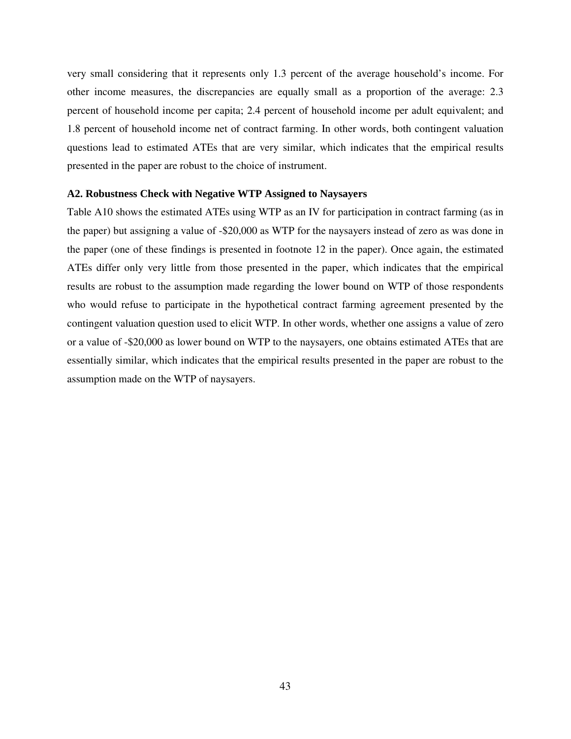very small considering that it represents only 1.3 percent of the average household's income. For other income measures, the discrepancies are equally small as a proportion of the average: 2.3 percent of household income per capita; 2.4 percent of household income per adult equivalent; and 1.8 percent of household income net of contract farming. In other words, both contingent valuation questions lead to estimated ATEs that are very similar, which indicates that the empirical results presented in the paper are robust to the choice of instrument.

### A2. Robustness Check with Negative WTP Assigned to Naysayers

Table A10 shows the estimated ATEs using WTP as an IV for participation in contract farming (as in the paper) but assigning a value of -$20,000 as WTP for the naysayers instead of zero as was done in the paper (one of these findings is presented in footnote 12 in the paper). Once again, the estimated ATEs differ only very little from those presented in the paper, which indicates that the empirical results are robust to the assumption made regarding the lower bound on WTP of those respondents who would refuse to participate in the hypothetical contract farming agreement presented by the contingent valuation question used to elicit WTP. In other words, whether one assigns a value of zero or a value of -$20,000 as lower bound on WTP to the naysayers, one obtains estimated ATEs that are essentially similar, which indicates that the empirical results presented in the paper are robust to the assumption made on the WTP of naysayers.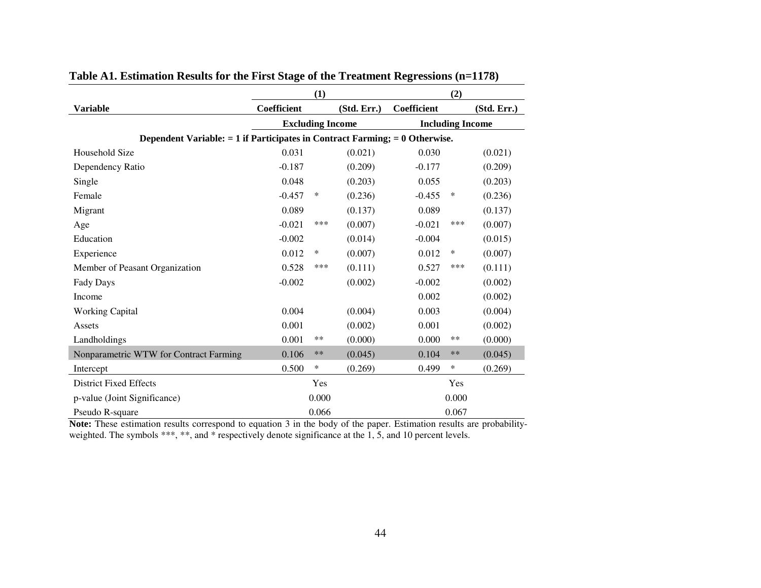**Table A1. Estimation Results for the First Stage of the Treatment Regressions (n=1178)**

| | (1) | | | (2) | | |
|---|---|---|---|---|---|---|
| **Variable** | **Coefficient** | | **(Std. Err.)** | **Coefficient** | | **(Std. Err.)** |
| | **Excluding Income** | | | **Including Income** | | |
| **Dependent Variable: = 1 if Participates in Contract Farming; = 0 Otherwise.** | | | | | | |
| Household Size | 0.031 | | (0.021) | 0.030 | | (0.021) |
| Dependency Ratio | -0.187 | | (0.209) | -0.177 | | (0.209) |
| Single | 0.048 | | (0.203) | 0.055 | | (0.203) |
| Female | -0.457 | * | (0.236) | -0.455 | * | (0.236) |
| Migrant | 0.089 | | (0.137) | 0.089 | | (0.137) |
| Age | -0.021 | *** | (0.007) | -0.021 | *** | (0.007) |
| Education | -0.002 | | (0.014) | -0.004 | | (0.015) |
| Experience | 0.012 | * | (0.007) | 0.012 | * | (0.007) |
| Member of Peasant Organization | 0.528 | *** | (0.111) | 0.527 | *** | (0.111) |
| Fady Days | -0.002 | | (0.002) | -0.002 | | (0.002) |
| Income | | | | 0.002 | | (0.002) |
| Working Capital | 0.004 | | (0.004) | 0.003 | | (0.004) |
| Assets | 0.001 | | (0.002) | 0.001 | | (0.002) |
| Landholdings | 0.001 | ** | (0.000) | 0.000 | ** | (0.000) |
| Nonparametric WTW for Contract Farming | 0.106 | ** | (0.045) | 0.104 | ** | (0.045) |
| Intercept | 0.500 | * | (0.269) | 0.499 | * | (0.269) |
| District Fixed Effects | Yes | | | Yes | | |
| p-value (Joint Significance) | 0.000 | | | 0.000 | | |
| Pseudo R-square | 0.066 | | | 0.067 | | |

**Note:** These estimation results correspond to equation 3 in the body of the paper. Estimation results are probability-weighted. The symbols ***, **, and * respectively denote significance at the 1, 5, and 10 percent levels.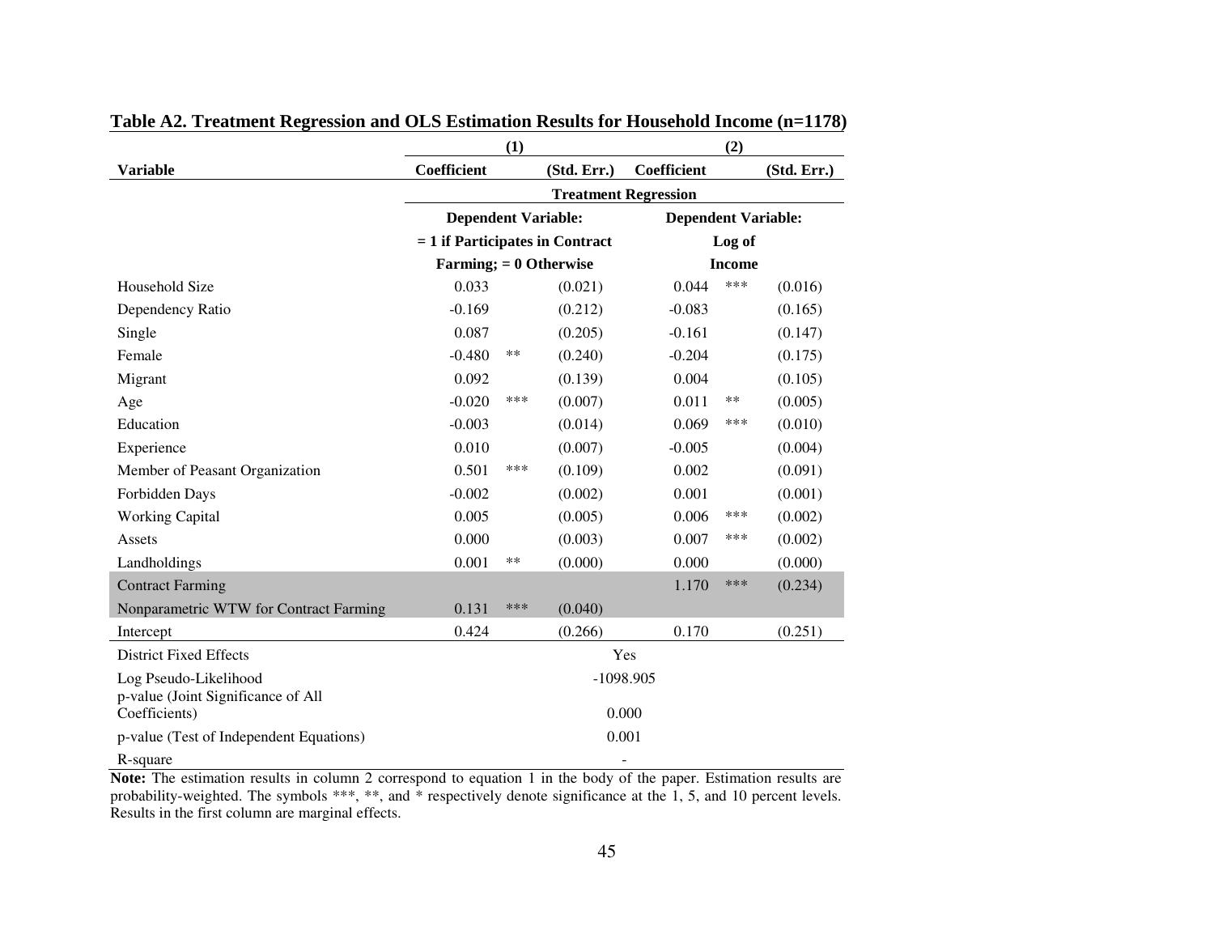**Table A2. Treatment Regression and OLS Estimation Results for Household Income (n=1178)**

| | (1) | | | (2) | | |
|---|---|---|---|---|---|---|
| **Variable** | **Coefficient** | | **(Std. Err.)** | **Coefficient** | | **(Std. Err.)** |
| | **Treatment Regression** | | | | | |
| | **Dependent Variable: = 1 if Participates in Contract Farming; = 0 Otherwise** | | | **Dependent Variable: Log of Income** | | |
| Household Size | 0.033 | | (0.021) | 0.044 | *** | (0.016) |
| Dependency Ratio | -0.169 | | (0.212) | -0.083 | | (0.165) |
| Single | 0.087 | | (0.205) | -0.161 | | (0.147) |
| Female | -0.480 | ** | (0.240) | -0.204 | | (0.175) |
| Migrant | 0.092 | | (0.139) | 0.004 | | (0.105) |
| Age | -0.020 | *** | (0.007) | 0.011 | ** | (0.005) |
| Education | -0.003 | | (0.014) | 0.069 | *** | (0.010) |
| Experience | 0.010 | | (0.007) | -0.005 | | (0.004) |
| Member of Peasant Organization | 0.501 | *** | (0.109) | 0.002 | | (0.091) |
| Forbidden Days | -0.002 | | (0.002) | 0.001 | | (0.001) |
| Working Capital | 0.005 | | (0.005) | 0.006 | *** | (0.002) |
| Assets | 0.000 | | (0.003) | 0.007 | *** | (0.002) |
| Landholdings | 0.001 | ** | (0.000) | 0.000 | | (0.000) |
| Contract Farming | | | | 1.170 | *** | (0.234) |
| Nonparametric WTW for Contract Farming | 0.131 | *** | (0.040) | | | |
| Intercept | 0.424 | | (0.266) | 0.170 | | (0.251) |
| District Fixed Effects | Yes | | | | | |
| Log Pseudo-Likelihood | -1098.905 | | | | | |
| p-value (Joint Significance of All Coefficients) | 0.000 | | | | | |
| p-value (Test of Independent Equations) | 0.001 | | | | | |
| R-square | - | | | | | |

**Note:** The estimation results in column 2 correspond to equation 1 in the body of the paper. Estimation results are probability-weighted. The symbols ***, **, and * respectively denote significance at the 1, 5, and 10 percent levels. Results in the first column are marginal effects.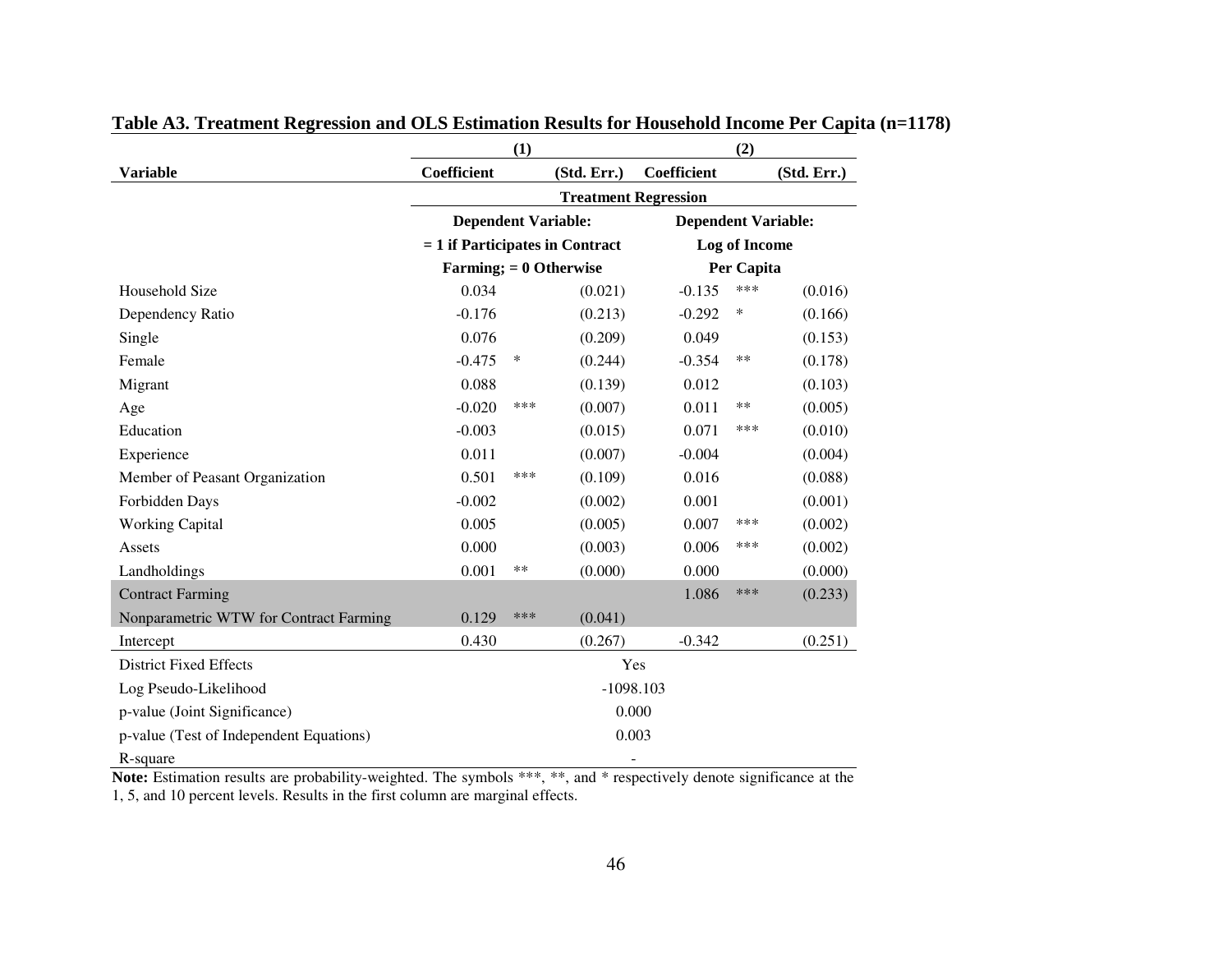**Table A3. Treatment Regression and OLS Estimation Results for Household Income Per Capita (n=1178)**

| Variable | (1) Coefficient | | (Std. Err.) | (2) Coefficient | | (Std. Err.) |
|---|---|---|---|---|---|---|
| | **Treatment Regression** | | | | | |
| | **Dependent Variable: = 1 if Participates in Contract Farming; = 0 Otherwise** | | | **Dependent Variable: Log of Income Per Capita** | | |
| Household Size | 0.034 | | (0.021) | -0.135 | *** | (0.016) |
| Dependency Ratio | -0.176 | | (0.213) | -0.292 | * | (0.166) |
| Single | 0.076 | | (0.209) | 0.049 | | (0.153) |
| Female | -0.475 | * | (0.244) | -0.354 | ** | (0.178) |
| Migrant | 0.088 | | (0.139) | 0.012 | | (0.103) |
| Age | -0.020 | *** | (0.007) | 0.011 | ** | (0.005) |
| Education | -0.003 | | (0.015) | 0.071 | *** | (0.010) |
| Experience | 0.011 | | (0.007) | -0.004 | | (0.004) |
| Member of Peasant Organization | 0.501 | *** | (0.109) | 0.016 | | (0.088) |
| Forbidden Days | -0.002 | | (0.002) | 0.001 | | (0.001) |
| Working Capital | 0.005 | | (0.005) | 0.007 | *** | (0.002) |
| Assets | 0.000 | | (0.003) | 0.006 | *** | (0.002) |
| Landholdings | 0.001 | ** | (0.000) | 0.000 | | (0.000) |
| Contract Farming | | | | 1.086 | *** | (0.233) |
| Nonparametric WTW for Contract Farming | 0.129 | *** | (0.041) | | | |
| Intercept | 0.430 | | (0.267) | -0.342 | | (0.251) |
| District Fixed Effects | Yes | | | | | |
| Log Pseudo-Likelihood | -1098.103 | | | | | |
| p-value (Joint Significance) | 0.000 | | | | | |
| p-value (Test of Independent Equations) | 0.003 | | | | | |
| R-square | - | | | | | |

**Note:** Estimation results are probability-weighted. The symbols ***, **, and * respectively denote significance at the 1, 5, and 10 percent levels. Results in the first column are marginal effects.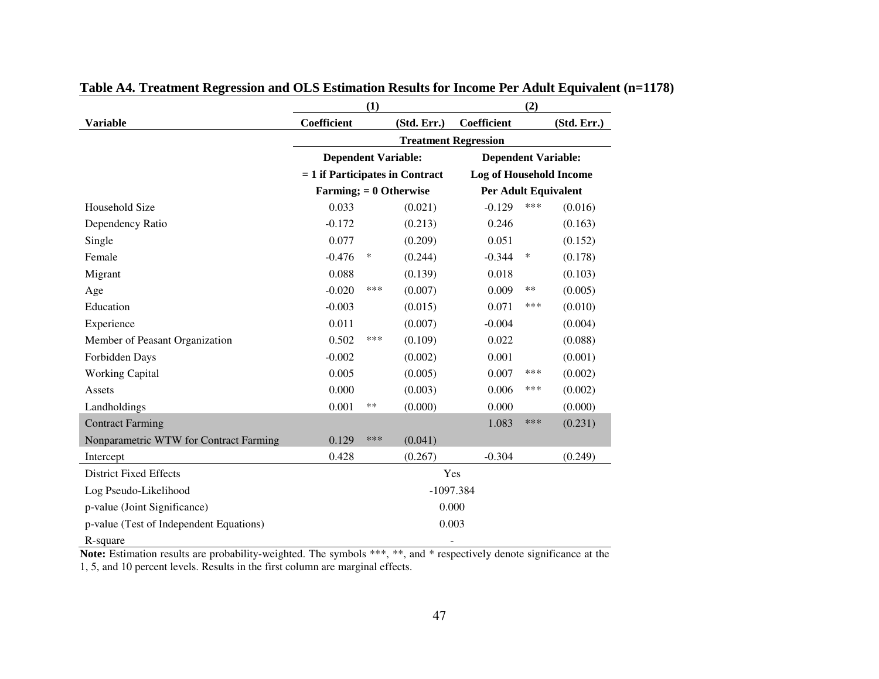**Table A4. Treatment Regression and OLS Estimation Results for Income Per Adult Equivalent (n=1178)**

| | (1) | | | (2) | | |
|---|---|---|---|---|---|---|
| **Variable** | **Coefficient** | | **(Std. Err.)** | **Coefficient** | | **(Std. Err.)** |
| | **Treatment Regression** | | | | | |
| | **Dependent Variable: = 1 if Participates in Contract Farming; = 0 Otherwise** | | | **Dependent Variable: Log of Household Income Per Adult Equivalent** | | |
| Household Size | 0.033 | | (0.021) | -0.129 | *** | (0.016) |
| Dependency Ratio | -0.172 | | (0.213) | 0.246 | | (0.163) |
| Single | 0.077 | | (0.209) | 0.051 | | (0.152) |
| Female | -0.476 | * | (0.244) | -0.344 | * | (0.178) |
| Migrant | 0.088 | | (0.139) | 0.018 | | (0.103) |
| Age | -0.020 | *** | (0.007) | 0.009 | ** | (0.005) |
| Education | -0.003 | | (0.015) | 0.071 | *** | (0.010) |
| Experience | 0.011 | | (0.007) | -0.004 | | (0.004) |
| Member of Peasant Organization | 0.502 | *** | (0.109) | 0.022 | | (0.088) |
| Forbidden Days | -0.002 | | (0.002) | 0.001 | | (0.001) |
| Working Capital | 0.005 | | (0.005) | 0.007 | *** | (0.002) |
| Assets | 0.000 | | (0.003) | 0.006 | *** | (0.002) |
| Landholdings | 0.001 | ** | (0.000) | 0.000 | | (0.000) |
| Contract Farming | | | | 1.083 | *** | (0.231) |
| Nonparametric WTW for Contract Farming | 0.129 | *** | (0.041) | | | |
| Intercept | 0.428 | | (0.267) | -0.304 | | (0.249) |
| District Fixed Effects | Yes | | | | | |
| Log Pseudo-Likelihood | -1097.384 | | | | | |
| p-value (Joint Significance) | 0.000 | | | | | |
| p-value (Test of Independent Equations) | 0.003 | | | | | |
| R-square | - | | | | | |

**Note:** Estimation results are probability-weighted. The symbols ***, **, and * respectively denote significance at the 1, 5, and 10 percent levels. Results in the first column are marginal effects.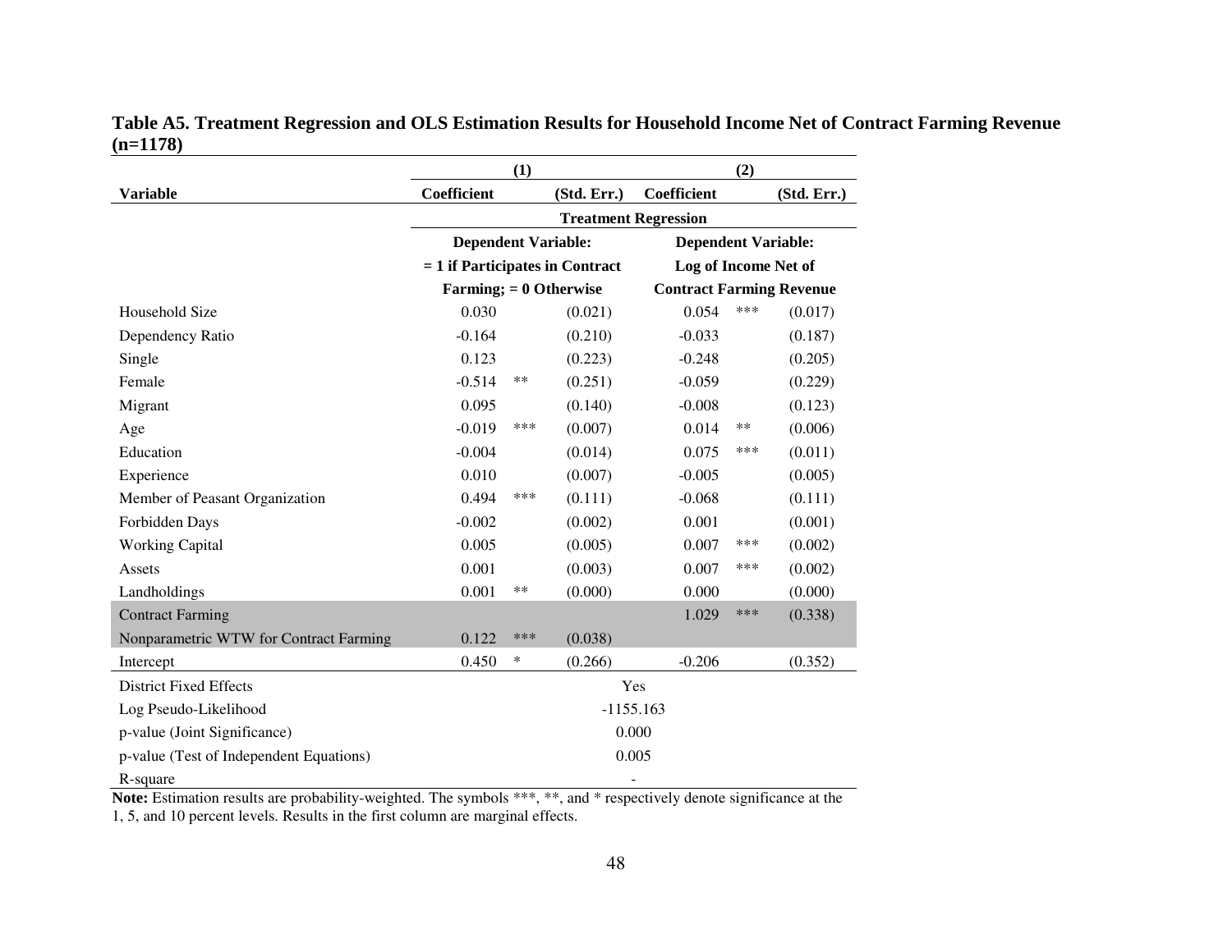**Table A5. Treatment Regression and OLS Estimation Results for Household Income Net of Contract Farming Revenue (n=1178)**

| | (1) | | | (2) | | |
|---|---|---|---|---|---|---|
| **Variable** | **Coefficient** | | **(Std. Err.)** | **Coefficient** | | **(Std. Err.)** |
| | **Treatment Regression** | | | | | |
| | **Dependent Variable: = 1 if Participates in Contract Farming; = 0 Otherwise** | | | **Dependent Variable: Log of Income Net of Contract Farming Revenue** | | |
| Household Size | 0.030 | | (0.021) | 0.054 | *** | (0.017) |
| Dependency Ratio | -0.164 | | (0.210) | -0.033 | | (0.187) |
| Single | 0.123 | | (0.223) | -0.248 | | (0.205) |
| Female | -0.514 | ** | (0.251) | -0.059 | | (0.229) |
| Migrant | 0.095 | | (0.140) | -0.008 | | (0.123) |
| Age | -0.019 | *** | (0.007) | 0.014 | ** | (0.006) |
| Education | -0.004 | | (0.014) | 0.075 | *** | (0.011) |
| Experience | 0.010 | | (0.007) | -0.005 | | (0.005) |
| Member of Peasant Organization | 0.494 | *** | (0.111) | -0.068 | | (0.111) |
| Forbidden Days | -0.002 | | (0.002) | 0.001 | | (0.001) |
| Working Capital | 0.005 | | (0.005) | 0.007 | *** | (0.002) |
| Assets | 0.001 | | (0.003) | 0.007 | *** | (0.002) |
| Landholdings | 0.001 | ** | (0.000) | 0.000 | | (0.000) |
| Contract Farming | | | | 1.029 | *** | (0.338) |
| Nonparametric WTW for Contract Farming | 0.122 | *** | (0.038) | | | |
| Intercept | 0.450 | * | (0.266) | -0.206 | | (0.352) |
| District Fixed Effects | Yes | | | | | |
| Log Pseudo-Likelihood | -1155.163 | | | | | |
| p-value (Joint Significance) | 0.000 | | | | | |
| p-value (Test of Independent Equations) | 0.005 | | | | | |
| R-square | - | | | | | |

**Note:** Estimation results are probability-weighted. The symbols ***, **, and * respectively denote significance at the 1, 5, and 10 percent levels. Results in the first column are marginal effects.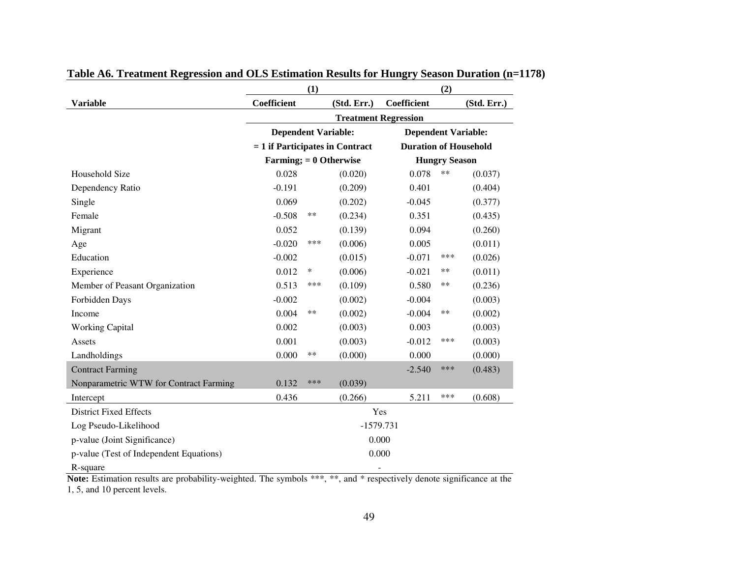**Table A6. Treatment Regression and OLS Estimation Results for Hungry Season Duration (n=1178)**

| | (1) | | | (2) | | |
|---|---|---|---|---|---|---|
| **Variable** | **Coefficient** | | **(Std. Err.)** | **Coefficient** | | **(Std. Err.)** |
| | **Treatment Regression** | | | | | |
| | **Dependent Variable: = 1 if Participates in Contract Farming; = 0 Otherwise** | | | **Dependent Variable: Duration of Household Hungry Season** | | |
| Household Size | 0.028 | | (0.020) | 0.078 | ** | (0.037) |
| Dependency Ratio | -0.191 | | (0.209) | 0.401 | | (0.404) |
| Single | 0.069 | | (0.202) | -0.045 | | (0.377) |
| Female | -0.508 | ** | (0.234) | 0.351 | | (0.435) |
| Migrant | 0.052 | | (0.139) | 0.094 | | (0.260) |
| Age | -0.020 | *** | (0.006) | 0.005 | | (0.011) |
| Education | -0.002 | | (0.015) | -0.071 | *** | (0.026) |
| Experience | 0.012 | * | (0.006) | -0.021 | ** | (0.011) |
| Member of Peasant Organization | 0.513 | *** | (0.109) | 0.580 | ** | (0.236) |
| Forbidden Days | -0.002 | | (0.002) | -0.004 | | (0.003) |
| Income | 0.004 | ** | (0.002) | -0.004 | ** | (0.002) |
| Working Capital | 0.002 | | (0.003) | 0.003 | | (0.003) |
| Assets | 0.001 | | (0.003) | -0.012 | *** | (0.003) |
| Landholdings | 0.000 | ** | (0.000) | 0.000 | | (0.000) |
| Contract Farming | | | | -2.540 | *** | (0.483) |
| Nonparametric WTW for Contract Farming | 0.132 | *** | (0.039) | | | |
| Intercept | 0.436 | | (0.266) | 5.211 | *** | (0.608) |
| District Fixed Effects | Yes | | | | | |
| Log Pseudo-Likelihood | -1579.731 | | | | | |
| p-value (Joint Significance) | 0.000 | | | | | |
| p-value (Test of Independent Equations) | 0.000 | | | | | |
| R-square | - | | | | | |

**Note:** Estimation results are probability-weighted. The symbols ***, **, and * respectively denote significance at the 1, 5, and 10 percent levels.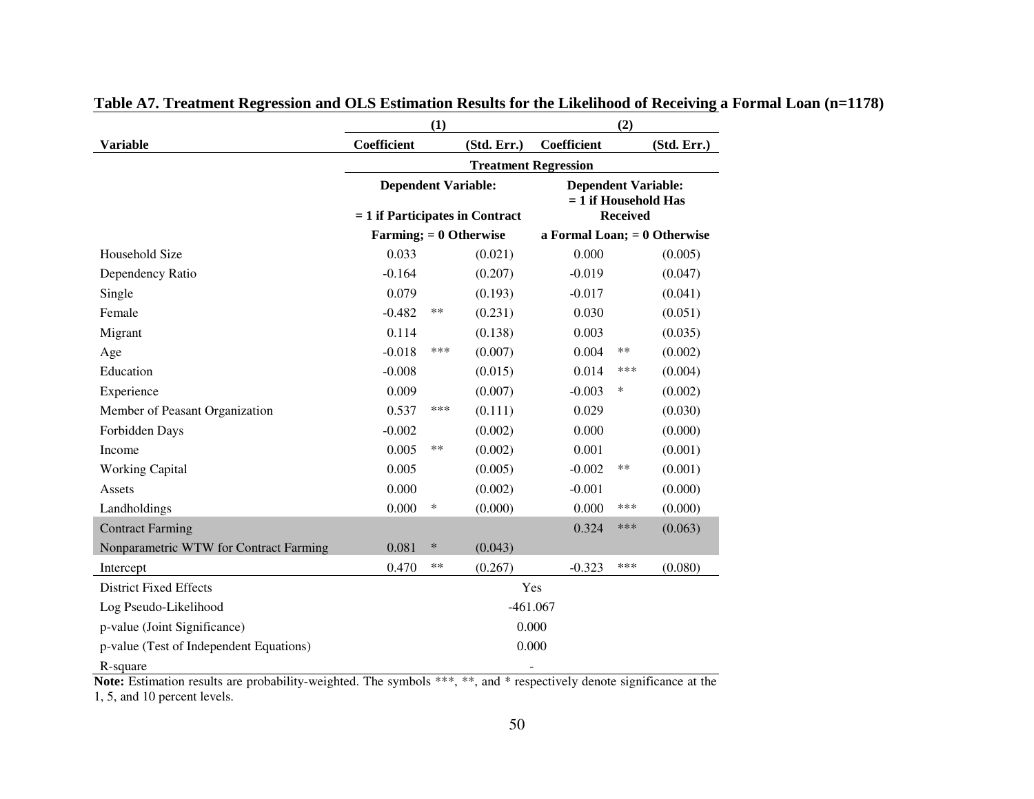**Table A7. Treatment Regression and OLS Estimation Results for the Likelihood of Receiving a Formal Loan (n=1178)**

| | (1) | | | (2) | | |
|---|---|---|---|---|---|---|
| **Variable** | **Coefficient** | | **(Std. Err.)** | **Coefficient** | | **(Std. Err.)** |
| | **Treatment Regression** | | | | | |
| | **Dependent Variable: = 1 if Participates in Contract Farming; = 0 Otherwise** | | | **Dependent Variable: = 1 if Household Has Received a Formal Loan; = 0 Otherwise** | | |
| Household Size | 0.033 | | (0.021) | 0.000 | | (0.005) |
| Dependency Ratio | -0.164 | | (0.207) | -0.019 | | (0.047) |
| Single | 0.079 | | (0.193) | -0.017 | | (0.041) |
| Female | -0.482 | ** | (0.231) | 0.030 | | (0.051) |
| Migrant | 0.114 | | (0.138) | 0.003 | | (0.035) |
| Age | -0.018 | *** | (0.007) | 0.004 | ** | (0.002) |
| Education | -0.008 | | (0.015) | 0.014 | *** | (0.004) |
| Experience | 0.009 | | (0.007) | -0.003 | * | (0.002) |
| Member of Peasant Organization | 0.537 | *** | (0.111) | 0.029 | | (0.030) |
| Forbidden Days | -0.002 | | (0.002) | 0.000 | | (0.000) |
| Income | 0.005 | ** | (0.002) | 0.001 | | (0.001) |
| Working Capital | 0.005 | | (0.005) | -0.002 | ** | (0.001) |
| Assets | 0.000 | | (0.002) | -0.001 | | (0.000) |
| Landholdings | 0.000 | * | (0.000) | 0.000 | *** | (0.000) |
| Contract Farming | | | | 0.324 | *** | (0.063) |
| Nonparametric WTW for Contract Farming | 0.081 | * | (0.043) | | | |
| Intercept | 0.470 | ** | (0.267) | -0.323 | *** | (0.080) |
| District Fixed Effects | Yes | | | | | |
| Log Pseudo-Likelihood | -461.067 | | | | | |
| p-value (Joint Significance) | 0.000 | | | | | |
| p-value (Test of Independent Equations) | 0.000 | | | | | |
| R-square | - | | | | | |

**Note:** Estimation results are probability-weighted. The symbols ***, **, and * respectively denote significance at the 1, 5, and 10 percent levels.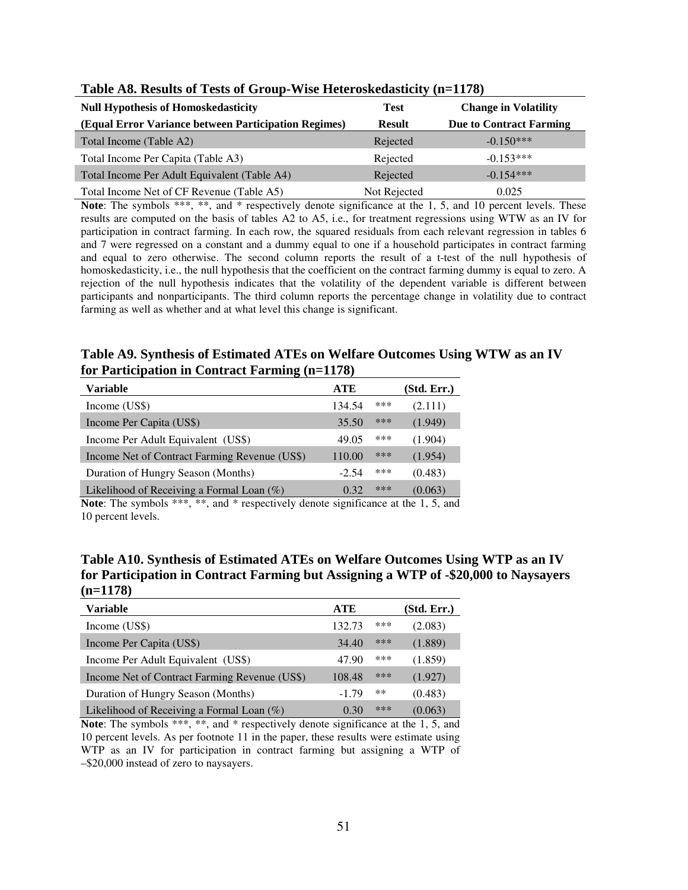**Table A8. Results of Tests of Group-Wise Heteroskedasticity (n=1178)**

| Null Hypothesis of Homoskedasticity (Equal Error Variance between Participation Regimes) | Test Result | Change in Volatility Due to Contract Farming |
|---|---|---|
| Total Income (Table A2) | Rejected | -0.150*** |
| Total Income Per Capita (Table A3) | Rejected | -0.153*** |
| Total Income Per Adult Equivalent (Table A4) | Rejected | -0.154*** |
| Total Income Net of CF Revenue (Table A5) | Not Rejected | 0.025 |

**Note**: The symbols ***, **, and * respectively denote significance at the 1, 5, and 10 percent levels. These results are computed on the basis of tables A2 to A5, i.e., for treatment regressions using WTW as an IV for participation in contract farming. In each row, the squared residuals from each relevant regression in tables 6 and 7 were regressed on a constant and a dummy equal to one if a household participates in contract farming and equal to zero otherwise. The second column reports the result of a t-test of the null hypothesis of homoskedasticity, i.e., the null hypothesis that the coefficient on the contract farming dummy is equal to zero. A rejection of the null hypothesis indicates that the volatility of the dependent variable is different between participants and nonparticipants. The third column reports the percentage change in volatility due to contract farming as well as whether and at what level this change is significant.

**Table A9. Synthesis of Estimated ATEs on Welfare Outcomes Using WTW as an IV for Participation in Contract Farming (n=1178)**

| Variable | ATE | | (Std. Err.) |
|---|---|---|---|
| Income (US$) | 134.54 | *** | (2.111) |
| Income Per Capita (US$) | 35.50 | *** | (1.949) |
| Income Per Adult Equivalent (US$) | 49.05 | *** | (1.904) |
| Income Net of Contract Farming Revenue (US$) | 110.00 | *** | (1.954) |
| Duration of Hungry Season (Months) | -2.54 | *** | (0.483) |
| Likelihood of Receiving a Formal Loan (%) | 0.32 | *** | (0.063) |

**Note**: The symbols ***, **, and * respectively denote significance at the 1, 5, and 10 percent levels.

**Table A10. Synthesis of Estimated ATEs on Welfare Outcomes Using WTP as an IV for Participation in Contract Farming but Assigning a WTP of -$20,000 to Naysayers (n=1178)**

| Variable | ATE | | (Std. Err.) |
|---|---|---|---|
| Income (US$) | 132.73 | *** | (2.083) |
| Income Per Capita (US$) | 34.40 | *** | (1.889) |
| Income Per Adult Equivalent (US$) | 47.90 | *** | (1.859) |
| Income Net of Contract Farming Revenue (US$) | 108.48 | *** | (1.927) |
| Duration of Hungry Season (Months) | -1.79 | ** | (0.483) |
| Likelihood of Receiving a Formal Loan (%) | 0.30 | *** | (0.063) |

**Note**: The symbols ***, **, and * respectively denote significance at the 1, 5, and 10 percent levels. As per footnote 11 in the paper, these results were estimate using WTP as an IV for participation in contract farming but assigning a WTP of –$20,000 instead of zero to naysayers.